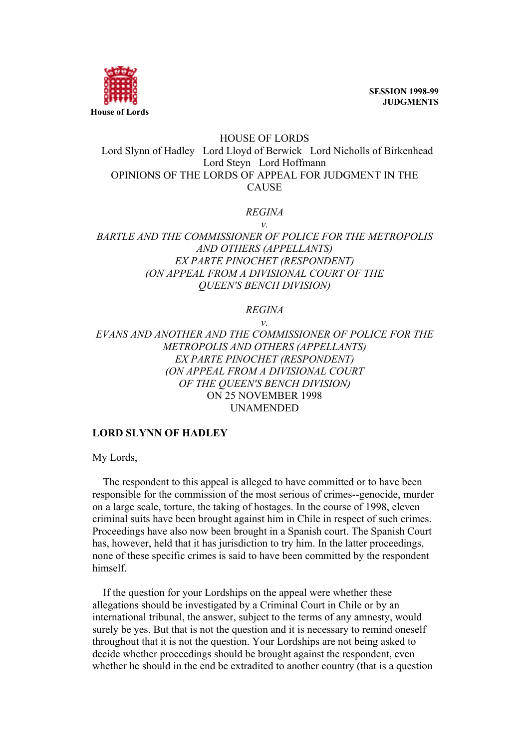House of Lords

**SESSION 1998-99**
**JUDGMENTS**

HOUSE OF LORDS

Lord Slynn of Hadley Lord Lloyd of Berwick Lord Nicholls of Birkenhead
Lord Steyn Lord Hoffmann

OPINIONS OF THE LORDS OF APPEAL FOR JUDGMENT IN THE CAUSE

*REGINA*
*v.*
*BARTLE AND THE COMMISSIONER OF POLICE FOR THE METROPOLIS AND OTHERS (APPELLANTS)*
*EX PARTE PINOCHET (RESPONDENT)*
*(ON APPEAL FROM A DIVISIONAL COURT OF THE QUEEN'S BENCH DIVISION)*

*REGINA*
*v.*
*EVANS AND ANOTHER AND THE COMMISSIONER OF POLICE FOR THE METROPOLIS AND OTHERS (APPELLANTS)*
*EX PARTE PINOCHET (RESPONDENT)*
*(ON APPEAL FROM A DIVISIONAL COURT OF THE QUEEN'S BENCH DIVISION)*

ON 25 NOVEMBER 1998

UNAMENDED

**LORD SLYNN OF HADLEY**

My Lords,

The respondent to this appeal is alleged to have committed or to have been responsible for the commission of the most serious of crimes--genocide, murder on a large scale, torture, the taking of hostages. In the course of 1998, eleven criminal suits have been brought against him in Chile in respect of such crimes. Proceedings have also now been brought in a Spanish court. The Spanish Court has, however, held that it has jurisdiction to try him. In the latter proceedings, none of these specific crimes is said to have been committed by the respondent himself.

If the question for your Lordships on the appeal were whether these allegations should be investigated by a Criminal Court in Chile or by an international tribunal, the answer, subject to the terms of any amnesty, would surely be yes. But that is not the question and it is necessary to remind oneself throughout that it is not the question. Your Lordships are not being asked to decide whether proceedings should be brought against the respondent, even whether he should in the end be extradited to another country (that is a question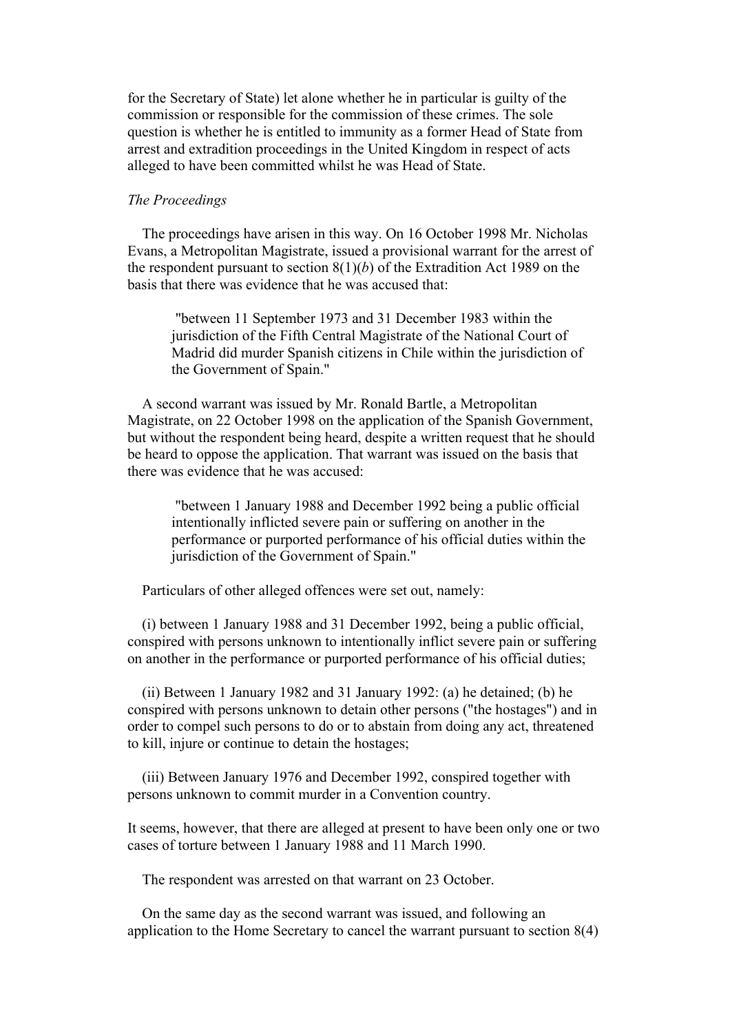for the Secretary of State) let alone whether he in particular is guilty of the commission or responsible for the commission of these crimes. The sole question is whether he is entitled to immunity as a former Head of State from arrest and extradition proceedings in the United Kingdom in respect of acts alleged to have been committed whilst he was Head of State.

*The Proceedings*

The proceedings have arisen in this way. On 16 October 1998 Mr. Nicholas Evans, a Metropolitan Magistrate, issued a provisional warrant for the arrest of the respondent pursuant to section 8(1)(*b*) of the Extradition Act 1989 on the basis that there was evidence that he was accused that:

> "between 11 September 1973 and 31 December 1983 within the jurisdiction of the Fifth Central Magistrate of the National Court of Madrid did murder Spanish citizens in Chile within the jurisdiction of the Government of Spain."

A second warrant was issued by Mr. Ronald Bartle, a Metropolitan Magistrate, on 22 October 1998 on the application of the Spanish Government, but without the respondent being heard, despite a written request that he should be heard to oppose the application. That warrant was issued on the basis that there was evidence that he was accused:

> "between 1 January 1988 and December 1992 being a public official intentionally inflicted severe pain or suffering on another in the performance or purported performance of his official duties within the jurisdiction of the Government of Spain."

Particulars of other alleged offences were set out, namely:

(i) between 1 January 1988 and 31 December 1992, being a public official, conspired with persons unknown to intentionally inflict severe pain or suffering on another in the performance or purported performance of his official duties;

(ii) Between 1 January 1982 and 31 January 1992: (a) he detained; (b) he conspired with persons unknown to detain other persons ("the hostages") and in order to compel such persons to do or to abstain from doing any act, threatened to kill, injure or continue to detain the hostages;

(iii) Between January 1976 and December 1992, conspired together with persons unknown to commit murder in a Convention country.

It seems, however, that there are alleged at present to have been only one or two cases of torture between 1 January 1988 and 11 March 1990.

The respondent was arrested on that warrant on 23 October.

On the same day as the second warrant was issued, and following an application to the Home Secretary to cancel the warrant pursuant to section 8(4)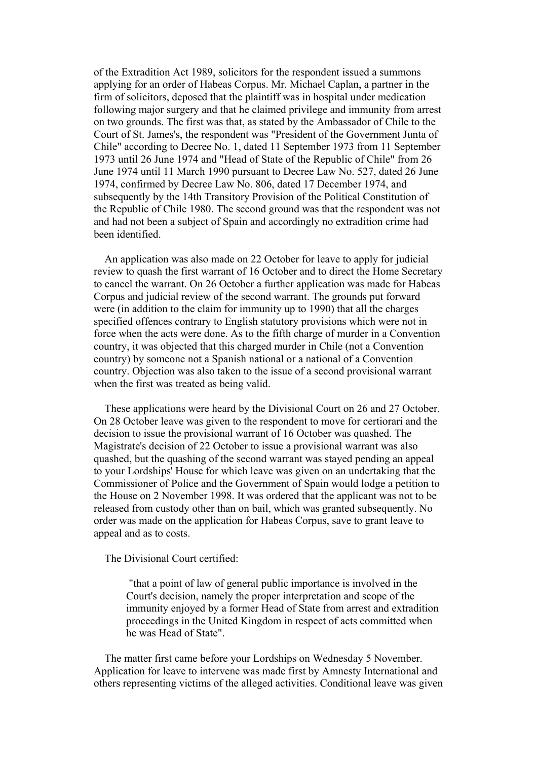of the Extradition Act 1989, solicitors for the respondent issued a summons applying for an order of Habeas Corpus. Mr. Michael Caplan, a partner in the firm of solicitors, deposed that the plaintiff was in hospital under medication following major surgery and that he claimed privilege and immunity from arrest on two grounds. The first was that, as stated by the Ambassador of Chile to the Court of St. James's, the respondent was "President of the Government Junta of Chile" according to Decree No. 1, dated 11 September 1973 from 11 September 1973 until 26 June 1974 and "Head of State of the Republic of Chile" from 26 June 1974 until 11 March 1990 pursuant to Decree Law No. 527, dated 26 June 1974, confirmed by Decree Law No. 806, dated 17 December 1974, and subsequently by the 14th Transitory Provision of the Political Constitution of the Republic of Chile 1980. The second ground was that the respondent was not and had not been a subject of Spain and accordingly no extradition crime had been identified.

An application was also made on 22 October for leave to apply for judicial review to quash the first warrant of 16 October and to direct the Home Secretary to cancel the warrant. On 26 October a further application was made for Habeas Corpus and judicial review of the second warrant. The grounds put forward were (in addition to the claim for immunity up to 1990) that all the charges specified offences contrary to English statutory provisions which were not in force when the acts were done. As to the fifth charge of murder in a Convention country, it was objected that this charged murder in Chile (not a Convention country) by someone not a Spanish national or a national of a Convention country. Objection was also taken to the issue of a second provisional warrant when the first was treated as being valid.

These applications were heard by the Divisional Court on 26 and 27 October. On 28 October leave was given to the respondent to move for certiorari and the decision to issue the provisional warrant of 16 October was quashed. The Magistrate's decision of 22 October to issue a provisional warrant was also quashed, but the quashing of the second warrant was stayed pending an appeal to your Lordships' House for which leave was given on an undertaking that the Commissioner of Police and the Government of Spain would lodge a petition to the House on 2 November 1998. It was ordered that the applicant was not to be released from custody other than on bail, which was granted subsequently. No order was made on the application for Habeas Corpus, save to grant leave to appeal and as to costs.

The Divisional Court certified:

> "that a point of law of general public importance is involved in the Court's decision, namely the proper interpretation and scope of the immunity enjoyed by a former Head of State from arrest and extradition proceedings in the United Kingdom in respect of acts committed when he was Head of State".

The matter first came before your Lordships on Wednesday 5 November. Application for leave to intervene was made first by Amnesty International and others representing victims of the alleged activities. Conditional leave was given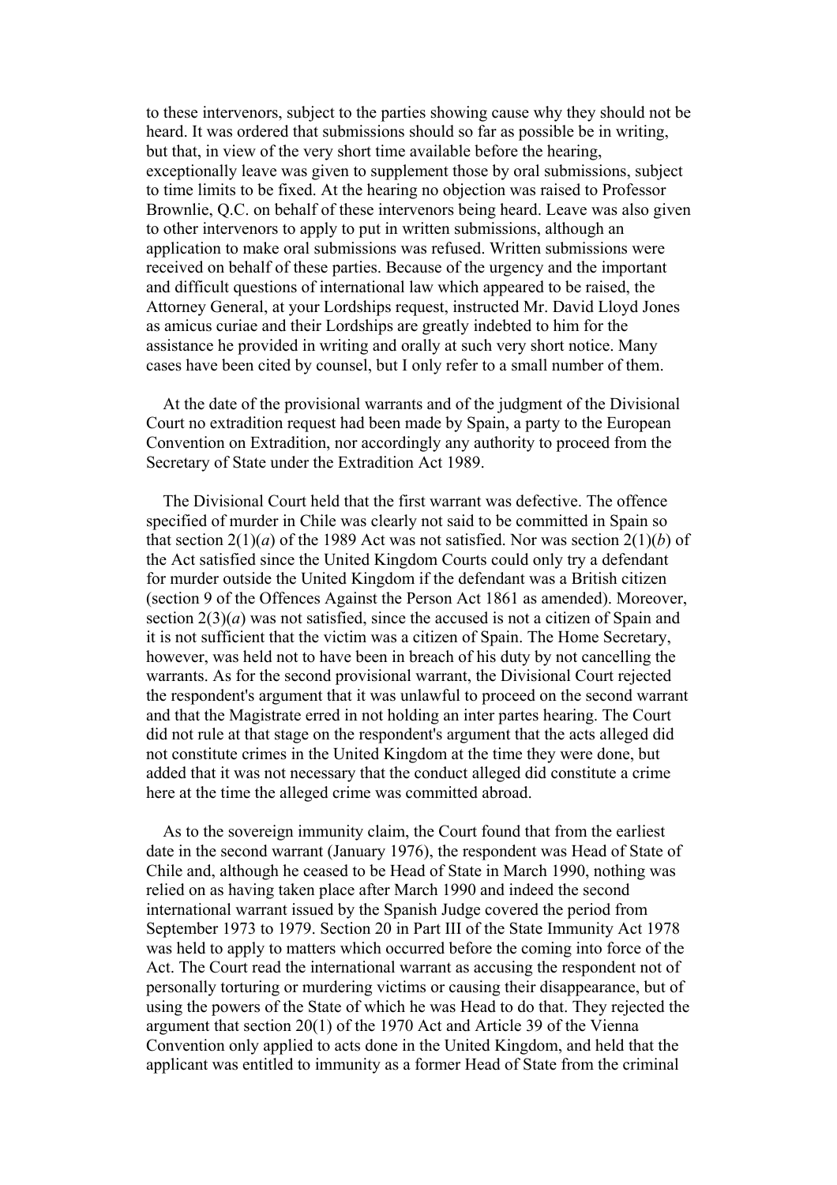to these intervenors, subject to the parties showing cause why they should not be heard. It was ordered that submissions should so far as possible be in writing, but that, in view of the very short time available before the hearing, exceptionally leave was given to supplement those by oral submissions, subject to time limits to be fixed. At the hearing no objection was raised to Professor Brownlie, Q.C. on behalf of these intervenors being heard. Leave was also given to other intervenors to apply to put in written submissions, although an application to make oral submissions was refused. Written submissions were received on behalf of these parties. Because of the urgency and the important and difficult questions of international law which appeared to be raised, the Attorney General, at your Lordships request, instructed Mr. David Lloyd Jones as amicus curiae and their Lordships are greatly indebted to him for the assistance he provided in writing and orally at such very short notice. Many cases have been cited by counsel, but I only refer to a small number of them.

At the date of the provisional warrants and of the judgment of the Divisional Court no extradition request had been made by Spain, a party to the European Convention on Extradition, nor accordingly any authority to proceed from the Secretary of State under the Extradition Act 1989.

The Divisional Court held that the first warrant was defective. The offence specified of murder in Chile was clearly not said to be committed in Spain so that section 2(1)(*a*) of the 1989 Act was not satisfied. Nor was section 2(1)(*b*) of the Act satisfied since the United Kingdom Courts could only try a defendant for murder outside the United Kingdom if the defendant was a British citizen (section 9 of the Offences Against the Person Act 1861 as amended). Moreover, section 2(3)(*a*) was not satisfied, since the accused is not a citizen of Spain and it is not sufficient that the victim was a citizen of Spain. The Home Secretary, however, was held not to have been in breach of his duty by not cancelling the warrants. As for the second provisional warrant, the Divisional Court rejected the respondent's argument that it was unlawful to proceed on the second warrant and that the Magistrate erred in not holding an inter partes hearing. The Court did not rule at that stage on the respondent's argument that the acts alleged did not constitute crimes in the United Kingdom at the time they were done, but added that it was not necessary that the conduct alleged did constitute a crime here at the time the alleged crime was committed abroad.

As to the sovereign immunity claim, the Court found that from the earliest date in the second warrant (January 1976), the respondent was Head of State of Chile and, although he ceased to be Head of State in March 1990, nothing was relied on as having taken place after March 1990 and indeed the second international warrant issued by the Spanish Judge covered the period from September 1973 to 1979. Section 20 in Part III of the State Immunity Act 1978 was held to apply to matters which occurred before the coming into force of the Act. The Court read the international warrant as accusing the respondent not of personally torturing or murdering victims or causing their disappearance, but of using the powers of the State of which he was Head to do that. They rejected the argument that section 20(1) of the 1970 Act and Article 39 of the Vienna Convention only applied to acts done in the United Kingdom, and held that the applicant was entitled to immunity as a former Head of State from the criminal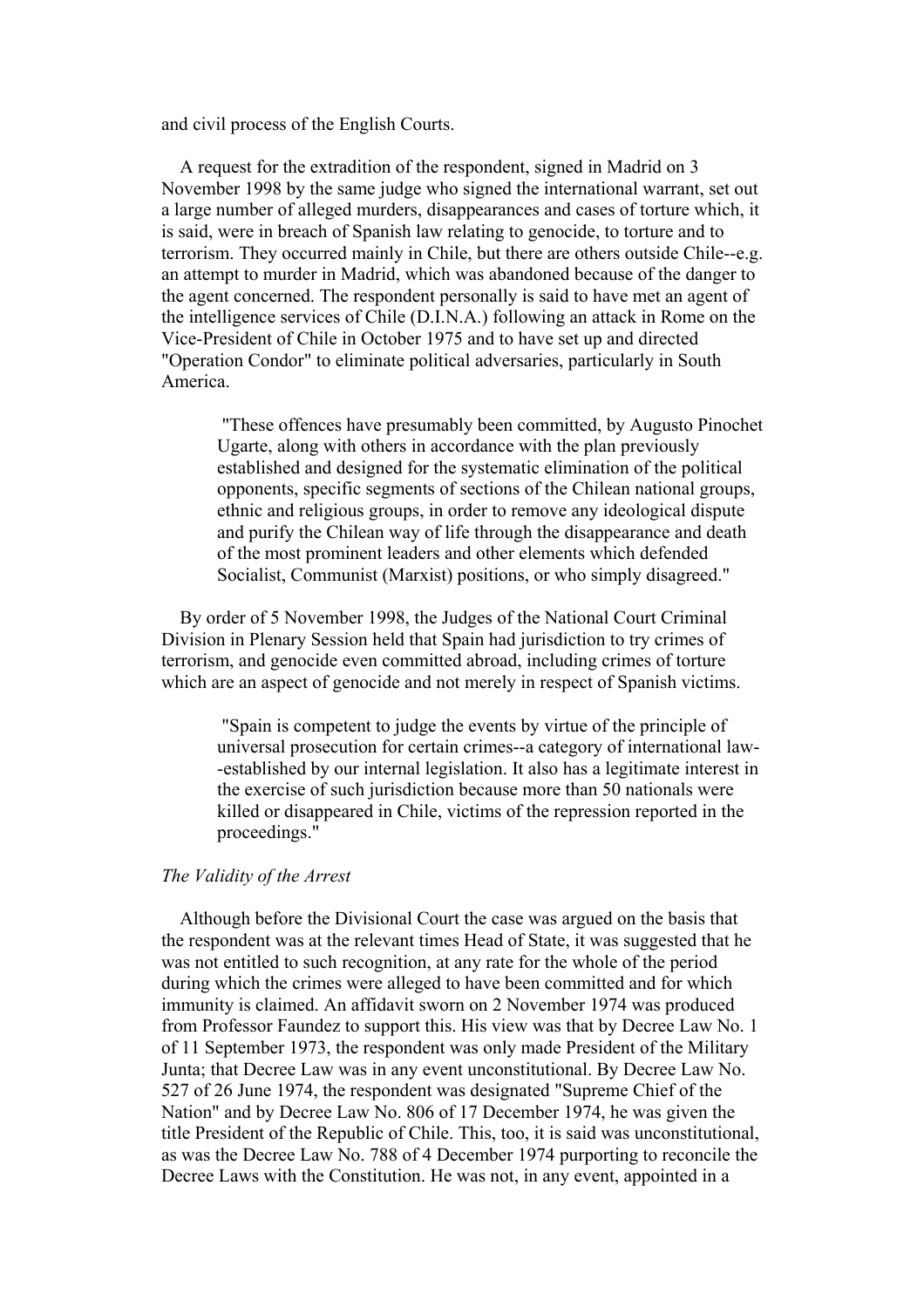and civil process of the English Courts.

A request for the extradition of the respondent, signed in Madrid on 3 November 1998 by the same judge who signed the international warrant, set out a large number of alleged murders, disappearances and cases of torture which, it is said, were in breach of Spanish law relating to genocide, to torture and to terrorism. They occurred mainly in Chile, but there are others outside Chile--e.g. an attempt to murder in Madrid, which was abandoned because of the danger to the agent concerned. The respondent personally is said to have met an agent of the intelligence services of Chile (D.I.N.A.) following an attack in Rome on the Vice-President of Chile in October 1975 and to have set up and directed "Operation Condor" to eliminate political adversaries, particularly in South America.

> "These offences have presumably been committed, by Augusto Pinochet Ugarte, along with others in accordance with the plan previously established and designed for the systematic elimination of the political opponents, specific segments of sections of the Chilean national groups, ethnic and religious groups, in order to remove any ideological dispute and purify the Chilean way of life through the disappearance and death of the most prominent leaders and other elements which defended Socialist, Communist (Marxist) positions, or who simply disagreed."

By order of 5 November 1998, the Judges of the National Court Criminal Division in Plenary Session held that Spain had jurisdiction to try crimes of terrorism, and genocide even committed abroad, including crimes of torture which are an aspect of genocide and not merely in respect of Spanish victims.

> "Spain is competent to judge the events by virtue of the principle of universal prosecution for certain crimes--a category of international law--established by our internal legislation. It also has a legitimate interest in the exercise of such jurisdiction because more than 50 nationals were killed or disappeared in Chile, victims of the repression reported in the proceedings."

*The Validity of the Arrest*

Although before the Divisional Court the case was argued on the basis that the respondent was at the relevant times Head of State, it was suggested that he was not entitled to such recognition, at any rate for the whole of the period during which the crimes were alleged to have been committed and for which immunity is claimed. An affidavit sworn on 2 November 1974 was produced from Professor Faundez to support this. His view was that by Decree Law No. 1 of 11 September 1973, the respondent was only made President of the Military Junta; that Decree Law was in any event unconstitutional. By Decree Law No. 527 of 26 June 1974, the respondent was designated "Supreme Chief of the Nation" and by Decree Law No. 806 of 17 December 1974, he was given the title President of the Republic of Chile. This, too, it is said was unconstitutional, as was the Decree Law No. 788 of 4 December 1974 purporting to reconcile the Decree Laws with the Constitution. He was not, in any event, appointed in a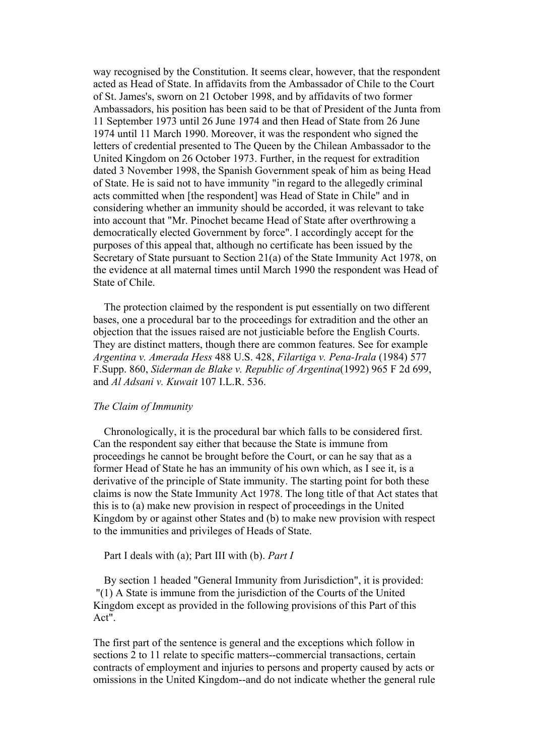way recognised by the Constitution. It seems clear, however, that the respondent acted as Head of State. In affidavits from the Ambassador of Chile to the Court of St. James's, sworn on 21 October 1998, and by affidavits of two former Ambassadors, his position has been said to be that of President of the Junta from 11 September 1973 until 26 June 1974 and then Head of State from 26 June 1974 until 11 March 1990. Moreover, it was the respondent who signed the letters of credential presented to The Queen by the Chilean Ambassador to the United Kingdom on 26 October 1973. Further, in the request for extradition dated 3 November 1998, the Spanish Government speak of him as being Head of State. He is said not to have immunity "in regard to the allegedly criminal acts committed when [the respondent] was Head of State in Chile" and in considering whether an immunity should be accorded, it was relevant to take into account that "Mr. Pinochet became Head of State after overthrowing a democratically elected Government by force". I accordingly accept for the purposes of this appeal that, although no certificate has been issued by the Secretary of State pursuant to Section 21(a) of the State Immunity Act 1978, on the evidence at all maternal times until March 1990 the respondent was Head of State of Chile.

The protection claimed by the respondent is put essentially on two different bases, one a procedural bar to the proceedings for extradition and the other an objection that the issues raised are not justiciable before the English Courts. They are distinct matters, though there are common features. See for example *Argentina v. Amerada Hess* 488 U.S. 428, *Filartiga v. Pena-Irala* (1984) 577 F.Supp. 860, *Siderman de Blake v. Republic of Argentina*(1992) 965 F 2d 699, and *Al Adsani v. Kuwait* 107 I.L.R. 536.

*The Claim of Immunity*

Chronologically, it is the procedural bar which falls to be considered first. Can the respondent say either that because the State is immune from proceedings he cannot be brought before the Court, or can he say that as a former Head of State he has an immunity of his own which, as I see it, is a derivative of the principle of State immunity. The starting point for both these claims is now the State Immunity Act 1978. The long title of that Act states that this is to (a) make new provision in respect of proceedings in the United Kingdom by or against other States and (b) to make new provision with respect to the immunities and privileges of Heads of State.

Part I deals with (a); Part III with (b). *Part I*

By section 1 headed "General Immunity from Jurisdiction", it is provided: "(1) A State is immune from the jurisdiction of the Courts of the United Kingdom except as provided in the following provisions of this Part of this Act".

The first part of the sentence is general and the exceptions which follow in sections 2 to 11 relate to specific matters--commercial transactions, certain contracts of employment and injuries to persons and property caused by acts or omissions in the United Kingdom--and do not indicate whether the general rule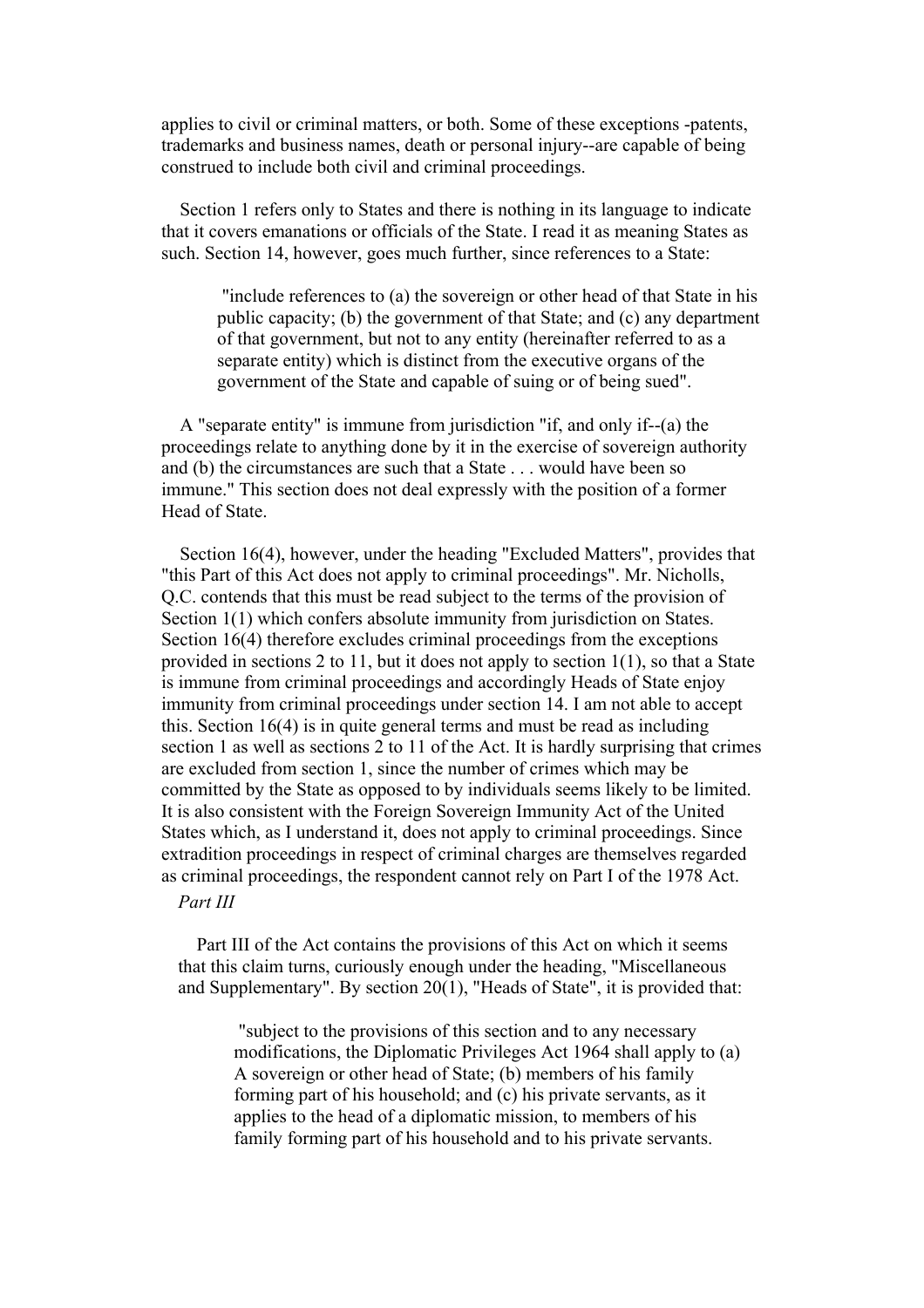applies to civil or criminal matters, or both. Some of these exceptions -patents, trademarks and business names, death or personal injury--are capable of being construed to include both civil and criminal proceedings.

Section 1 refers only to States and there is nothing in its language to indicate that it covers emanations or officials of the State. I read it as meaning States as such. Section 14, however, goes much further, since references to a State:

> "include references to (a) the sovereign or other head of that State in his public capacity; (b) the government of that State; and (c) any department of that government, but not to any entity (hereinafter referred to as a separate entity) which is distinct from the executive organs of the government of the State and capable of suing or of being sued".

A "separate entity" is immune from jurisdiction "if, and only if--(a) the proceedings relate to anything done by it in the exercise of sovereign authority and (b) the circumstances are such that a State . . . would have been so immune." This section does not deal expressly with the position of a former Head of State.

Section 16(4), however, under the heading "Excluded Matters", provides that "this Part of this Act does not apply to criminal proceedings". Mr. Nicholls, Q.C. contends that this must be read subject to the terms of the provision of Section 1(1) which confers absolute immunity from jurisdiction on States. Section 16(4) therefore excludes criminal proceedings from the exceptions provided in sections 2 to 11, but it does not apply to section 1(1), so that a State is immune from criminal proceedings and accordingly Heads of State enjoy immunity from criminal proceedings under section 14. I am not able to accept this. Section 16(4) is in quite general terms and must be read as including section 1 as well as sections 2 to 11 of the Act. It is hardly surprising that crimes are excluded from section 1, since the number of crimes which may be committed by the State as opposed to by individuals seems likely to be limited. It is also consistent with the Foreign Sovereign Immunity Act of the United States which, as I understand it, does not apply to criminal proceedings. Since extradition proceedings in respect of criminal charges are themselves regarded as criminal proceedings, the respondent cannot rely on Part I of the 1978 Act.

*Part III*

Part III of the Act contains the provisions of this Act on which it seems that this claim turns, curiously enough under the heading, "Miscellaneous and Supplementary". By section 20(1), "Heads of State", it is provided that:

> "subject to the provisions of this section and to any necessary modifications, the Diplomatic Privileges Act 1964 shall apply to (a) A sovereign or other head of State; (b) members of his family forming part of his household; and (c) his private servants, as it applies to the head of a diplomatic mission, to members of his family forming part of his household and to his private servants.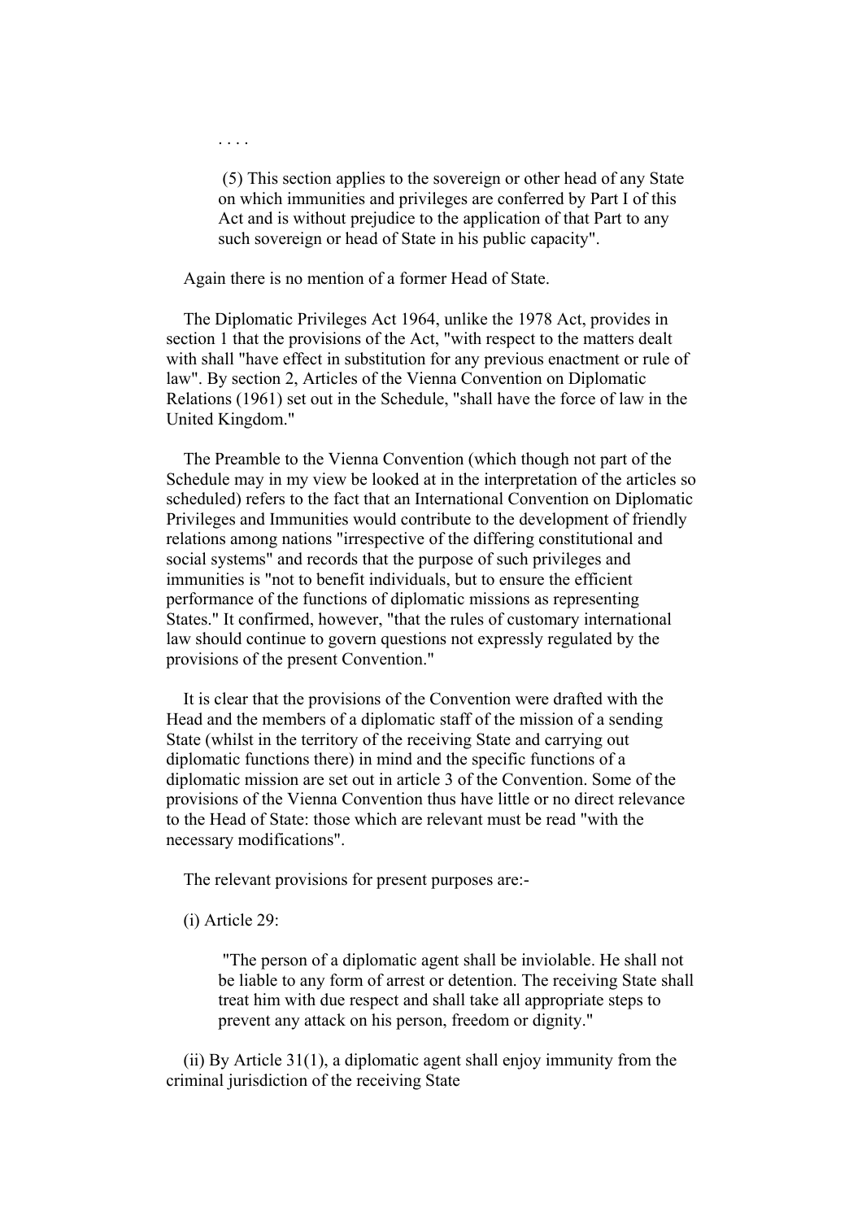. . . .

> (5) This section applies to the sovereign or other head of any State on which immunities and privileges are conferred by Part I of this Act and is without prejudice to the application of that Part to any such sovereign or head of State in his public capacity".

Again there is no mention of a former Head of State.

The Diplomatic Privileges Act 1964, unlike the 1978 Act, provides in section 1 that the provisions of the Act, "with respect to the matters dealt with shall "have effect in substitution for any previous enactment or rule of law". By section 2, Articles of the Vienna Convention on Diplomatic Relations (1961) set out in the Schedule, "shall have the force of law in the United Kingdom."

The Preamble to the Vienna Convention (which though not part of the Schedule may in my view be looked at in the interpretation of the articles so scheduled) refers to the fact that an International Convention on Diplomatic Privileges and Immunities would contribute to the development of friendly relations among nations "irrespective of the differing constitutional and social systems" and records that the purpose of such privileges and immunities is "not to benefit individuals, but to ensure the efficient performance of the functions of diplomatic missions as representing States." It confirmed, however, "that the rules of customary international law should continue to govern questions not expressly regulated by the provisions of the present Convention."

It is clear that the provisions of the Convention were drafted with the Head and the members of a diplomatic staff of the mission of a sending State (whilst in the territory of the receiving State and carrying out diplomatic functions there) in mind and the specific functions of a diplomatic mission are set out in article 3 of the Convention. Some of the provisions of the Vienna Convention thus have little or no direct relevance to the Head of State: those which are relevant must be read "with the necessary modifications".

The relevant provisions for present purposes are:-

(i) Article 29:

> "The person of a diplomatic agent shall be inviolable. He shall not be liable to any form of arrest or detention. The receiving State shall treat him with due respect and shall take all appropriate steps to prevent any attack on his person, freedom or dignity."

(ii) By Article 31(1), a diplomatic agent shall enjoy immunity from the criminal jurisdiction of the receiving State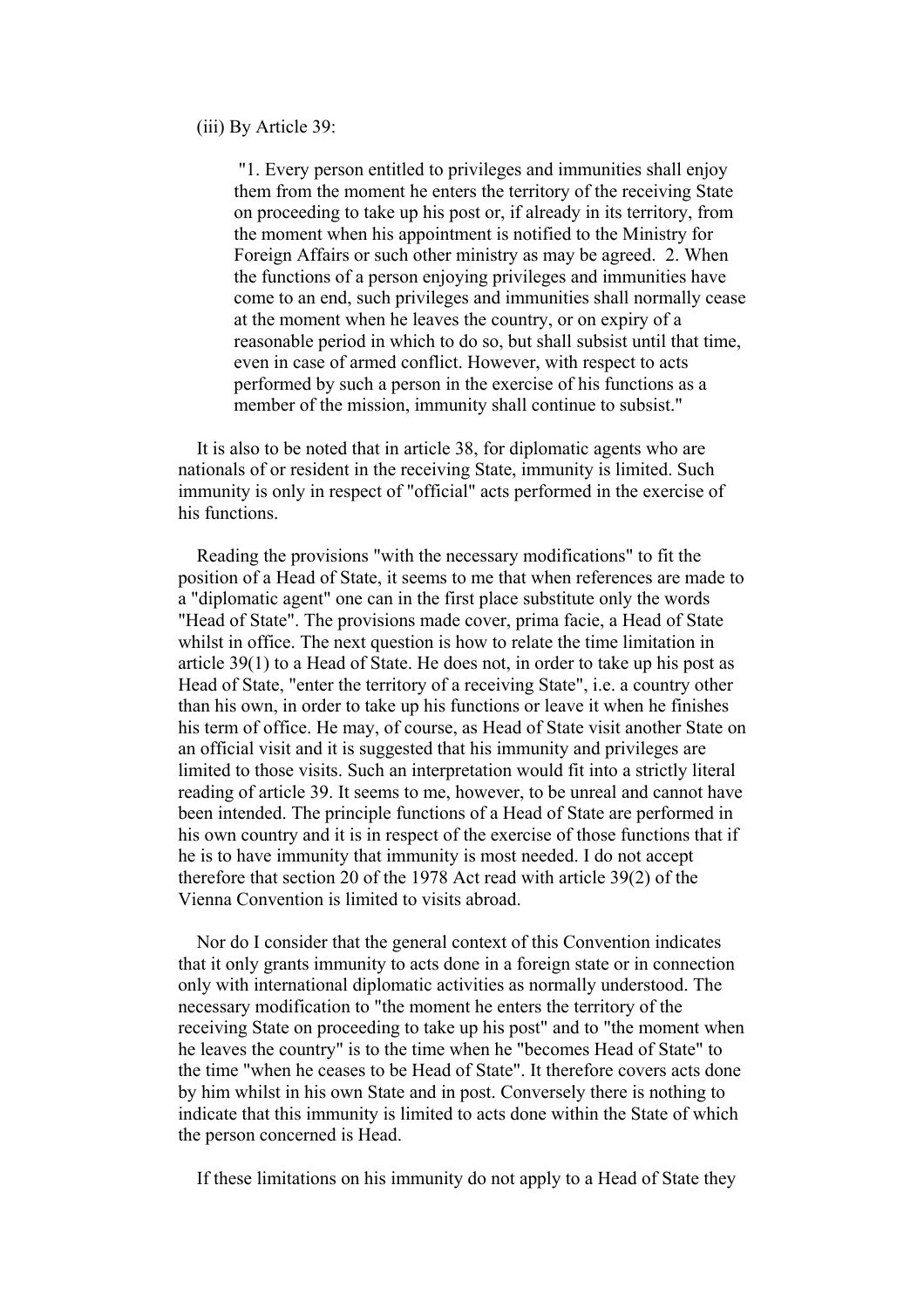(iii) By Article 39:

> "1. Every person entitled to privileges and immunities shall enjoy them from the moment he enters the territory of the receiving State on proceeding to take up his post or, if already in its territory, from the moment when his appointment is notified to the Ministry for Foreign Affairs or such other ministry as may be agreed. 2. When the functions of a person enjoying privileges and immunities have come to an end, such privileges and immunities shall normally cease at the moment when he leaves the country, or on expiry of a reasonable period in which to do so, but shall subsist until that time, even in case of armed conflict. However, with respect to acts performed by such a person in the exercise of his functions as a member of the mission, immunity shall continue to subsist."

It is also to be noted that in article 38, for diplomatic agents who are nationals of or resident in the receiving State, immunity is limited. Such immunity is only in respect of "official" acts performed in the exercise of his functions.

Reading the provisions "with the necessary modifications" to fit the position of a Head of State, it seems to me that when references are made to a "diplomatic agent" one can in the first place substitute only the words "Head of State". The provisions made cover, prima facie, a Head of State whilst in office. The next question is how to relate the time limitation in article 39(1) to a Head of State. He does not, in order to take up his post as Head of State, "enter the territory of a receiving State", i.e. a country other than his own, in order to take up his functions or leave it when he finishes his term of office. He may, of course, as Head of State visit another State on an official visit and it is suggested that his immunity and privileges are limited to those visits. Such an interpretation would fit into a strictly literal reading of article 39. It seems to me, however, to be unreal and cannot have been intended. The principle functions of a Head of State are performed in his own country and it is in respect of the exercise of those functions that if he is to have immunity that immunity is most needed. I do not accept therefore that section 20 of the 1978 Act read with article 39(2) of the Vienna Convention is limited to visits abroad.

Nor do I consider that the general context of this Convention indicates that it only grants immunity to acts done in a foreign state or in connection only with international diplomatic activities as normally understood. The necessary modification to "the moment he enters the territory of the receiving State on proceeding to take up his post" and to "the moment when he leaves the country" is to the time when he "becomes Head of State" to the time "when he ceases to be Head of State". It therefore covers acts done by him whilst in his own State and in post. Conversely there is nothing to indicate that this immunity is limited to acts done within the State of which the person concerned is Head.

If these limitations on his immunity do not apply to a Head of State they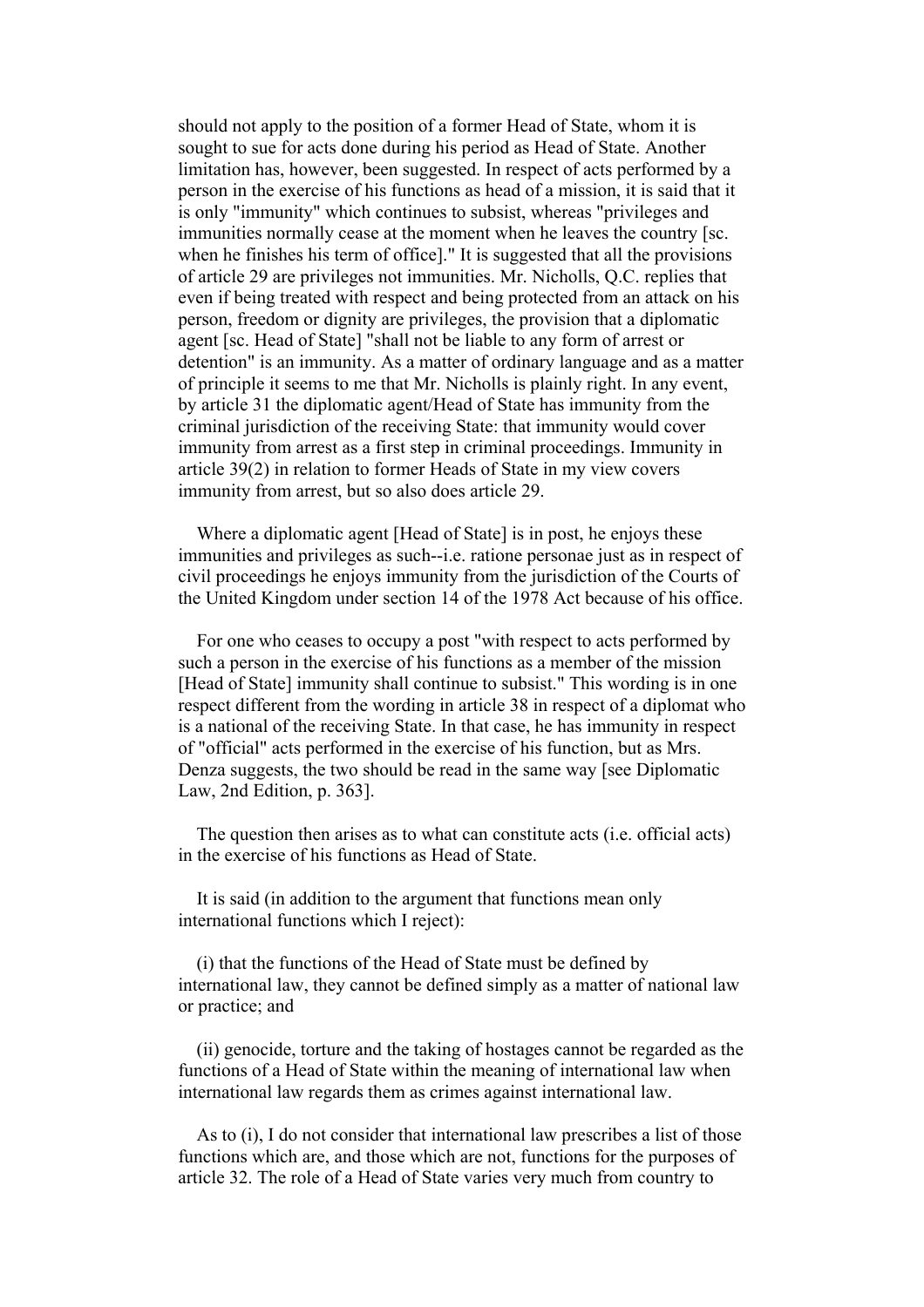should not apply to the position of a former Head of State, whom it is sought to sue for acts done during his period as Head of State. Another limitation has, however, been suggested. In respect of acts performed by a person in the exercise of his functions as head of a mission, it is said that it is only "immunity" which continues to subsist, whereas "privileges and immunities normally cease at the moment when he leaves the country [sc. when he finishes his term of office]." It is suggested that all the provisions of article 29 are privileges not immunities. Mr. Nicholls, Q.C. replies that even if being treated with respect and being protected from an attack on his person, freedom or dignity are privileges, the provision that a diplomatic agent [sc. Head of State] "shall not be liable to any form of arrest or detention" is an immunity. As a matter of ordinary language and as a matter of principle it seems to me that Mr. Nicholls is plainly right. In any event, by article 31 the diplomatic agent/Head of State has immunity from the criminal jurisdiction of the receiving State: that immunity would cover immunity from arrest as a first step in criminal proceedings. Immunity in article 39(2) in relation to former Heads of State in my view covers immunity from arrest, but so also does article 29.

Where a diplomatic agent [Head of State] is in post, he enjoys these immunities and privileges as such--i.e. ratione personae just as in respect of civil proceedings he enjoys immunity from the jurisdiction of the Courts of the United Kingdom under section 14 of the 1978 Act because of his office.

For one who ceases to occupy a post "with respect to acts performed by such a person in the exercise of his functions as a member of the mission [Head of State] immunity shall continue to subsist." This wording is in one respect different from the wording in article 38 in respect of a diplomat who is a national of the receiving State. In that case, he has immunity in respect of "official" acts performed in the exercise of his function, but as Mrs. Denza suggests, the two should be read in the same way [see Diplomatic Law, 2nd Edition, p. 363].

The question then arises as to what can constitute acts (i.e. official acts) in the exercise of his functions as Head of State.

It is said (in addition to the argument that functions mean only international functions which I reject):

(i) that the functions of the Head of State must be defined by international law, they cannot be defined simply as a matter of national law or practice; and

(ii) genocide, torture and the taking of hostages cannot be regarded as the functions of a Head of State within the meaning of international law when international law regards them as crimes against international law.

As to (i), I do not consider that international law prescribes a list of those functions which are, and those which are not, functions for the purposes of article 32. The role of a Head of State varies very much from country to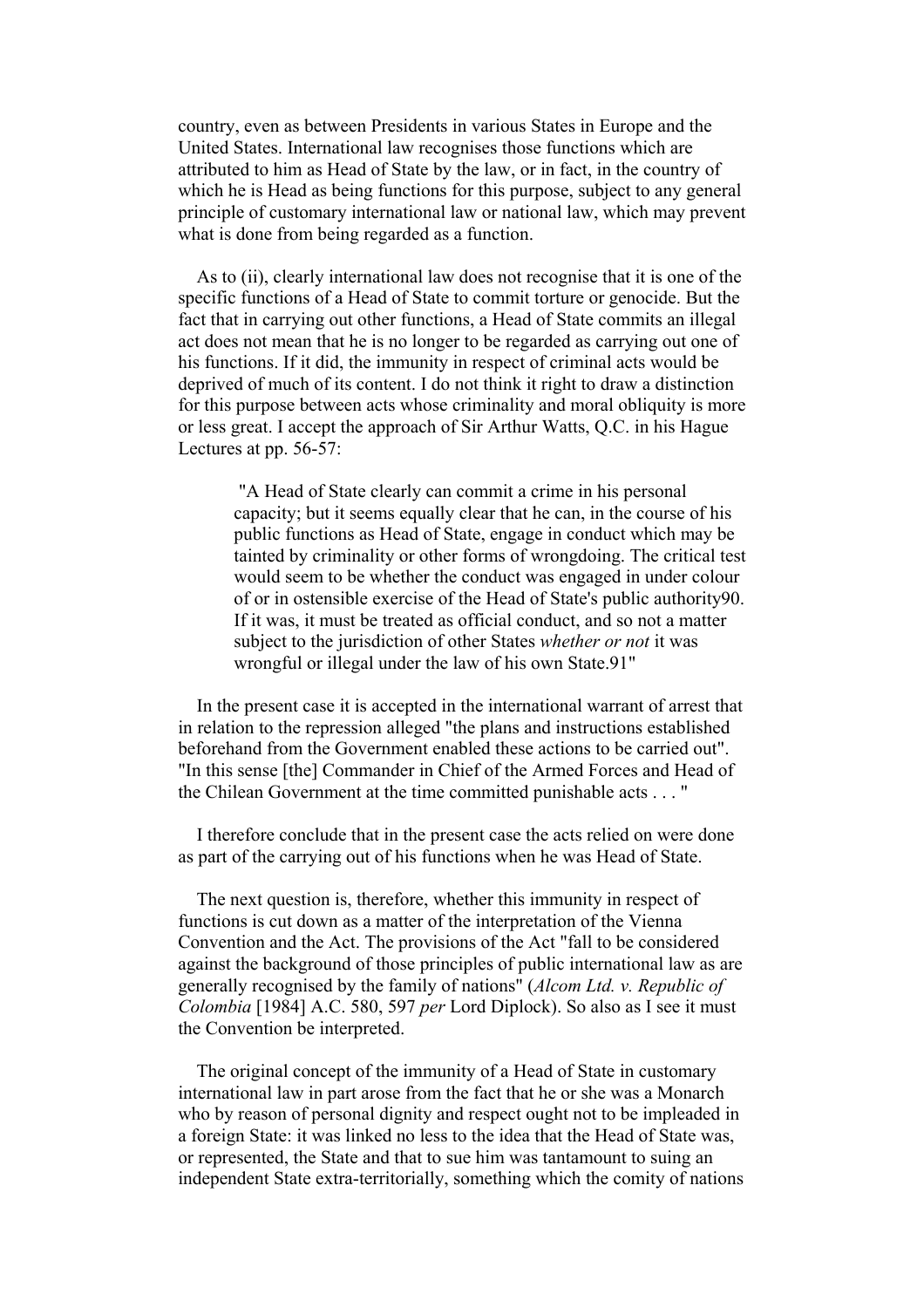country, even as between Presidents in various States in Europe and the United States. International law recognises those functions which are attributed to him as Head of State by the law, or in fact, in the country of which he is Head as being functions for this purpose, subject to any general principle of customary international law or national law, which may prevent what is done from being regarded as a function.

As to (ii), clearly international law does not recognise that it is one of the specific functions of a Head of State to commit torture or genocide. But the fact that in carrying out other functions, a Head of State commits an illegal act does not mean that he is no longer to be regarded as carrying out one of his functions. If it did, the immunity in respect of criminal acts would be deprived of much of its content. I do not think it right to draw a distinction for this purpose between acts whose criminality and moral obliquity is more or less great. I accept the approach of Sir Arthur Watts, Q.C. in his Hague Lectures at pp. 56-57:

> "A Head of State clearly can commit a crime in his personal capacity; but it seems equally clear that he can, in the course of his public functions as Head of State, engage in conduct which may be tainted by criminality or other forms of wrongdoing. The critical test would seem to be whether the conduct was engaged in under colour of or in ostensible exercise of the Head of State's public authority[90]. If it was, it must be treated as official conduct, and so not a matter subject to the jurisdiction of other States *whether or not* it was wrongful or illegal under the law of his own State.[91]"

In the present case it is accepted in the international warrant of arrest that in relation to the repression alleged "the plans and instructions established beforehand from the Government enabled these actions to be carried out". "In this sense [the] Commander in Chief of the Armed Forces and Head of the Chilean Government at the time committed punishable acts . . . "

I therefore conclude that in the present case the acts relied on were done as part of the carrying out of his functions when he was Head of State.

The next question is, therefore, whether this immunity in respect of functions is cut down as a matter of the interpretation of the Vienna Convention and the Act. The provisions of the Act "fall to be considered against the background of those principles of public international law as are generally recognised by the family of nations" (*Alcom Ltd. v. Republic of Colombia* [1984] A.C. 580, 597 *per* Lord Diplock). So also as I see it must the Convention be interpreted.

The original concept of the immunity of a Head of State in customary international law in part arose from the fact that he or she was a Monarch who by reason of personal dignity and respect ought not to be impleaded in a foreign State: it was linked no less to the idea that the Head of State was, or represented, the State and that to sue him was tantamount to suing an independent State extra-territorially, something which the comity of nations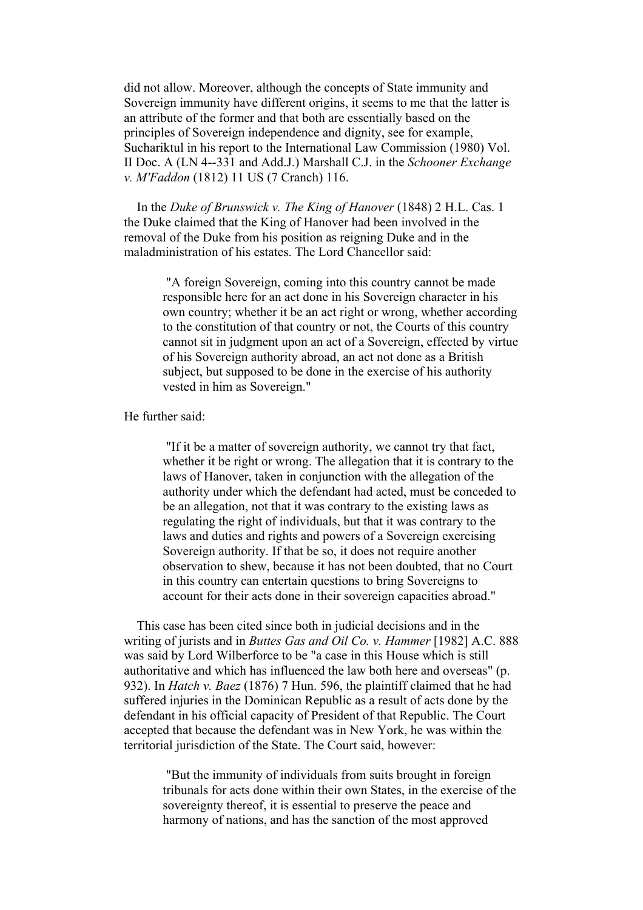did not allow. Moreover, although the concepts of State immunity and Sovereign immunity have different origins, it seems to me that the latter is an attribute of the former and that both are essentially based on the principles of Sovereign independence and dignity, see for example, Suchariktul in his report to the International Law Commission (1980) Vol. II Doc. A (LN 4--331 and Add.J.) Marshall C.J. in the *Schooner Exchange v. M'Faddon* (1812) 11 US (7 Cranch) 116.

In the *Duke of Brunswick v. The King of Hanover* (1848) 2 H.L. Cas. 1 the Duke claimed that the King of Hanover had been involved in the removal of the Duke from his position as reigning Duke and in the maladministration of his estates. The Lord Chancellor said:

> "A foreign Sovereign, coming into this country cannot be made responsible here for an act done in his Sovereign character in his own country; whether it be an act right or wrong, whether according to the constitution of that country or not, the Courts of this country cannot sit in judgment upon an act of a Sovereign, effected by virtue of his Sovereign authority abroad, an act not done as a British subject, but supposed to be done in the exercise of his authority vested in him as Sovereign."

He further said:

> "If it be a matter of sovereign authority, we cannot try that fact, whether it be right or wrong. The allegation that it is contrary to the laws of Hanover, taken in conjunction with the allegation of the authority under which the defendant had acted, must be conceded to be an allegation, not that it was contrary to the existing laws as regulating the right of individuals, but that it was contrary to the laws and duties and rights and powers of a Sovereign exercising Sovereign authority. If that be so, it does not require another observation to shew, because it has not been doubted, that no Court in this country can entertain questions to bring Sovereigns to account for their acts done in their sovereign capacities abroad."

This case has been cited since both in judicial decisions and in the writing of jurists and in *Buttes Gas and Oil Co. v. Hammer* [1982] A.C. 888 was said by Lord Wilberforce to be "a case in this House which is still authoritative and which has influenced the law both here and overseas" (p. 932). In *Hatch v. Baez* (1876) 7 Hun. 596, the plaintiff claimed that he had suffered injuries in the Dominican Republic as a result of acts done by the defendant in his official capacity of President of that Republic. The Court accepted that because the defendant was in New York, he was within the territorial jurisdiction of the State. The Court said, however:

> "But the immunity of individuals from suits brought in foreign tribunals for acts done within their own States, in the exercise of the sovereignty thereof, it is essential to preserve the peace and harmony of nations, and has the sanction of the most approved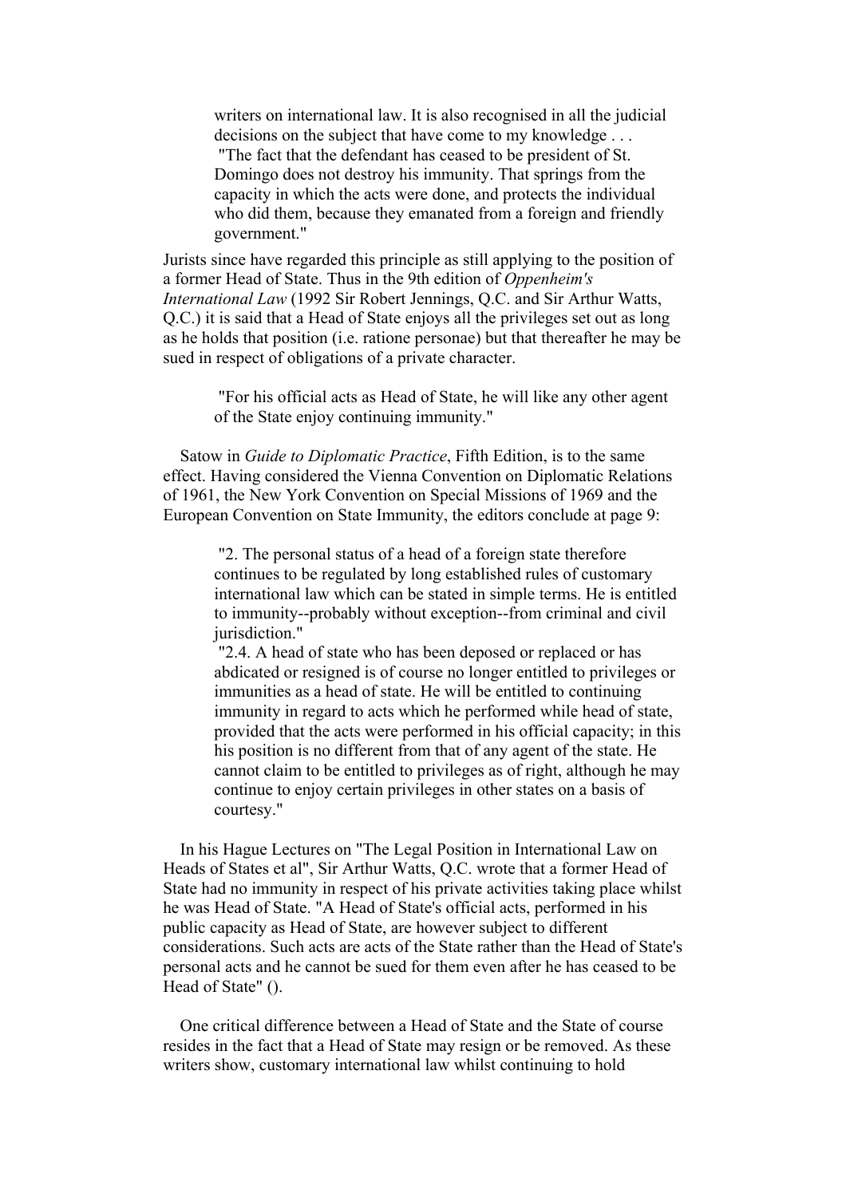> writers on international law. It is also recognised in all the judicial decisions on the subject that have come to my knowledge . . .
> "The fact that the defendant has ceased to be president of St. Domingo does not destroy his immunity. That springs from the capacity in which the acts were done, and protects the individual who did them, because they emanated from a foreign and friendly government."

Jurists since have regarded this principle as still applying to the position of a former Head of State. Thus in the 9th edition of *Oppenheim's International Law* (1992 Sir Robert Jennings, Q.C. and Sir Arthur Watts, Q.C.) it is said that a Head of State enjoys all the privileges set out as long as he holds that position (i.e. ratione personae) but that thereafter he may be sued in respect of obligations of a private character.

> "For his official acts as Head of State, he will like any other agent of the State enjoy continuing immunity."

Satow in *Guide to Diplomatic Practice*, Fifth Edition, is to the same effect. Having considered the Vienna Convention on Diplomatic Relations of 1961, the New York Convention on Special Missions of 1969 and the European Convention on State Immunity, the editors conclude at page 9:

> "2. The personal status of a head of a foreign state therefore continues to be regulated by long established rules of customary international law which can be stated in simple terms. He is entitled to immunity--probably without exception--from criminal and civil jurisdiction."
> "2.4. A head of state who has been deposed or replaced or has abdicated or resigned is of course no longer entitled to privileges or immunities as a head of state. He will be entitled to continuing immunity in regard to acts which he performed while head of state, provided that the acts were performed in his official capacity; in this his position is no different from that of any agent of the state. He cannot claim to be entitled to privileges as of right, although he may continue to enjoy certain privileges in other states on a basis of courtesy."

In his Hague Lectures on "The Legal Position in International Law on Heads of States et al", Sir Arthur Watts, Q.C. wrote that a former Head of State had no immunity in respect of his private activities taking place whilst he was Head of State. "A Head of State's official acts, performed in his public capacity as Head of State, are however subject to different considerations. Such acts are acts of the State rather than the Head of State's personal acts and he cannot be sued for them even after he has ceased to be Head of State" ().

One critical difference between a Head of State and the State of course resides in the fact that a Head of State may resign or be removed. As these writers show, customary international law whilst continuing to hold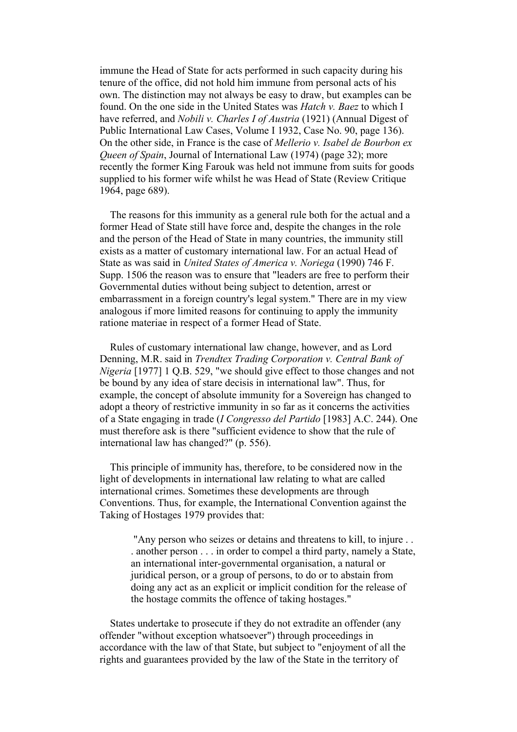immune the Head of State for acts performed in such capacity during his tenure of the office, did not hold him immune from personal acts of his own. The distinction may not always be easy to draw, but examples can be found. On the one side in the United States was *Hatch v. Baez* to which I have referred, and *Nobili v. Charles I of Austria* (1921) (Annual Digest of Public International Law Cases, Volume I 1932, Case No. 90, page 136). On the other side, in France is the case of *Mellerio v. Isabel de Bourbon ex Queen of Spain*, Journal of International Law (1974) (page 32); more recently the former King Farouk was held not immune from suits for goods supplied to his former wife whilst he was Head of State (Review Critique 1964, page 689).

The reasons for this immunity as a general rule both for the actual and a former Head of State still have force and, despite the changes in the role and the person of the Head of State in many countries, the immunity still exists as a matter of customary international law. For an actual Head of State as was said in *United States of America v. Noriega* (1990) 746 F. Supp. 1506 the reason was to ensure that "leaders are free to perform their Governmental duties without being subject to detention, arrest or embarrassment in a foreign country's legal system." There are in my view analogous if more limited reasons for continuing to apply the immunity ratione materiae in respect of a former Head of State.

Rules of customary international law change, however, and as Lord Denning, M.R. said in *Trendtex Trading Corporation v. Central Bank of Nigeria* [1977] 1 Q.B. 529, "we should give effect to those changes and not be bound by any idea of stare decisis in international law". Thus, for example, the concept of absolute immunity for a Sovereign has changed to adopt a theory of restrictive immunity in so far as it concerns the activities of a State engaging in trade (*I Congresso del Partido* [1983] A.C. 244). One must therefore ask is there "sufficient evidence to show that the rule of international law has changed?" (p. 556).

This principle of immunity has, therefore, to be considered now in the light of developments in international law relating to what are called international crimes. Sometimes these developments are through Conventions. Thus, for example, the International Convention against the Taking of Hostages 1979 provides that:

> "Any person who seizes or detains and threatens to kill, to injure . . . another person . . . in order to compel a third party, namely a State, an international inter-governmental organisation, a natural or juridical person, or a group of persons, to do or to abstain from doing any act as an explicit or implicit condition for the release of the hostage commits the offence of taking hostages."

States undertake to prosecute if they do not extradite an offender (any offender "without exception whatsoever") through proceedings in accordance with the law of that State, but subject to "enjoyment of all the rights and guarantees provided by the law of the State in the territory of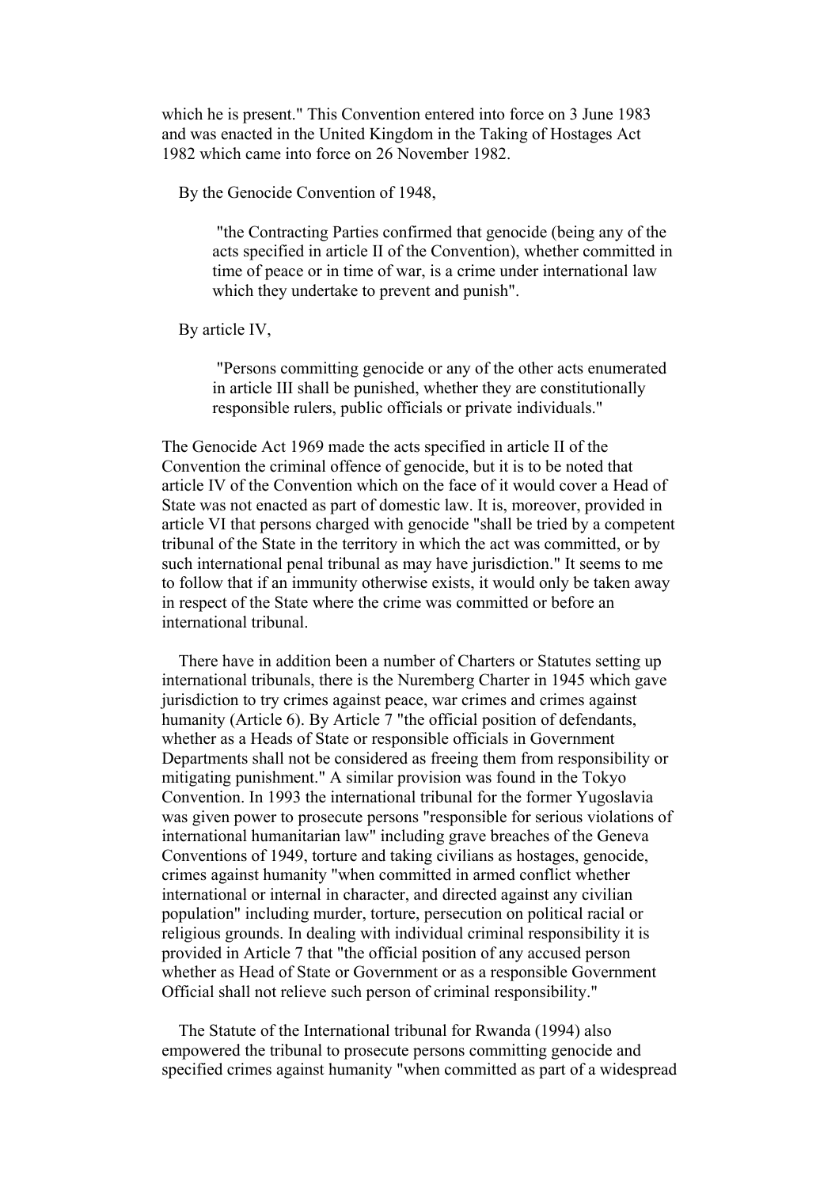which he is present." This Convention entered into force on 3 June 1983 and was enacted in the United Kingdom in the Taking of Hostages Act 1982 which came into force on 26 November 1982.

By the Genocide Convention of 1948,

> "the Contracting Parties confirmed that genocide (being any of the acts specified in article II of the Convention), whether committed in time of peace or in time of war, is a crime under international law which they undertake to prevent and punish".

By article IV,

> "Persons committing genocide or any of the other acts enumerated in article III shall be punished, whether they are constitutionally responsible rulers, public officials or private individuals."

The Genocide Act 1969 made the acts specified in article II of the Convention the criminal offence of genocide, but it is to be noted that article IV of the Convention which on the face of it would cover a Head of State was not enacted as part of domestic law. It is, moreover, provided in article VI that persons charged with genocide "shall be tried by a competent tribunal of the State in the territory in which the act was committed, or by such international penal tribunal as may have jurisdiction." It seems to me to follow that if an immunity otherwise exists, it would only be taken away in respect of the State where the crime was committed or before an international tribunal.

There have in addition been a number of Charters or Statutes setting up international tribunals, there is the Nuremberg Charter in 1945 which gave jurisdiction to try crimes against peace, war crimes and crimes against humanity (Article 6). By Article 7 "the official position of defendants, whether as a Heads of State or responsible officials in Government Departments shall not be considered as freeing them from responsibility or mitigating punishment." A similar provision was found in the Tokyo Convention. In 1993 the international tribunal for the former Yugoslavia was given power to prosecute persons "responsible for serious violations of international humanitarian law" including grave breaches of the Geneva Conventions of 1949, torture and taking civilians as hostages, genocide, crimes against humanity "when committed in armed conflict whether international or internal in character, and directed against any civilian population" including murder, torture, persecution on political racial or religious grounds. In dealing with individual criminal responsibility it is provided in Article 7 that "the official position of any accused person whether as Head of State or Government or as a responsible Government Official shall not relieve such person of criminal responsibility."

The Statute of the International tribunal for Rwanda (1994) also empowered the tribunal to prosecute persons committing genocide and specified crimes against humanity "when committed as part of a widespread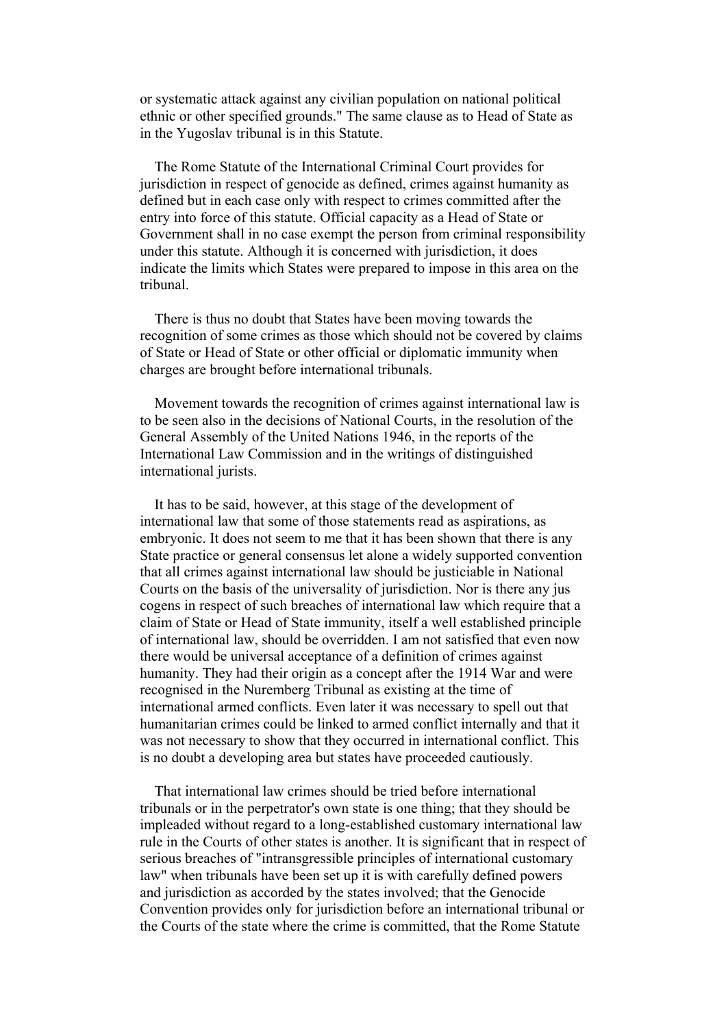or systematic attack against any civilian population on national political ethnic or other specified grounds." The same clause as to Head of State as in the Yugoslav tribunal is in this Statute.

The Rome Statute of the International Criminal Court provides for jurisdiction in respect of genocide as defined, crimes against humanity as defined but in each case only with respect to crimes committed after the entry into force of this statute. Official capacity as a Head of State or Government shall in no case exempt the person from criminal responsibility under this statute. Although it is concerned with jurisdiction, it does indicate the limits which States were prepared to impose in this area on the tribunal.

There is thus no doubt that States have been moving towards the recognition of some crimes as those which should not be covered by claims of State or Head of State or other official or diplomatic immunity when charges are brought before international tribunals.

Movement towards the recognition of crimes against international law is to be seen also in the decisions of National Courts, in the resolution of the General Assembly of the United Nations 1946, in the reports of the International Law Commission and in the writings of distinguished international jurists.

It has to be said, however, at this stage of the development of international law that some of those statements read as aspirations, as embryonic. It does not seem to me that it has been shown that there is any State practice or general consensus let alone a widely supported convention that all crimes against international law should be justiciable in National Courts on the basis of the universality of jurisdiction. Nor is there any jus cogens in respect of such breaches of international law which require that a claim of State or Head of State immunity, itself a well established principle of international law, should be overridden. I am not satisfied that even now there would be universal acceptance of a definition of crimes against humanity. They had their origin as a concept after the 1914 War and were recognised in the Nuremberg Tribunal as existing at the time of international armed conflicts. Even later it was necessary to spell out that humanitarian crimes could be linked to armed conflict internally and that it was not necessary to show that they occurred in international conflict. This is no doubt a developing area but states have proceeded cautiously.

That international law crimes should be tried before international tribunals or in the perpetrator's own state is one thing; that they should be impleaded without regard to a long-established customary international law rule in the Courts of other states is another. It is significant that in respect of serious breaches of "intransgressible principles of international customary law" when tribunals have been set up it is with carefully defined powers and jurisdiction as accorded by the states involved; that the Genocide Convention provides only for jurisdiction before an international tribunal or the Courts of the state where the crime is committed, that the Rome Statute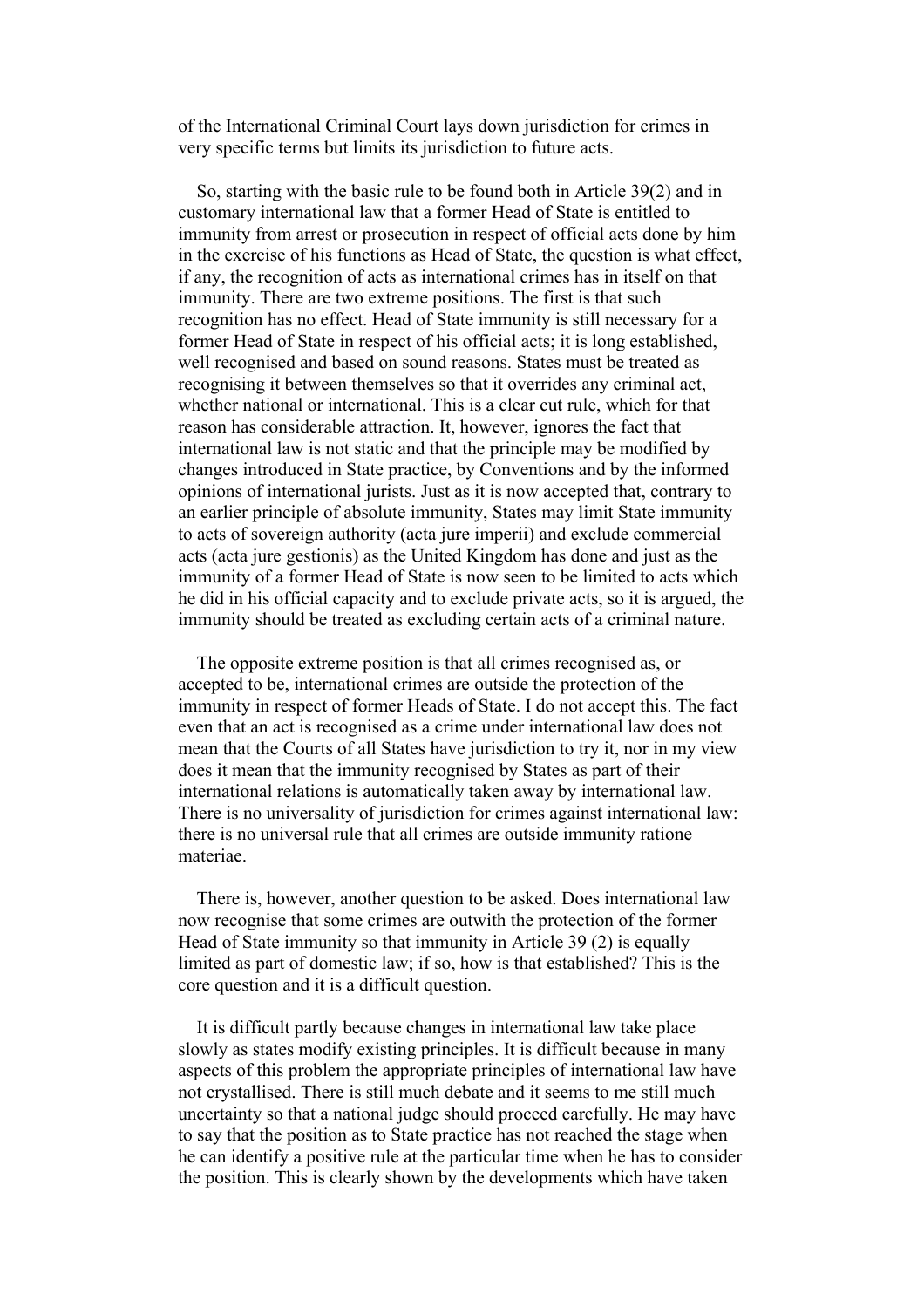of the International Criminal Court lays down jurisdiction for crimes in very specific terms but limits its jurisdiction to future acts.

So, starting with the basic rule to be found both in Article 39(2) and in customary international law that a former Head of State is entitled to immunity from arrest or prosecution in respect of official acts done by him in the exercise of his functions as Head of State, the question is what effect, if any, the recognition of acts as international crimes has in itself on that immunity. There are two extreme positions. The first is that such recognition has no effect. Head of State immunity is still necessary for a former Head of State in respect of his official acts; it is long established, well recognised and based on sound reasons. States must be treated as recognising it between themselves so that it overrides any criminal act, whether national or international. This is a clear cut rule, which for that reason has considerable attraction. It, however, ignores the fact that international law is not static and that the principle may be modified by changes introduced in State practice, by Conventions and by the informed opinions of international jurists. Just as it is now accepted that, contrary to an earlier principle of absolute immunity, States may limit State immunity to acts of sovereign authority (acta jure imperii) and exclude commercial acts (acta jure gestionis) as the United Kingdom has done and just as the immunity of a former Head of State is now seen to be limited to acts which he did in his official capacity and to exclude private acts, so it is argued, the immunity should be treated as excluding certain acts of a criminal nature.

The opposite extreme position is that all crimes recognised as, or accepted to be, international crimes are outside the protection of the immunity in respect of former Heads of State. I do not accept this. The fact even that an act is recognised as a crime under international law does not mean that the Courts of all States have jurisdiction to try it, nor in my view does it mean that the immunity recognised by States as part of their international relations is automatically taken away by international law. There is no universality of jurisdiction for crimes against international law: there is no universal rule that all crimes are outside immunity ratione materiae.

There is, however, another question to be asked. Does international law now recognise that some crimes are outwith the protection of the former Head of State immunity so that immunity in Article 39 (2) is equally limited as part of domestic law; if so, how is that established? This is the core question and it is a difficult question.

It is difficult partly because changes in international law take place slowly as states modify existing principles. It is difficult because in many aspects of this problem the appropriate principles of international law have not crystallised. There is still much debate and it seems to me still much uncertainty so that a national judge should proceed carefully. He may have to say that the position as to State practice has not reached the stage when he can identify a positive rule at the particular time when he has to consider the position. This is clearly shown by the developments which have taken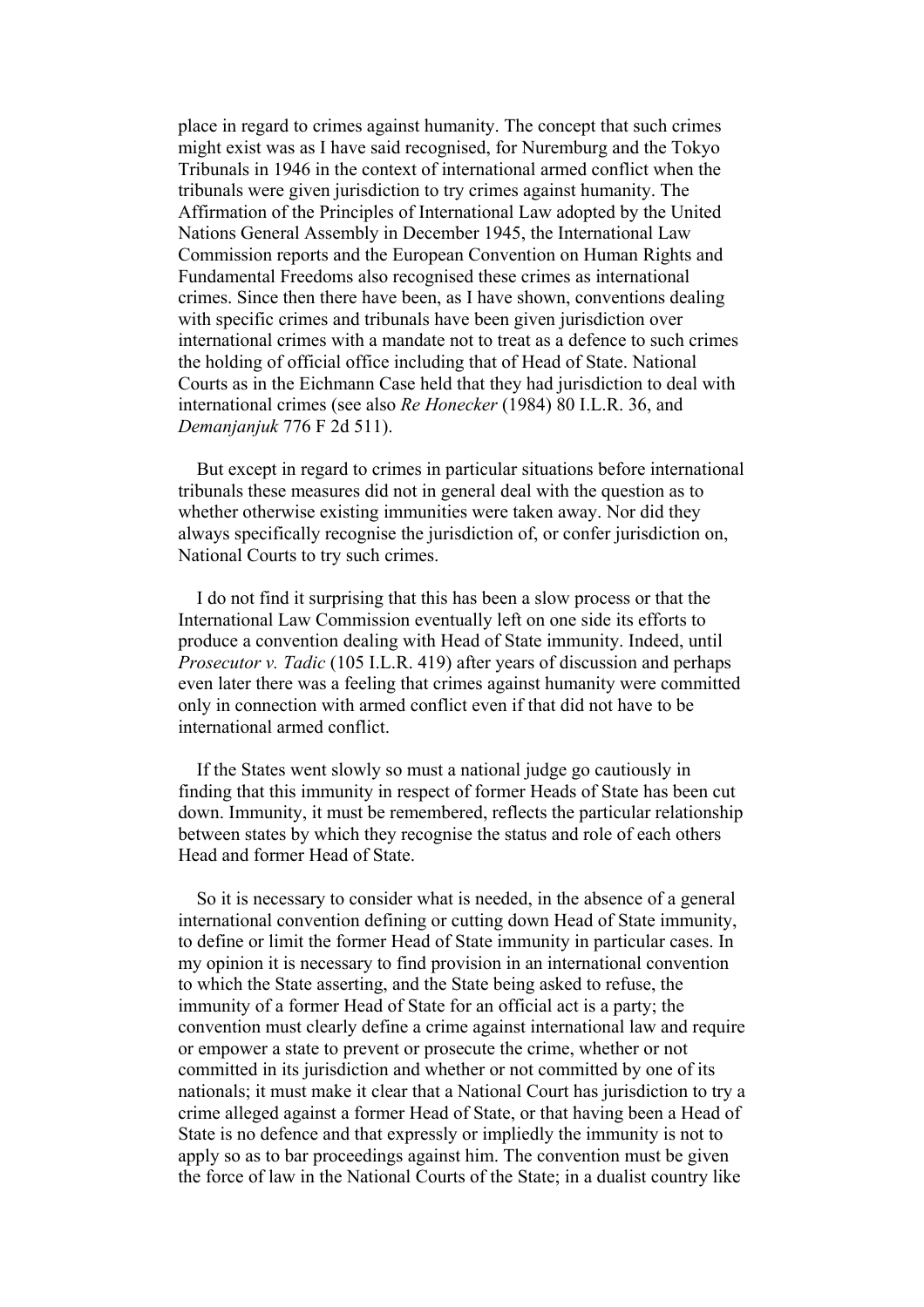place in regard to crimes against humanity. The concept that such crimes might exist was as I have said recognised, for Nuremburg and the Tokyo Tribunals in 1946 in the context of international armed conflict when the tribunals were given jurisdiction to try crimes against humanity. The Affirmation of the Principles of International Law adopted by the United Nations General Assembly in December 1945, the International Law Commission reports and the European Convention on Human Rights and Fundamental Freedoms also recognised these crimes as international crimes. Since then there have been, as I have shown, conventions dealing with specific crimes and tribunals have been given jurisdiction over international crimes with a mandate not to treat as a defence to such crimes the holding of official office including that of Head of State. National Courts as in the Eichmann Case held that they had jurisdiction to deal with international crimes (see also *Re Honecker* (1984) 80 I.L.R. 36, and *Demanjanjuk* 776 F 2d 511).

But except in regard to crimes in particular situations before international tribunals these measures did not in general deal with the question as to whether otherwise existing immunities were taken away. Nor did they always specifically recognise the jurisdiction of, or confer jurisdiction on, National Courts to try such crimes.

I do not find it surprising that this has been a slow process or that the International Law Commission eventually left on one side its efforts to produce a convention dealing with Head of State immunity. Indeed, until *Prosecutor v. Tadic* (105 I.L.R. 419) after years of discussion and perhaps even later there was a feeling that crimes against humanity were committed only in connection with armed conflict even if that did not have to be international armed conflict.

If the States went slowly so must a national judge go cautiously in finding that this immunity in respect of former Heads of State has been cut down. Immunity, it must be remembered, reflects the particular relationship between states by which they recognise the status and role of each others Head and former Head of State.

So it is necessary to consider what is needed, in the absence of a general international convention defining or cutting down Head of State immunity, to define or limit the former Head of State immunity in particular cases. In my opinion it is necessary to find provision in an international convention to which the State asserting, and the State being asked to refuse, the immunity of a former Head of State for an official act is a party; the convention must clearly define a crime against international law and require or empower a state to prevent or prosecute the crime, whether or not committed in its jurisdiction and whether or not committed by one of its nationals; it must make it clear that a National Court has jurisdiction to try a crime alleged against a former Head of State, or that having been a Head of State is no defence and that expressly or impliedly the immunity is not to apply so as to bar proceedings against him. The convention must be given the force of law in the National Courts of the State; in a dualist country like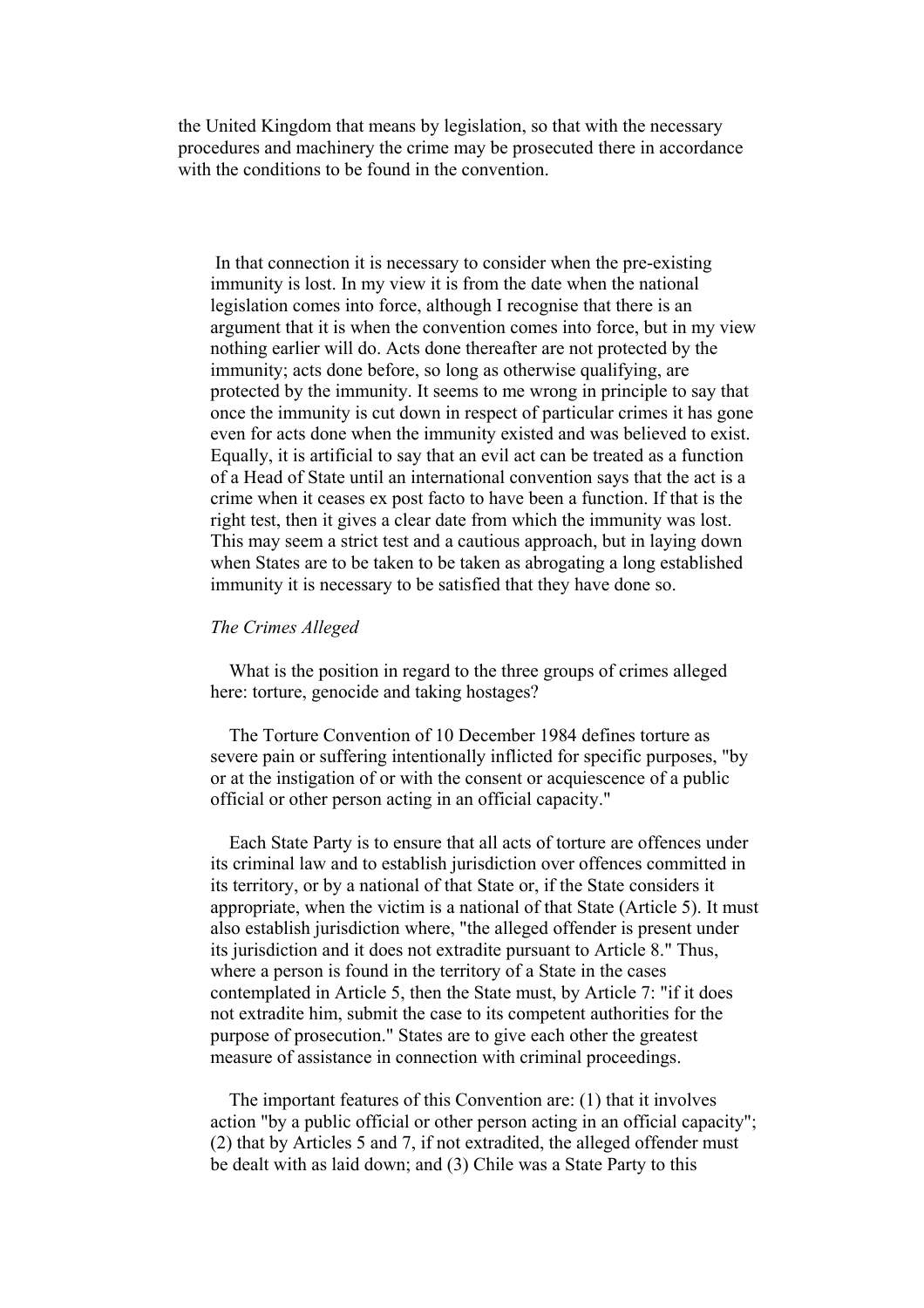the United Kingdom that means by legislation, so that with the necessary procedures and machinery the crime may be prosecuted there in accordance with the conditions to be found in the convention.

In that connection it is necessary to consider when the pre-existing immunity is lost. In my view it is from the date when the national legislation comes into force, although I recognise that there is an argument that it is when the convention comes into force, but in my view nothing earlier will do. Acts done thereafter are not protected by the immunity; acts done before, so long as otherwise qualifying, are protected by the immunity. It seems to me wrong in principle to say that once the immunity is cut down in respect of particular crimes it has gone even for acts done when the immunity existed and was believed to exist. Equally, it is artificial to say that an evil act can be treated as a function of a Head of State until an international convention says that the act is a crime when it ceases ex post facto to have been a function. If that is the right test, then it gives a clear date from which the immunity was lost. This may seem a strict test and a cautious approach, but in laying down when States are to be taken to be taken as abrogating a long established immunity it is necessary to be satisfied that they have done so.

*The Crimes Alleged*

What is the position in regard to the three groups of crimes alleged here: torture, genocide and taking hostages?

The Torture Convention of 10 December 1984 defines torture as severe pain or suffering intentionally inflicted for specific purposes, "by or at the instigation of or with the consent or acquiescence of a public official or other person acting in an official capacity."

Each State Party is to ensure that all acts of torture are offences under its criminal law and to establish jurisdiction over offences committed in its territory, or by a national of that State or, if the State considers it appropriate, when the victim is a national of that State (Article 5). It must also establish jurisdiction where, "the alleged offender is present under its jurisdiction and it does not extradite pursuant to Article 8." Thus, where a person is found in the territory of a State in the cases contemplated in Article 5, then the State must, by Article 7: "if it does not extradite him, submit the case to its competent authorities for the purpose of prosecution." States are to give each other the greatest measure of assistance in connection with criminal proceedings.

The important features of this Convention are: (1) that it involves action "by a public official or other person acting in an official capacity"; (2) that by Articles 5 and 7, if not extradited, the alleged offender must be dealt with as laid down; and (3) Chile was a State Party to this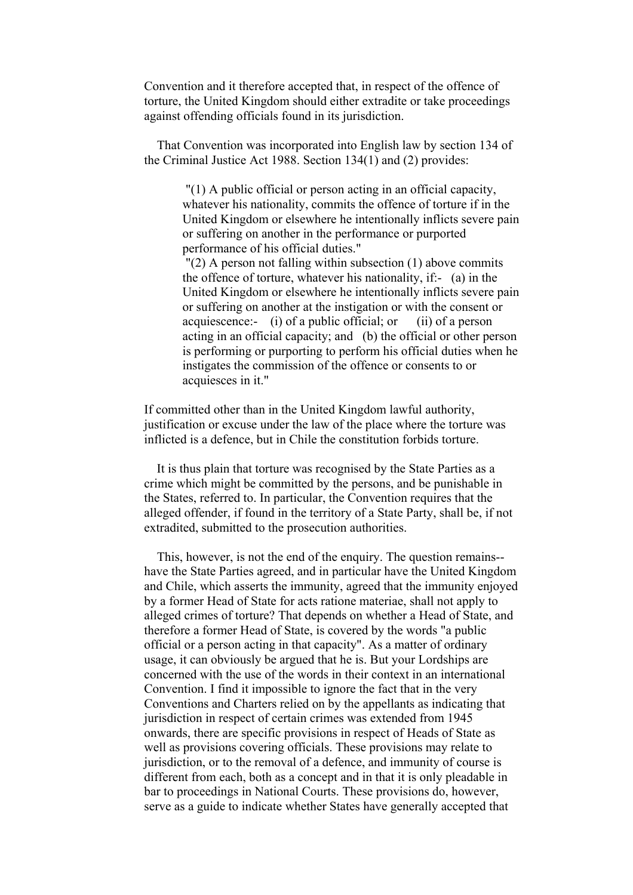Convention and it therefore accepted that, in respect of the offence of torture, the United Kingdom should either extradite or take proceedings against offending officials found in its jurisdiction.

That Convention was incorporated into English law by section 134 of the Criminal Justice Act 1988. Section 134(1) and (2) provides:

> "(1) A public official or person acting in an official capacity, whatever his nationality, commits the offence of torture if in the United Kingdom or elsewhere he intentionally inflicts severe pain or suffering on another in the performance or purported performance of his official duties."
>
> "(2) A person not falling within subsection (1) above commits the offence of torture, whatever his nationality, if:- (a) in the United Kingdom or elsewhere he intentionally inflicts severe pain or suffering on another at the instigation or with the consent or acquiescence:- (i) of a public official; or (ii) of a person acting in an official capacity; and (b) the official or other person is performing or purporting to perform his official duties when he instigates the commission of the offence or consents to or acquiesces in it."

If committed other than in the United Kingdom lawful authority, justification or excuse under the law of the place where the torture was inflicted is a defence, but in Chile the constitution forbids torture.

It is thus plain that torture was recognised by the State Parties as a crime which might be committed by the persons, and be punishable in the States, referred to. In particular, the Convention requires that the alleged offender, if found in the territory of a State Party, shall be, if not extradited, submitted to the prosecution authorities.

This, however, is not the end of the enquiry. The question remains--have the State Parties agreed, and in particular have the United Kingdom and Chile, which asserts the immunity, agreed that the immunity enjoyed by a former Head of State for acts ratione materiae, shall not apply to alleged crimes of torture? That depends on whether a Head of State, and therefore a former Head of State, is covered by the words "a public official or a person acting in that capacity". As a matter of ordinary usage, it can obviously be argued that he is. But your Lordships are concerned with the use of the words in their context in an international Convention. I find it impossible to ignore the fact that in the very Conventions and Charters relied on by the appellants as indicating that jurisdiction in respect of certain crimes was extended from 1945 onwards, there are specific provisions in respect of Heads of State as well as provisions covering officials. These provisions may relate to jurisdiction, or to the removal of a defence, and immunity of course is different from each, both as a concept and in that it is only pleadable in bar to proceedings in National Courts. These provisions do, however, serve as a guide to indicate whether States have generally accepted that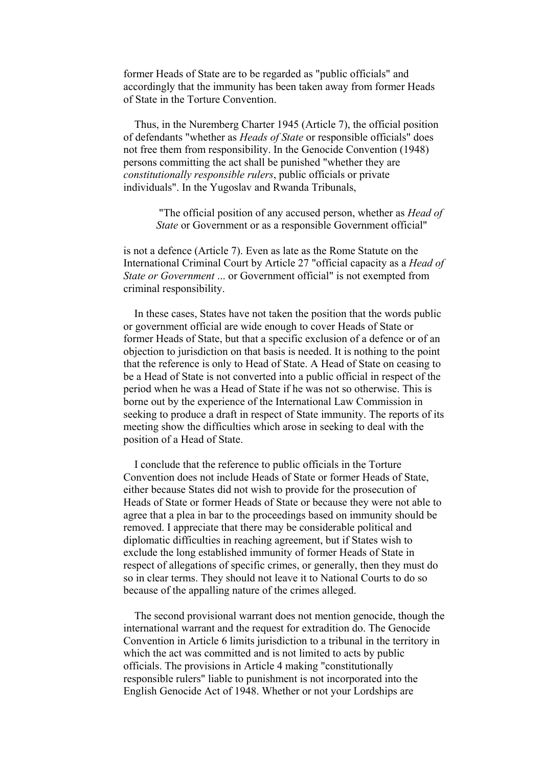former Heads of State are to be regarded as "public officials" and accordingly that the immunity has been taken away from former Heads of State in the Torture Convention.

Thus, in the Nuremberg Charter 1945 (Article 7), the official position of defendants "whether as *Heads of State* or responsible officials" does not free them from responsibility. In the Genocide Convention (1948) persons committing the act shall be punished "whether they are *constitutionally responsible rulers*, public officials or private individuals". In the Yugoslav and Rwanda Tribunals,

> "The official position of any accused person, whether as *Head of State* or Government or as a responsible Government official"

is not a defence (Article 7). Even as late as the Rome Statute on the International Criminal Court by Article 27 "official capacity as a *Head of State or Government* ... or Government official" is not exempted from criminal responsibility.

In these cases, States have not taken the position that the words public or government official are wide enough to cover Heads of State or former Heads of State, but that a specific exclusion of a defence or of an objection to jurisdiction on that basis is needed. It is nothing to the point that the reference is only to Head of State. A Head of State on ceasing to be a Head of State is not converted into a public official in respect of the period when he was a Head of State if he was not so otherwise. This is borne out by the experience of the International Law Commission in seeking to produce a draft in respect of State immunity. The reports of its meeting show the difficulties which arose in seeking to deal with the position of a Head of State.

I conclude that the reference to public officials in the Torture Convention does not include Heads of State or former Heads of State, either because States did not wish to provide for the prosecution of Heads of State or former Heads of State or because they were not able to agree that a plea in bar to the proceedings based on immunity should be removed. I appreciate that there may be considerable political and diplomatic difficulties in reaching agreement, but if States wish to exclude the long established immunity of former Heads of State in respect of allegations of specific crimes, or generally, then they must do so in clear terms. They should not leave it to National Courts to do so because of the appalling nature of the crimes alleged.

The second provisional warrant does not mention genocide, though the international warrant and the request for extradition do. The Genocide Convention in Article 6 limits jurisdiction to a tribunal in the territory in which the act was committed and is not limited to acts by public officials. The provisions in Article 4 making "constitutionally responsible rulers" liable to punishment is not incorporated into the English Genocide Act of 1948. Whether or not your Lordships are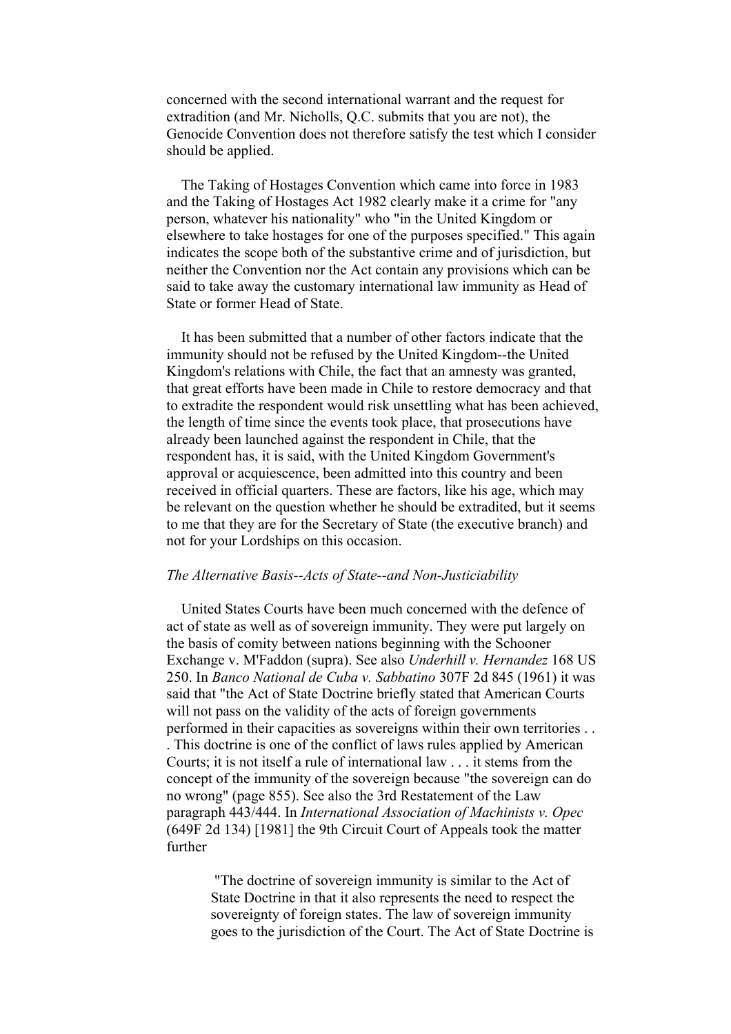concerned with the second international warrant and the request for extradition (and Mr. Nicholls, Q.C. submits that you are not), the Genocide Convention does not therefore satisfy the test which I consider should be applied.

The Taking of Hostages Convention which came into force in 1983 and the Taking of Hostages Act 1982 clearly make it a crime for "any person, whatever his nationality" who "in the United Kingdom or elsewhere to take hostages for one of the purposes specified." This again indicates the scope both of the substantive crime and of jurisdiction, but neither the Convention nor the Act contain any provisions which can be said to take away the customary international law immunity as Head of State or former Head of State.

It has been submitted that a number of other factors indicate that the immunity should not be refused by the United Kingdom--the United Kingdom's relations with Chile, the fact that an amnesty was granted, that great efforts have been made in Chile to restore democracy and that to extradite the respondent would risk unsettling what has been achieved, the length of time since the events took place, that prosecutions have already been launched against the respondent in Chile, that the respondent has, it is said, with the United Kingdom Government's approval or acquiescence, been admitted into this country and been received in official quarters. These are factors, like his age, which may be relevant on the question whether he should be extradited, but it seems to me that they are for the Secretary of State (the executive branch) and not for your Lordships on this occasion.

*The Alternative Basis--Acts of State--and Non-Justiciability*

United States Courts have been much concerned with the defence of act of state as well as of sovereign immunity. They were put largely on the basis of comity between nations beginning with the Schooner Exchange v. M'Faddon (supra). See also *Underhill v. Hernandez* 168 US 250. In *Banco National de Cuba v. Sabbatino* 307F 2d 845 (1961) it was said that "the Act of State Doctrine briefly stated that American Courts will not pass on the validity of the acts of foreign governments performed in their capacities as sovereigns within their own territories . . . This doctrine is one of the conflict of laws rules applied by American Courts; it is not itself a rule of international law . . . it stems from the concept of the immunity of the sovereign because "the sovereign can do no wrong" (page 855). See also the 3rd Restatement of the Law paragraph 443/444. In *International Association of Machinists v. Opec* (649F 2d 134) [1981] the 9th Circuit Court of Appeals took the matter further

> "The doctrine of sovereign immunity is similar to the Act of State Doctrine in that it also represents the need to respect the sovereignty of foreign states. The law of sovereign immunity goes to the jurisdiction of the Court. The Act of State Doctrine is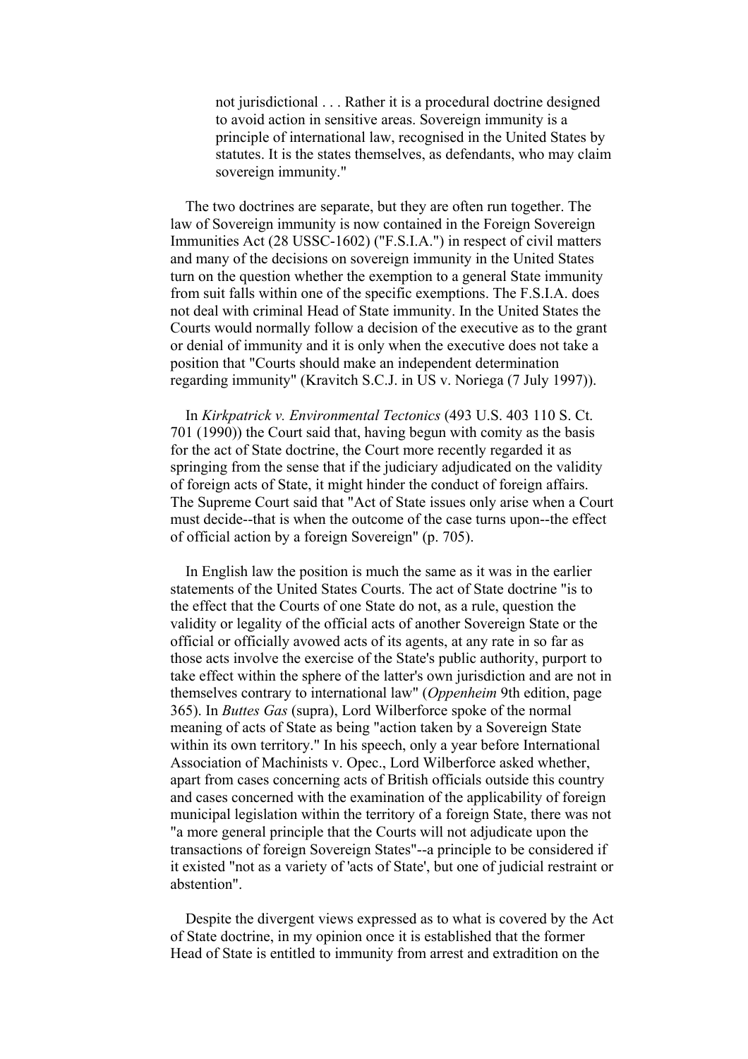> not jurisdictional . . . Rather it is a procedural doctrine designed to avoid action in sensitive areas. Sovereign immunity is a principle of international law, recognised in the United States by statutes. It is the states themselves, as defendants, who may claim sovereign immunity."

The two doctrines are separate, but they are often run together. The law of Sovereign immunity is now contained in the Foreign Sovereign Immunities Act (28 USSC-1602) ("F.S.I.A.") in respect of civil matters and many of the decisions on sovereign immunity in the United States turn on the question whether the exemption to a general State immunity from suit falls within one of the specific exemptions. The F.S.I.A. does not deal with criminal Head of State immunity. In the United States the Courts would normally follow a decision of the executive as to the grant or denial of immunity and it is only when the executive does not take a position that "Courts should make an independent determination regarding immunity" (Kravitch S.C.J. in US v. Noriega (7 July 1997)).

In *Kirkpatrick v. Environmental Tectonics* (493 U.S. 403 110 S. Ct. 701 (1990)) the Court said that, having begun with comity as the basis for the act of State doctrine, the Court more recently regarded it as springing from the sense that if the judiciary adjudicated on the validity of foreign acts of State, it might hinder the conduct of foreign affairs. The Supreme Court said that "Act of State issues only arise when a Court must decide--that is when the outcome of the case turns upon--the effect of official action by a foreign Sovereign" (p. 705).

In English law the position is much the same as it was in the earlier statements of the United States Courts. The act of State doctrine "is to the effect that the Courts of one State do not, as a rule, question the validity or legality of the official acts of another Sovereign State or the official or officially avowed acts of its agents, at any rate in so far as those acts involve the exercise of the State's public authority, purport to take effect within the sphere of the latter's own jurisdiction and are not in themselves contrary to international law" (*Oppenheim* 9th edition, page 365). In *Buttes Gas* (supra), Lord Wilberforce spoke of the normal meaning of acts of State as being "action taken by a Sovereign State within its own territory." In his speech, only a year before International Association of Machinists v. Opec., Lord Wilberforce asked whether, apart from cases concerning acts of British officials outside this country and cases concerned with the examination of the applicability of foreign municipal legislation within the territory of a foreign State, there was not "a more general principle that the Courts will not adjudicate upon the transactions of foreign Sovereign States"--a principle to be considered if it existed "not as a variety of 'acts of State', but one of judicial restraint or abstention".

Despite the divergent views expressed as to what is covered by the Act of State doctrine, in my opinion once it is established that the former Head of State is entitled to immunity from arrest and extradition on the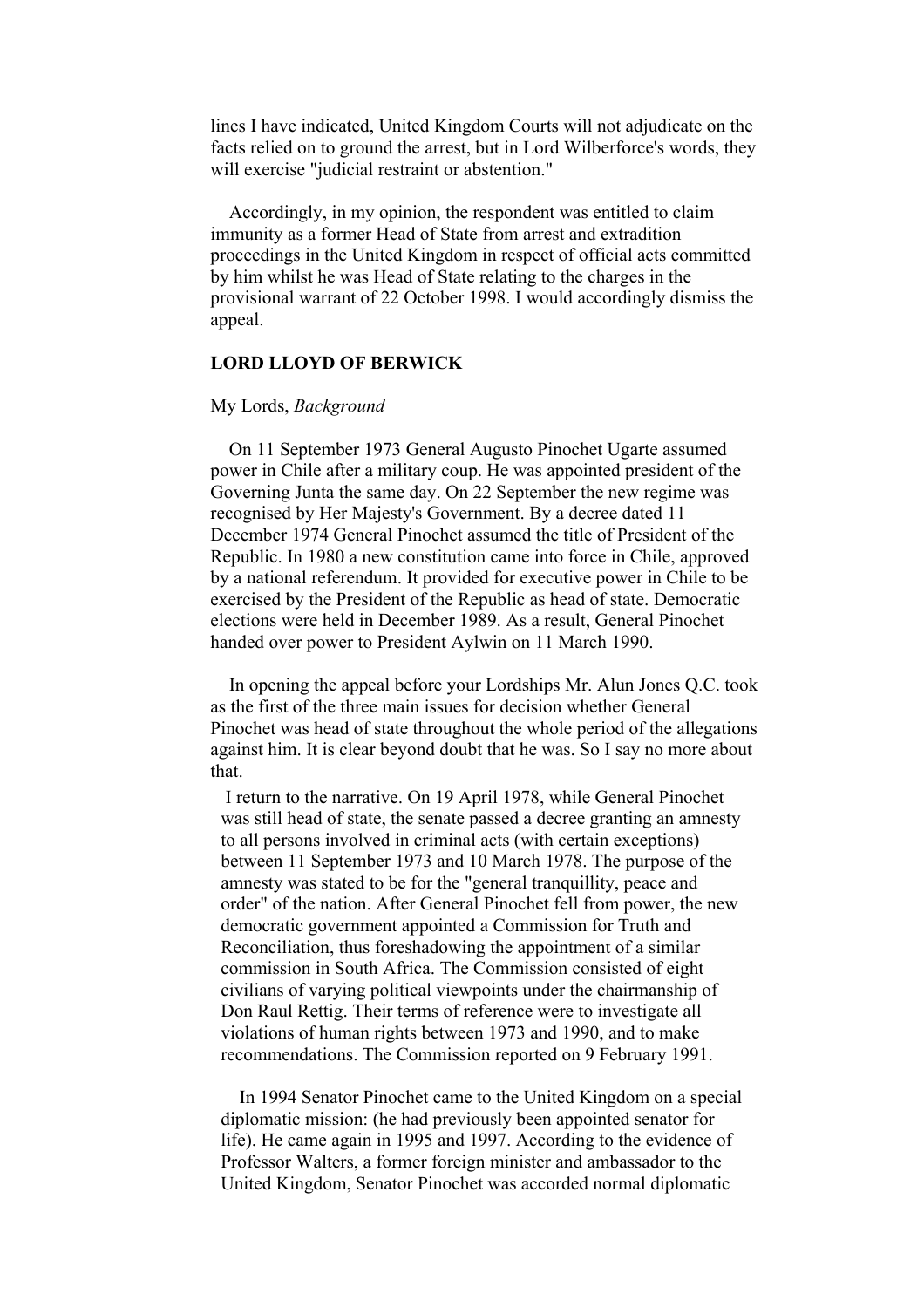lines I have indicated, United Kingdom Courts will not adjudicate on the facts relied on to ground the arrest, but in Lord Wilberforce's words, they will exercise "judicial restraint or abstention."

Accordingly, in my opinion, the respondent was entitled to claim immunity as a former Head of State from arrest and extradition proceedings in the United Kingdom in respect of official acts committed by him whilst he was Head of State relating to the charges in the provisional warrant of 22 October 1998. I would accordingly dismiss the appeal.

**LORD LLOYD OF BERWICK**

My Lords, *Background*

On 11 September 1973 General Augusto Pinochet Ugarte assumed power in Chile after a military coup. He was appointed president of the Governing Junta the same day. On 22 September the new regime was recognised by Her Majesty's Government. By a decree dated 11 December 1974 General Pinochet assumed the title of President of the Republic. In 1980 a new constitution came into force in Chile, approved by a national referendum. It provided for executive power in Chile to be exercised by the President of the Republic as head of state. Democratic elections were held in December 1989. As a result, General Pinochet handed over power to President Aylwin on 11 March 1990.

In opening the appeal before your Lordships Mr. Alun Jones Q.C. took as the first of the three main issues for decision whether General Pinochet was head of state throughout the whole period of the allegations against him. It is clear beyond doubt that he was. So I say no more about that.

I return to the narrative. On 19 April 1978, while General Pinochet was still head of state, the senate passed a decree granting an amnesty to all persons involved in criminal acts (with certain exceptions) between 11 September 1973 and 10 March 1978. The purpose of the amnesty was stated to be for the "general tranquillity, peace and order" of the nation. After General Pinochet fell from power, the new democratic government appointed a Commission for Truth and Reconciliation, thus foreshadowing the appointment of a similar commission in South Africa. The Commission consisted of eight civilians of varying political viewpoints under the chairmanship of Don Raul Rettig. Their terms of reference were to investigate all violations of human rights between 1973 and 1990, and to make recommendations. The Commission reported on 9 February 1991.

In 1994 Senator Pinochet came to the United Kingdom on a special diplomatic mission: (he had previously been appointed senator for life). He came again in 1995 and 1997. According to the evidence of Professor Walters, a former foreign minister and ambassador to the United Kingdom, Senator Pinochet was accorded normal diplomatic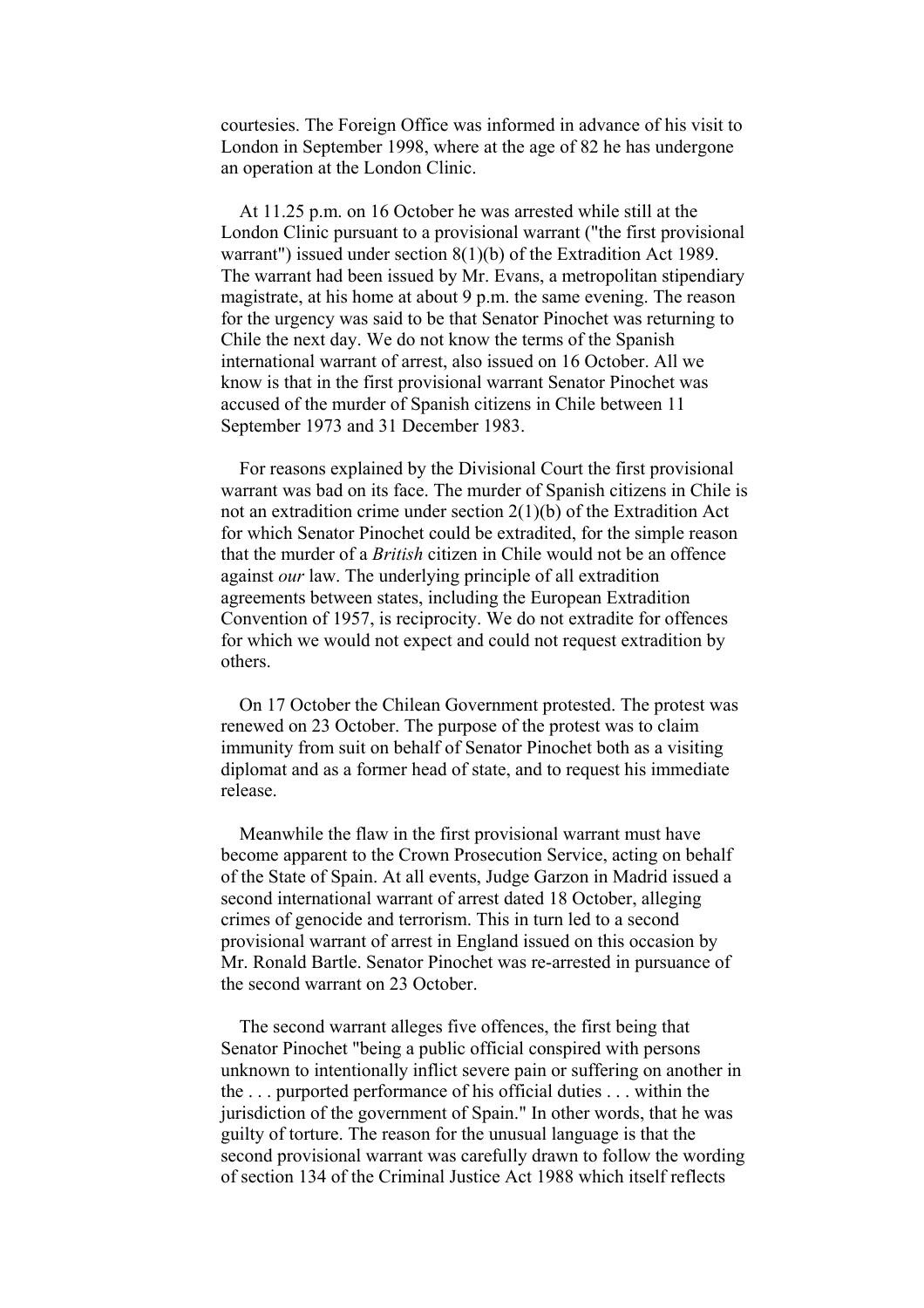courtesies. The Foreign Office was informed in advance of his visit to London in September 1998, where at the age of 82 he has undergone an operation at the London Clinic.

At 11.25 p.m. on 16 October he was arrested while still at the London Clinic pursuant to a provisional warrant ("the first provisional warrant") issued under section 8(1)(b) of the Extradition Act 1989. The warrant had been issued by Mr. Evans, a metropolitan stipendiary magistrate, at his home at about 9 p.m. the same evening. The reason for the urgency was said to be that Senator Pinochet was returning to Chile the next day. We do not know the terms of the Spanish international warrant of arrest, also issued on 16 October. All we know is that in the first provisional warrant Senator Pinochet was accused of the murder of Spanish citizens in Chile between 11 September 1973 and 31 December 1983.

For reasons explained by the Divisional Court the first provisional warrant was bad on its face. The murder of Spanish citizens in Chile is not an extradition crime under section 2(1)(b) of the Extradition Act for which Senator Pinochet could be extradited, for the simple reason that the murder of a *British* citizen in Chile would not be an offence against *our* law. The underlying principle of all extradition agreements between states, including the European Extradition Convention of 1957, is reciprocity. We do not extradite for offences for which we would not expect and could not request extradition by others.

On 17 October the Chilean Government protested. The protest was renewed on 23 October. The purpose of the protest was to claim immunity from suit on behalf of Senator Pinochet both as a visiting diplomat and as a former head of state, and to request his immediate release.

Meanwhile the flaw in the first provisional warrant must have become apparent to the Crown Prosecution Service, acting on behalf of the State of Spain. At all events, Judge Garzon in Madrid issued a second international warrant of arrest dated 18 October, alleging crimes of genocide and terrorism. This in turn led to a second provisional warrant of arrest in England issued on this occasion by Mr. Ronald Bartle. Senator Pinochet was re-arrested in pursuance of the second warrant on 23 October.

The second warrant alleges five offences, the first being that Senator Pinochet "being a public official conspired with persons unknown to intentionally inflict severe pain or suffering on another in the . . . purported performance of his official duties . . . within the jurisdiction of the government of Spain." In other words, that he was guilty of torture. The reason for the unusual language is that the second provisional warrant was carefully drawn to follow the wording of section 134 of the Criminal Justice Act 1988 which itself reflects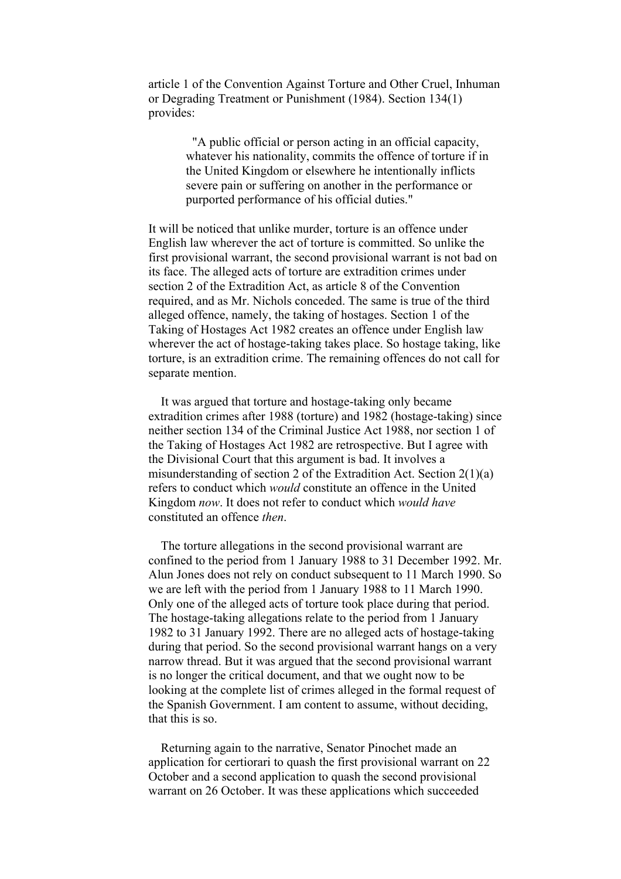article 1 of the Convention Against Torture and Other Cruel, Inhuman or Degrading Treatment or Punishment (1984). Section 134(1) provides:

> "A public official or person acting in an official capacity, whatever his nationality, commits the offence of torture if in the United Kingdom or elsewhere he intentionally inflicts severe pain or suffering on another in the performance or purported performance of his official duties."

It will be noticed that unlike murder, torture is an offence under English law wherever the act of torture is committed. So unlike the first provisional warrant, the second provisional warrant is not bad on its face. The alleged acts of torture are extradition crimes under section 2 of the Extradition Act, as article 8 of the Convention required, and as Mr. Nichols conceded. The same is true of the third alleged offence, namely, the taking of hostages. Section 1 of the Taking of Hostages Act 1982 creates an offence under English law wherever the act of hostage-taking takes place. So hostage taking, like torture, is an extradition crime. The remaining offences do not call for separate mention.

It was argued that torture and hostage-taking only became extradition crimes after 1988 (torture) and 1982 (hostage-taking) since neither section 134 of the Criminal Justice Act 1988, nor section 1 of the Taking of Hostages Act 1982 are retrospective. But I agree with the Divisional Court that this argument is bad. It involves a misunderstanding of section 2 of the Extradition Act. Section 2(1)(a) refers to conduct which *would* constitute an offence in the United Kingdom *now*. It does not refer to conduct which *would have* constituted an offence *then*.

The torture allegations in the second provisional warrant are confined to the period from 1 January 1988 to 31 December 1992. Mr. Alun Jones does not rely on conduct subsequent to 11 March 1990. So we are left with the period from 1 January 1988 to 11 March 1990. Only one of the alleged acts of torture took place during that period. The hostage-taking allegations relate to the period from 1 January 1982 to 31 January 1992. There are no alleged acts of hostage-taking during that period. So the second provisional warrant hangs on a very narrow thread. But it was argued that the second provisional warrant is no longer the critical document, and that we ought now to be looking at the complete list of crimes alleged in the formal request of the Spanish Government. I am content to assume, without deciding, that this is so.

Returning again to the narrative, Senator Pinochet made an application for certiorari to quash the first provisional warrant on 22 October and a second application to quash the second provisional warrant on 26 October. It was these applications which succeeded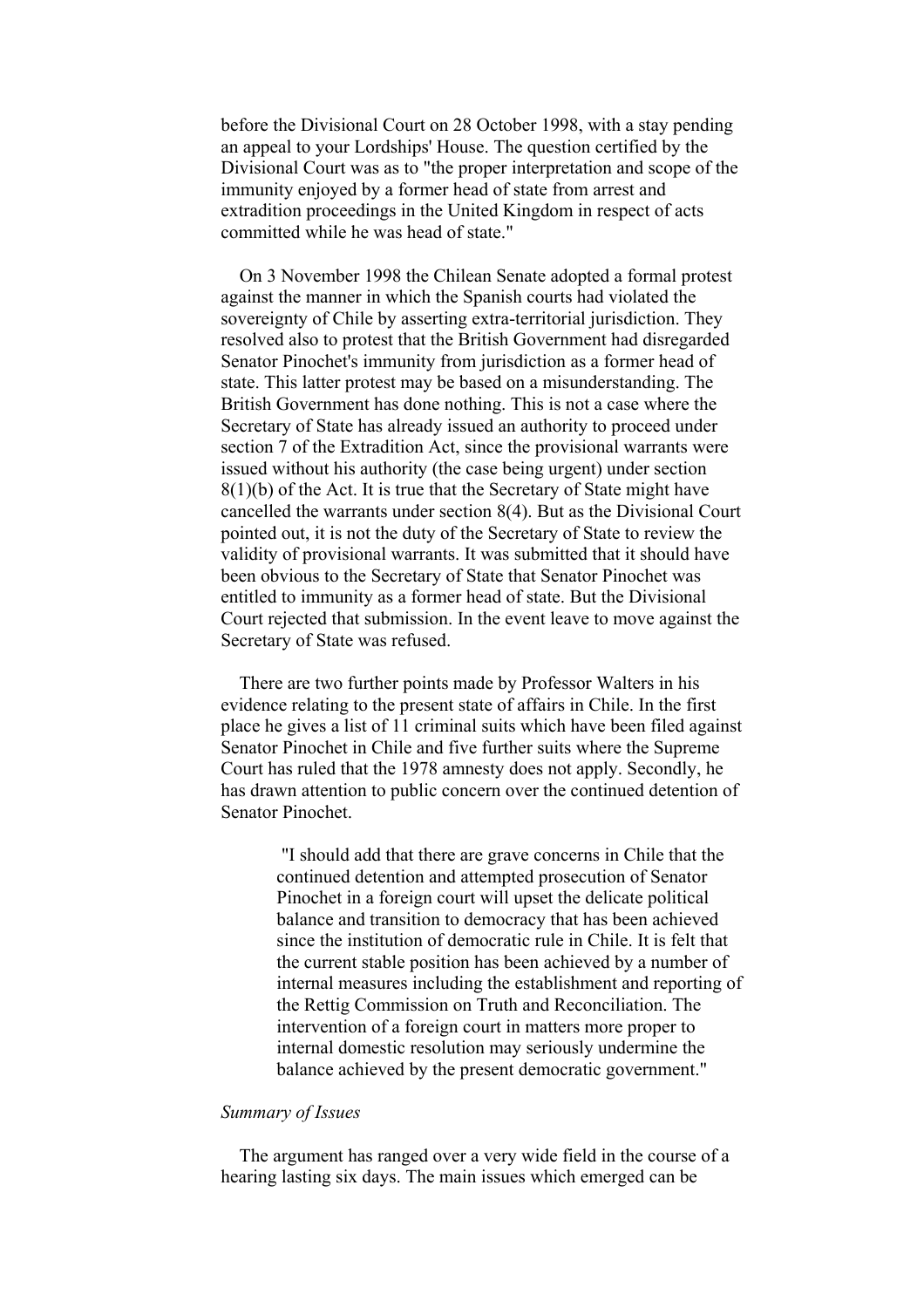before the Divisional Court on 28 October 1998, with a stay pending an appeal to your Lordships' House. The question certified by the Divisional Court was as to "the proper interpretation and scope of the immunity enjoyed by a former head of state from arrest and extradition proceedings in the United Kingdom in respect of acts committed while he was head of state."

On 3 November 1998 the Chilean Senate adopted a formal protest against the manner in which the Spanish courts had violated the sovereignty of Chile by asserting extra-territorial jurisdiction. They resolved also to protest that the British Government had disregarded Senator Pinochet's immunity from jurisdiction as a former head of state. This latter protest may be based on a misunderstanding. The British Government has done nothing. This is not a case where the Secretary of State has already issued an authority to proceed under section 7 of the Extradition Act, since the provisional warrants were issued without his authority (the case being urgent) under section 8(1)(b) of the Act. It is true that the Secretary of State might have cancelled the warrants under section 8(4). But as the Divisional Court pointed out, it is not the duty of the Secretary of State to review the validity of provisional warrants. It was submitted that it should have been obvious to the Secretary of State that Senator Pinochet was entitled to immunity as a former head of state. But the Divisional Court rejected that submission. In the event leave to move against the Secretary of State was refused.

There are two further points made by Professor Walters in his evidence relating to the present state of affairs in Chile. In the first place he gives a list of 11 criminal suits which have been filed against Senator Pinochet in Chile and five further suits where the Supreme Court has ruled that the 1978 amnesty does not apply. Secondly, he has drawn attention to public concern over the continued detention of Senator Pinochet.

> "I should add that there are grave concerns in Chile that the continued detention and attempted prosecution of Senator Pinochet in a foreign court will upset the delicate political balance and transition to democracy that has been achieved since the institution of democratic rule in Chile. It is felt that the current stable position has been achieved by a number of internal measures including the establishment and reporting of the Rettig Commission on Truth and Reconciliation. The intervention of a foreign court in matters more proper to internal domestic resolution may seriously undermine the balance achieved by the present democratic government."

*Summary of Issues*

The argument has ranged over a very wide field in the course of a hearing lasting six days. The main issues which emerged can be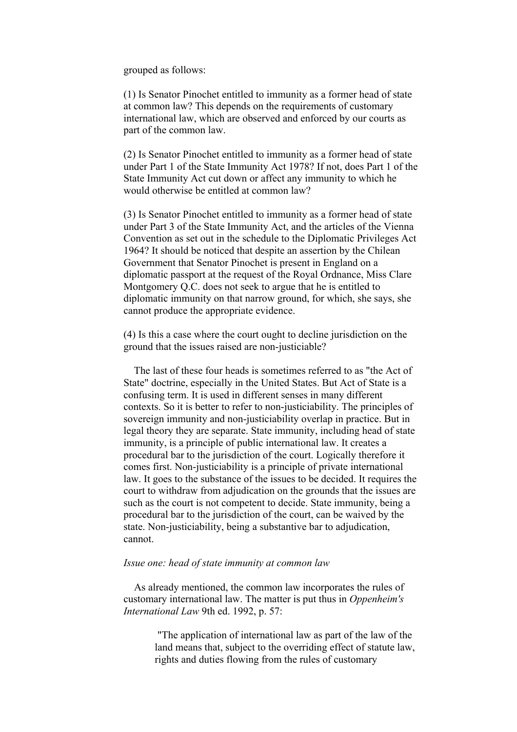grouped as follows:

(1) Is Senator Pinochet entitled to immunity as a former head of state at common law? This depends on the requirements of customary international law, which are observed and enforced by our courts as part of the common law.

(2) Is Senator Pinochet entitled to immunity as a former head of state under Part 1 of the State Immunity Act 1978? If not, does Part 1 of the State Immunity Act cut down or affect any immunity to which he would otherwise be entitled at common law?

(3) Is Senator Pinochet entitled to immunity as a former head of state under Part 3 of the State Immunity Act, and the articles of the Vienna Convention as set out in the schedule to the Diplomatic Privileges Act 1964? It should be noticed that despite an assertion by the Chilean Government that Senator Pinochet is present in England on a diplomatic passport at the request of the Royal Ordnance, Miss Clare Montgomery Q.C. does not seek to argue that he is entitled to diplomatic immunity on that narrow ground, for which, she says, she cannot produce the appropriate evidence.

(4) Is this a case where the court ought to decline jurisdiction on the ground that the issues raised are non-justiciable?

The last of these four heads is sometimes referred to as "the Act of State" doctrine, especially in the United States. But Act of State is a confusing term. It is used in different senses in many different contexts. So it is better to refer to non-justiciability. The principles of sovereign immunity and non-justiciability overlap in practice. But in legal theory they are separate. State immunity, including head of state immunity, is a principle of public international law. It creates a procedural bar to the jurisdiction of the court. Logically therefore it comes first. Non-justiciability is a principle of private international law. It goes to the substance of the issues to be decided. It requires the court to withdraw from adjudication on the grounds that the issues are such as the court is not competent to decide. State immunity, being a procedural bar to the jurisdiction of the court, can be waived by the state. Non-justiciability, being a substantive bar to adjudication, cannot.

*Issue one: head of state immunity at common law*

As already mentioned, the common law incorporates the rules of customary international law. The matter is put thus in *Oppenheim's International Law* 9th ed. 1992, p. 57:

> "The application of international law as part of the law of the land means that, subject to the overriding effect of statute law, rights and duties flowing from the rules of customary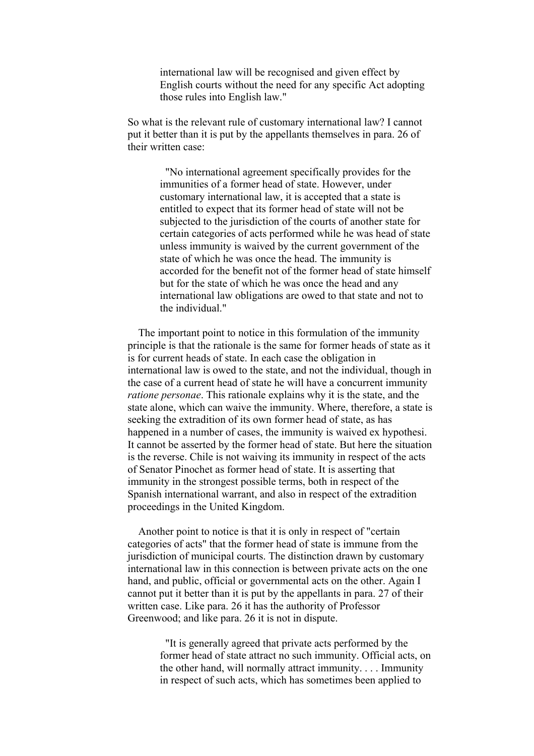> international law will be recognised and given effect by English courts without the need for any specific Act adopting those rules into English law."

So what is the relevant rule of customary international law? I cannot put it better than it is put by the appellants themselves in para. 26 of their written case:

> "No international agreement specifically provides for the immunities of a former head of state. However, under customary international law, it is accepted that a state is entitled to expect that its former head of state will not be subjected to the jurisdiction of the courts of another state for certain categories of acts performed while he was head of state unless immunity is waived by the current government of the state of which he was once the head. The immunity is accorded for the benefit not of the former head of state himself but for the state of which he was once the head and any international law obligations are owed to that state and not to the individual."

The important point to notice in this formulation of the immunity principle is that the rationale is the same for former heads of state as it is for current heads of state. In each case the obligation in international law is owed to the state, and not the individual, though in the case of a current head of state he will have a concurrent immunity *ratione personae*. This rationale explains why it is the state, and the state alone, which can waive the immunity. Where, therefore, a state is seeking the extradition of its own former head of state, as has happened in a number of cases, the immunity is waived ex hypothesi. It cannot be asserted by the former head of state. But here the situation is the reverse. Chile is not waiving its immunity in respect of the acts of Senator Pinochet as former head of state. It is asserting that immunity in the strongest possible terms, both in respect of the Spanish international warrant, and also in respect of the extradition proceedings in the United Kingdom.

Another point to notice is that it is only in respect of "certain categories of acts" that the former head of state is immune from the jurisdiction of municipal courts. The distinction drawn by customary international law in this connection is between private acts on the one hand, and public, official or governmental acts on the other. Again I cannot put it better than it is put by the appellants in para. 27 of their written case. Like para. 26 it has the authority of Professor Greenwood; and like para. 26 it is not in dispute.

> "It is generally agreed that private acts performed by the former head of state attract no such immunity. Official acts, on the other hand, will normally attract immunity. . . . Immunity in respect of such acts, which has sometimes been applied to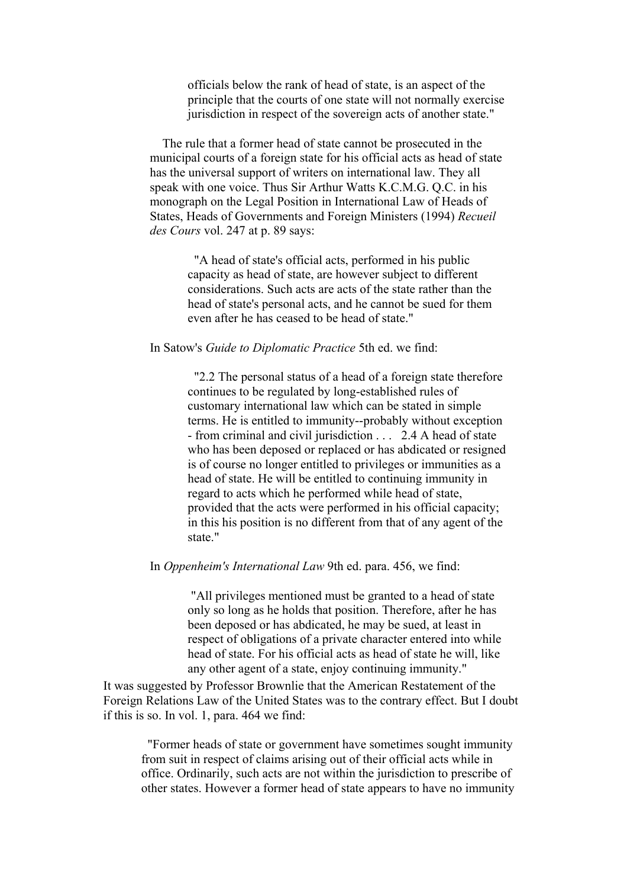> officials below the rank of head of state, is an aspect of the principle that the courts of one state will not normally exercise jurisdiction in respect of the sovereign acts of another state."

The rule that a former head of state cannot be prosecuted in the municipal courts of a foreign state for his official acts as head of state has the universal support of writers on international law. They all speak with one voice. Thus Sir Arthur Watts K.C.M.G. Q.C. in his monograph on the Legal Position in International Law of Heads of States, Heads of Governments and Foreign Ministers (1994) *Recueil des Cours* vol. 247 at p. 89 says:

> "A head of state's official acts, performed in his public capacity as head of state, are however subject to different considerations. Such acts are acts of the state rather than the head of state's personal acts, and he cannot be sued for them even after he has ceased to be head of state."

In Satow's *Guide to Diplomatic Practice* 5th ed. we find:

> "2.2 The personal status of a head of a foreign state therefore continues to be regulated by long-established rules of customary international law which can be stated in simple terms. He is entitled to immunity--probably without exception - from criminal and civil jurisdiction . . . 2.4 A head of state who has been deposed or replaced or has abdicated or resigned is of course no longer entitled to privileges or immunities as a head of state. He will be entitled to continuing immunity in regard to acts which he performed while head of state, provided that the acts were performed in his official capacity; in this his position is no different from that of any agent of the state."

In *Oppenheim's International Law* 9th ed. para. 456, we find:

> "All privileges mentioned must be granted to a head of state only so long as he holds that position. Therefore, after he has been deposed or has abdicated, he may be sued, at least in respect of obligations of a private character entered into while head of state. For his official acts as head of state he will, like any other agent of a state, enjoy continuing immunity."

It was suggested by Professor Brownlie that the American Restatement of the Foreign Relations Law of the United States was to the contrary effect. But I doubt if this is so. In vol. 1, para. 464 we find:

> "Former heads of state or government have sometimes sought immunity from suit in respect of claims arising out of their official acts while in office. Ordinarily, such acts are not within the jurisdiction to prescribe of other states. However a former head of state appears to have no immunity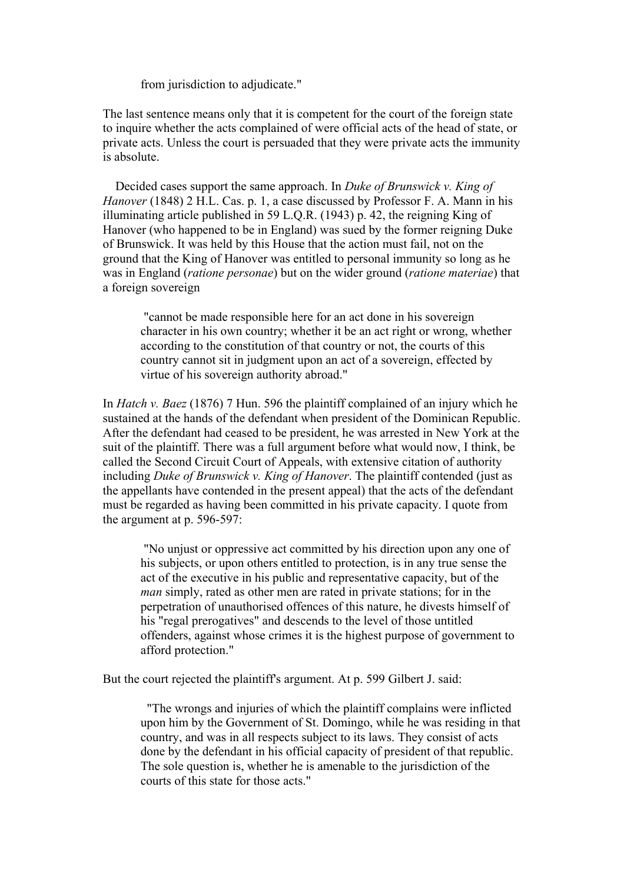> from jurisdiction to adjudicate."

The last sentence means only that it is competent for the court of the foreign state to inquire whether the acts complained of were official acts of the head of state, or private acts. Unless the court is persuaded that they were private acts the immunity is absolute.

Decided cases support the same approach. In *Duke of Brunswick v. King of Hanover* (1848) 2 H.L. Cas. p. 1, a case discussed by Professor F. A. Mann in his illuminating article published in 59 L.Q.R. (1943) p. 42, the reigning King of Hanover (who happened to be in England) was sued by the former reigning Duke of Brunswick. It was held by this House that the action must fail, not on the ground that the King of Hanover was entitled to personal immunity so long as he was in England (*ratione personae*) but on the wider ground (*ratione materiae*) that a foreign sovereign

> "cannot be made responsible here for an act done in his sovereign character in his own country; whether it be an act right or wrong, whether according to the constitution of that country or not, the courts of this country cannot sit in judgment upon an act of a sovereign, effected by virtue of his sovereign authority abroad."

In *Hatch v. Baez* (1876) 7 Hun. 596 the plaintiff complained of an injury which he sustained at the hands of the defendant when president of the Dominican Republic. After the defendant had ceased to be president, he was arrested in New York at the suit of the plaintiff. There was a full argument before what would now, I think, be called the Second Circuit Court of Appeals, with extensive citation of authority including *Duke of Brunswick v. King of Hanover*. The plaintiff contended (just as the appellants have contended in the present appeal) that the acts of the defendant must be regarded as having been committed in his private capacity. I quote from the argument at p. 596-597:

> "No unjust or oppressive act committed by his direction upon any one of his subjects, or upon others entitled to protection, is in any true sense the act of the executive in his public and representative capacity, but of the *man* simply, rated as other men are rated in private stations; for in the perpetration of unauthorised offences of this nature, he divests himself of his "regal prerogatives" and descends to the level of those untitled offenders, against whose crimes it is the highest purpose of government to afford protection."

But the court rejected the plaintiff's argument. At p. 599 Gilbert J. said:

> "The wrongs and injuries of which the plaintiff complains were inflicted upon him by the Government of St. Domingo, while he was residing in that country, and was in all respects subject to its laws. They consist of acts done by the defendant in his official capacity of president of that republic. The sole question is, whether he is amenable to the jurisdiction of the courts of this state for those acts."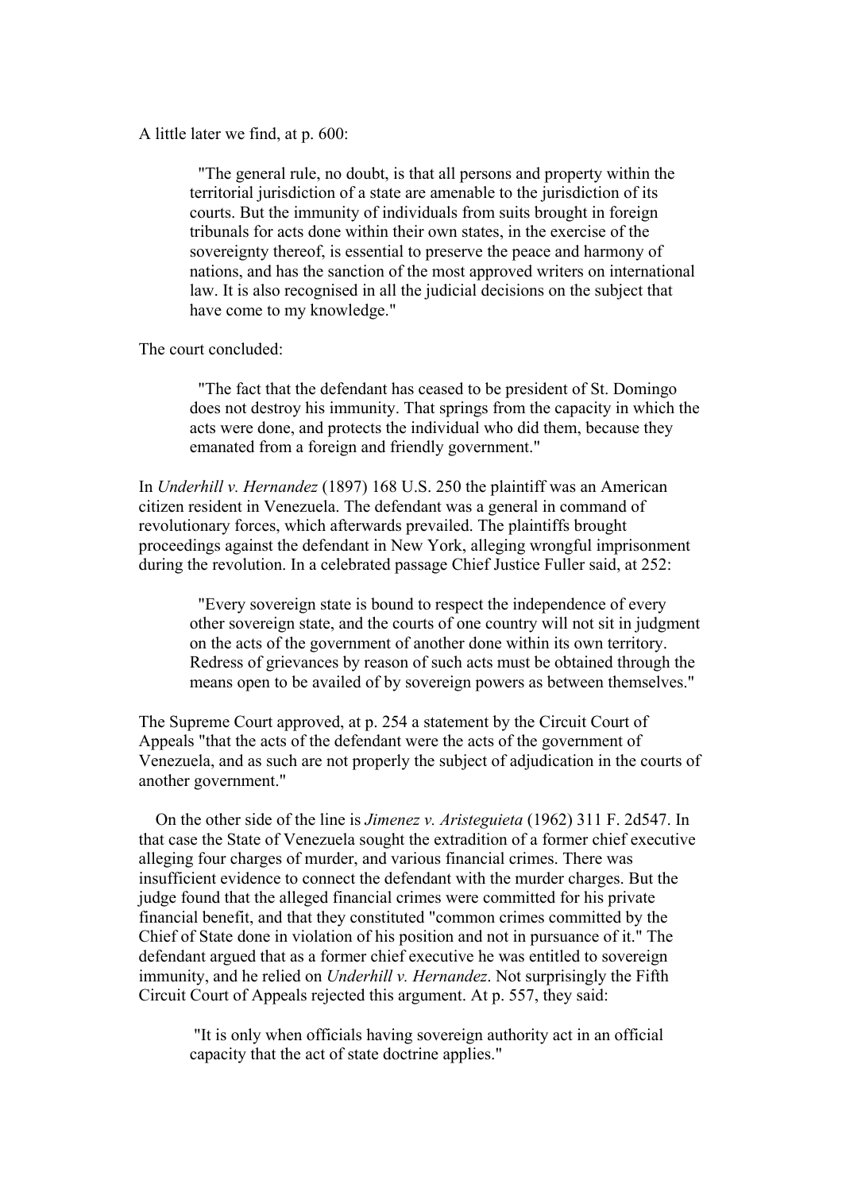A little later we find, at p. 600:

> "The general rule, no doubt, is that all persons and property within the territorial jurisdiction of a state are amenable to the jurisdiction of its courts. But the immunity of individuals from suits brought in foreign tribunals for acts done within their own states, in the exercise of the sovereignty thereof, is essential to preserve the peace and harmony of nations, and has the sanction of the most approved writers on international law. It is also recognised in all the judicial decisions on the subject that have come to my knowledge."

The court concluded:

> "The fact that the defendant has ceased to be president of St. Domingo does not destroy his immunity. That springs from the capacity in which the acts were done, and protects the individual who did them, because they emanated from a foreign and friendly government."

In *Underhill v. Hernandez* (1897) 168 U.S. 250 the plaintiff was an American citizen resident in Venezuela. The defendant was a general in command of revolutionary forces, which afterwards prevailed. The plaintiffs brought proceedings against the defendant in New York, alleging wrongful imprisonment during the revolution. In a celebrated passage Chief Justice Fuller said, at 252:

> "Every sovereign state is bound to respect the independence of every other sovereign state, and the courts of one country will not sit in judgment on the acts of the government of another done within its own territory. Redress of grievances by reason of such acts must be obtained through the means open to be availed of by sovereign powers as between themselves."

The Supreme Court approved, at p. 254 a statement by the Circuit Court of Appeals "that the acts of the defendant were the acts of the government of Venezuela, and as such are not properly the subject of adjudication in the courts of another government."

On the other side of the line is *Jimenez v. Aristeguieta* (1962) 311 F. 2d547. In that case the State of Venezuela sought the extradition of a former chief executive alleging four charges of murder, and various financial crimes. There was insufficient evidence to connect the defendant with the murder charges. But the judge found that the alleged financial crimes were committed for his private financial benefit, and that they constituted "common crimes committed by the Chief of State done in violation of his position and not in pursuance of it." The defendant argued that as a former chief executive he was entitled to sovereign immunity, and he relied on *Underhill v. Hernandez*. Not surprisingly the Fifth Circuit Court of Appeals rejected this argument. At p. 557, they said:

> "It is only when officials having sovereign authority act in an official capacity that the act of state doctrine applies."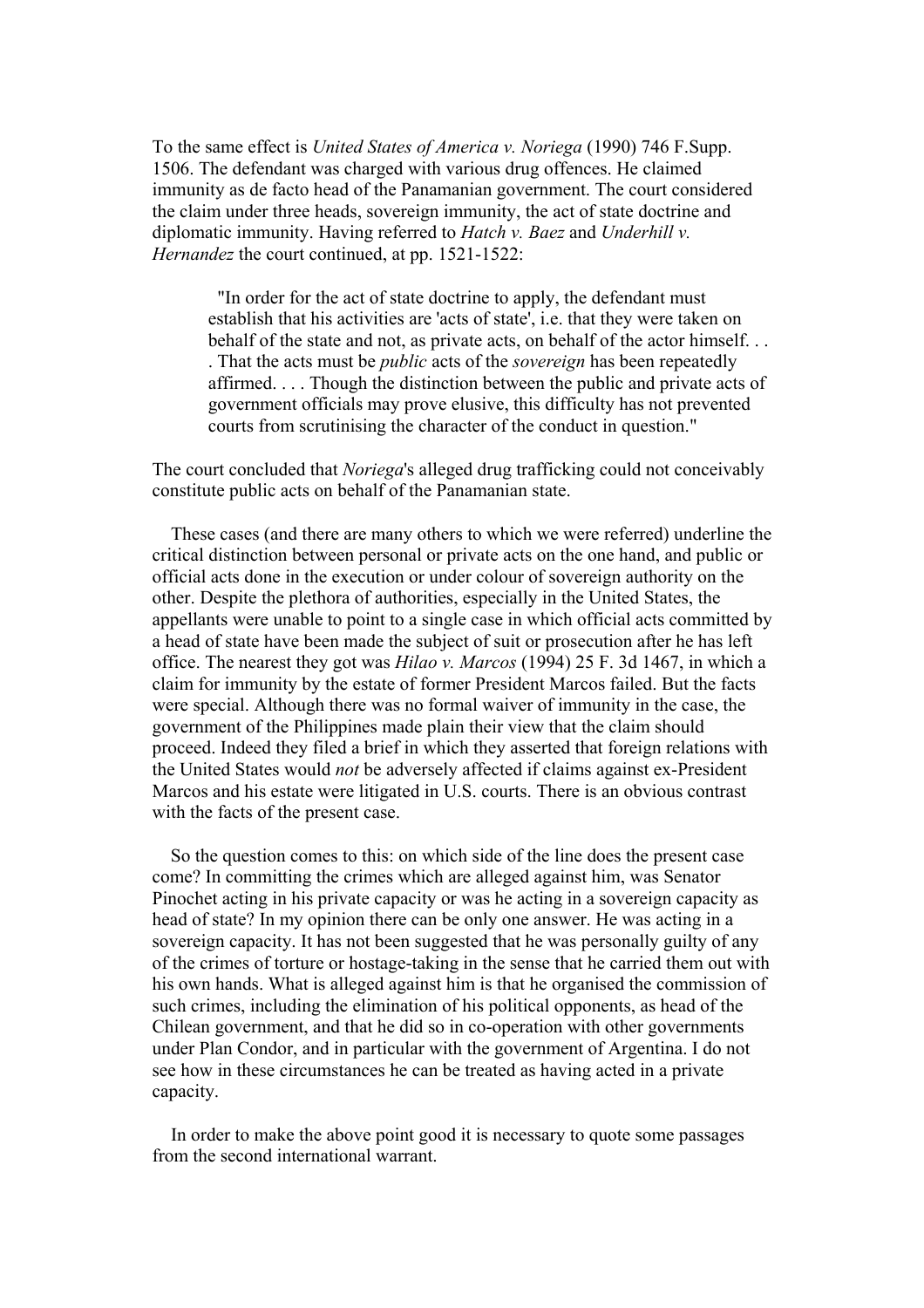To the same effect is *United States of America v. Noriega* (1990) 746 F.Supp. 1506. The defendant was charged with various drug offences. He claimed immunity as de facto head of the Panamanian government. The court considered the claim under three heads, sovereign immunity, the act of state doctrine and diplomatic immunity. Having referred to *Hatch v. Baez* and *Underhill v. Hernandez* the court continued, at pp. 1521-1522:

> "In order for the act of state doctrine to apply, the defendant must establish that his activities are 'acts of state', i.e. that they were taken on behalf of the state and not, as private acts, on behalf of the actor himself. . . . That the acts must be *public* acts of the *sovereign* has been repeatedly affirmed. . . . Though the distinction between the public and private acts of government officials may prove elusive, this difficulty has not prevented courts from scrutinising the character of the conduct in question."

The court concluded that *Noriega*'s alleged drug trafficking could not conceivably constitute public acts on behalf of the Panamanian state.

These cases (and there are many others to which we were referred) underline the critical distinction between personal or private acts on the one hand, and public or official acts done in the execution or under colour of sovereign authority on the other. Despite the plethora of authorities, especially in the United States, the appellants were unable to point to a single case in which official acts committed by a head of state have been made the subject of suit or prosecution after he has left office. The nearest they got was *Hilao v. Marcos* (1994) 25 F. 3d 1467, in which a claim for immunity by the estate of former President Marcos failed. But the facts were special. Although there was no formal waiver of immunity in the case, the government of the Philippines made plain their view that the claim should proceed. Indeed they filed a brief in which they asserted that foreign relations with the United States would *not* be adversely affected if claims against ex-President Marcos and his estate were litigated in U.S. courts. There is an obvious contrast with the facts of the present case.

So the question comes to this: on which side of the line does the present case come? In committing the crimes which are alleged against him, was Senator Pinochet acting in his private capacity or was he acting in a sovereign capacity as head of state? In my opinion there can be only one answer. He was acting in a sovereign capacity. It has not been suggested that he was personally guilty of any of the crimes of torture or hostage-taking in the sense that he carried them out with his own hands. What is alleged against him is that he organised the commission of such crimes, including the elimination of his political opponents, as head of the Chilean government, and that he did so in co-operation with other governments under Plan Condor, and in particular with the government of Argentina. I do not see how in these circumstances he can be treated as having acted in a private capacity.

In order to make the above point good it is necessary to quote some passages from the second international warrant.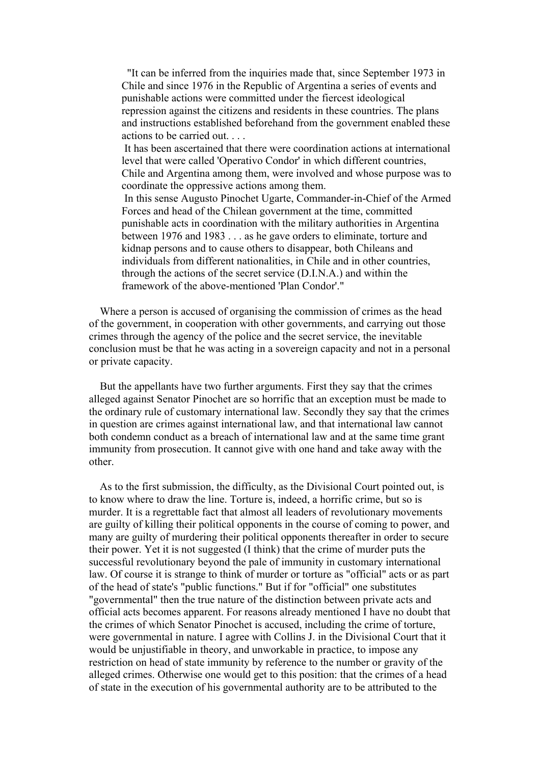> "It can be inferred from the inquiries made that, since September 1973 in Chile and since 1976 in the Republic of Argentina a series of events and punishable actions were committed under the fiercest ideological repression against the citizens and residents in these countries. The plans and instructions established beforehand from the government enabled these actions to be carried out. . . .
>
> It has been ascertained that there were coordination actions at international level that were called 'Operativo Condor' in which different countries, Chile and Argentina among them, were involved and whose purpose was to coordinate the oppressive actions among them.
>
> In this sense Augusto Pinochet Ugarte, Commander-in-Chief of the Armed Forces and head of the Chilean government at the time, committed punishable acts in coordination with the military authorities in Argentina between 1976 and 1983 . . . as he gave orders to eliminate, torture and kidnap persons and to cause others to disappear, both Chileans and individuals from different nationalities, in Chile and in other countries, through the actions of the secret service (D.I.N.A.) and within the framework of the above-mentioned 'Plan Condor'."

Where a person is accused of organising the commission of crimes as the head of the government, in cooperation with other governments, and carrying out those crimes through the agency of the police and the secret service, the inevitable conclusion must be that he was acting in a sovereign capacity and not in a personal or private capacity.

But the appellants have two further arguments. First they say that the crimes alleged against Senator Pinochet are so horrific that an exception must be made to the ordinary rule of customary international law. Secondly they say that the crimes in question are crimes against international law, and that international law cannot both condemn conduct as a breach of international law and at the same time grant immunity from prosecution. It cannot give with one hand and take away with the other.

As to the first submission, the difficulty, as the Divisional Court pointed out, is to know where to draw the line. Torture is, indeed, a horrific crime, but so is murder. It is a regrettable fact that almost all leaders of revolutionary movements are guilty of killing their political opponents in the course of coming to power, and many are guilty of murdering their political opponents thereafter in order to secure their power. Yet it is not suggested (I think) that the crime of murder puts the successful revolutionary beyond the pale of immunity in customary international law. Of course it is strange to think of murder or torture as "official" acts or as part of the head of state's "public functions." But if for "official" one substitutes "governmental" then the true nature of the distinction between private acts and official acts becomes apparent. For reasons already mentioned I have no doubt that the crimes of which Senator Pinochet is accused, including the crime of torture, were governmental in nature. I agree with Collins J. in the Divisional Court that it would be unjustifiable in theory, and unworkable in practice, to impose any restriction on head of state immunity by reference to the number or gravity of the alleged crimes. Otherwise one would get to this position: that the crimes of a head of state in the execution of his governmental authority are to be attributed to the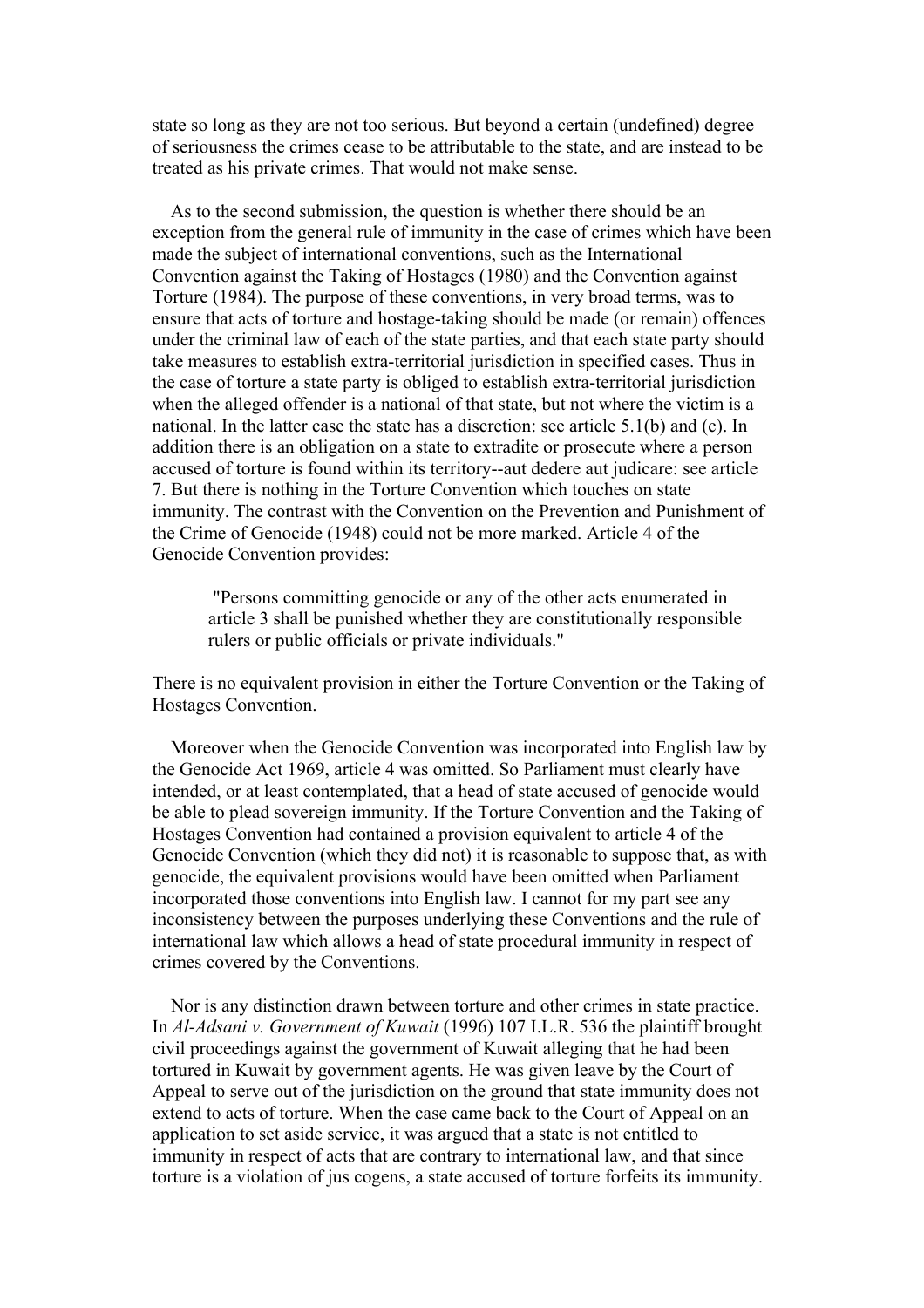state so long as they are not too serious. But beyond a certain (undefined) degree of seriousness the crimes cease to be attributable to the state, and are instead to be treated as his private crimes. That would not make sense.

As to the second submission, the question is whether there should be an exception from the general rule of immunity in the case of crimes which have been made the subject of international conventions, such as the International Convention against the Taking of Hostages (1980) and the Convention against Torture (1984). The purpose of these conventions, in very broad terms, was to ensure that acts of torture and hostage-taking should be made (or remain) offences under the criminal law of each of the state parties, and that each state party should take measures to establish extra-territorial jurisdiction in specified cases. Thus in the case of torture a state party is obliged to establish extra-territorial jurisdiction when the alleged offender is a national of that state, but not where the victim is a national. In the latter case the state has a discretion: see article 5.1(b) and (c). In addition there is an obligation on a state to extradite or prosecute where a person accused of torture is found within its territory--aut dedere aut judicare: see article 7. But there is nothing in the Torture Convention which touches on state immunity. The contrast with the Convention on the Prevention and Punishment of the Crime of Genocide (1948) could not be more marked. Article 4 of the Genocide Convention provides:

> "Persons committing genocide or any of the other acts enumerated in article 3 shall be punished whether they are constitutionally responsible rulers or public officials or private individuals."

There is no equivalent provision in either the Torture Convention or the Taking of Hostages Convention.

Moreover when the Genocide Convention was incorporated into English law by the Genocide Act 1969, article 4 was omitted. So Parliament must clearly have intended, or at least contemplated, that a head of state accused of genocide would be able to plead sovereign immunity. If the Torture Convention and the Taking of Hostages Convention had contained a provision equivalent to article 4 of the Genocide Convention (which they did not) it is reasonable to suppose that, as with genocide, the equivalent provisions would have been omitted when Parliament incorporated those conventions into English law. I cannot for my part see any inconsistency between the purposes underlying these Conventions and the rule of international law which allows a head of state procedural immunity in respect of crimes covered by the Conventions.

Nor is any distinction drawn between torture and other crimes in state practice. In *Al-Adsani v. Government of Kuwait* (1996) 107 I.L.R. 536 the plaintiff brought civil proceedings against the government of Kuwait alleging that he had been tortured in Kuwait by government agents. He was given leave by the Court of Appeal to serve out of the jurisdiction on the ground that state immunity does not extend to acts of torture. When the case came back to the Court of Appeal on an application to set aside service, it was argued that a state is not entitled to immunity in respect of acts that are contrary to international law, and that since torture is a violation of jus cogens, a state accused of torture forfeits its immunity.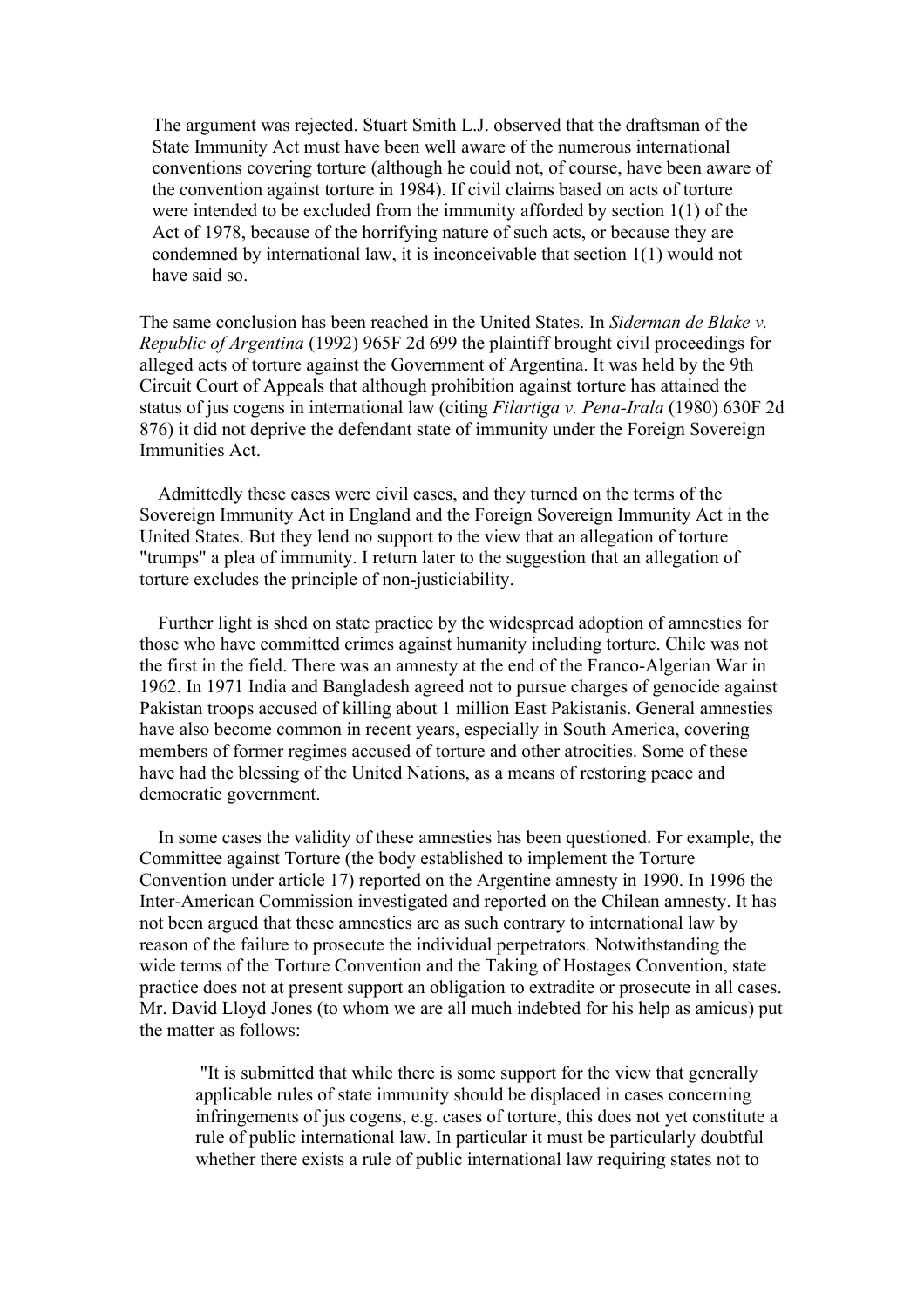> The argument was rejected. Stuart Smith L.J. observed that the draftsman of the State Immunity Act must have been well aware of the numerous international conventions covering torture (although he could not, of course, have been aware of the convention against torture in 1984). If civil claims based on acts of torture were intended to be excluded from the immunity afforded by section 1(1) of the Act of 1978, because of the horrifying nature of such acts, or because they are condemned by international law, it is inconceivable that section 1(1) would not have said so.

The same conclusion has been reached in the United States. In *Siderman de Blake v. Republic of Argentina* (1992) 965F 2d 699 the plaintiff brought civil proceedings for alleged acts of torture against the Government of Argentina. It was held by the 9th Circuit Court of Appeals that although prohibition against torture has attained the status of jus cogens in international law (citing *Filartiga v. Pena-Irala* (1980) 630F 2d 876) it did not deprive the defendant state of immunity under the Foreign Sovereign Immunities Act.

Admittedly these cases were civil cases, and they turned on the terms of the Sovereign Immunity Act in England and the Foreign Sovereign Immunity Act in the United States. But they lend no support to the view that an allegation of torture "trumps" a plea of immunity. I return later to the suggestion that an allegation of torture excludes the principle of non-justiciability.

Further light is shed on state practice by the widespread adoption of amnesties for those who have committed crimes against humanity including torture. Chile was not the first in the field. There was an amnesty at the end of the Franco-Algerian War in 1962. In 1971 India and Bangladesh agreed not to pursue charges of genocide against Pakistan troops accused of killing about 1 million East Pakistanis. General amnesties have also become common in recent years, especially in South America, covering members of former regimes accused of torture and other atrocities. Some of these have had the blessing of the United Nations, as a means of restoring peace and democratic government.

In some cases the validity of these amnesties has been questioned. For example, the Committee against Torture (the body established to implement the Torture Convention under article 17) reported on the Argentine amnesty in 1990. In 1996 the Inter-American Commission investigated and reported on the Chilean amnesty. It has not been argued that these amnesties are as such contrary to international law by reason of the failure to prosecute the individual perpetrators. Notwithstanding the wide terms of the Torture Convention and the Taking of Hostages Convention, state practice does not at present support an obligation to extradite or prosecute in all cases. Mr. David Lloyd Jones (to whom we are all much indebted for his help as amicus) put the matter as follows:

> "It is submitted that while there is some support for the view that generally applicable rules of state immunity should be displaced in cases concerning infringements of jus cogens, e.g. cases of torture, this does not yet constitute a rule of public international law. In particular it must be particularly doubtful whether there exists a rule of public international law requiring states not to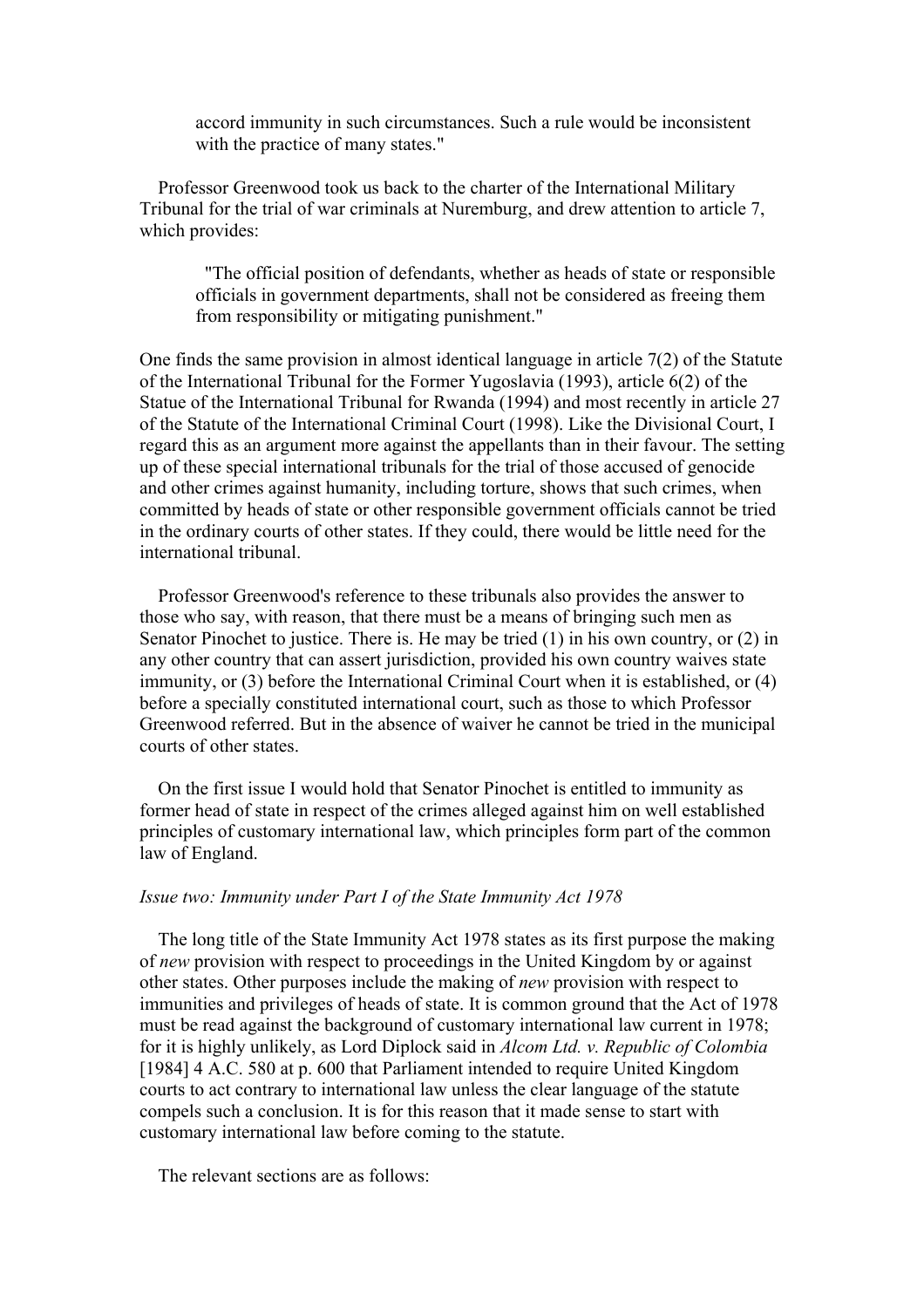> accord immunity in such circumstances. Such a rule would be inconsistent with the practice of many states."

Professor Greenwood took us back to the charter of the International Military Tribunal for the trial of war criminals at Nuremburg, and drew attention to article 7, which provides:

> "The official position of defendants, whether as heads of state or responsible officials in government departments, shall not be considered as freeing them from responsibility or mitigating punishment."

One finds the same provision in almost identical language in article 7(2) of the Statute of the International Tribunal for the Former Yugoslavia (1993), article 6(2) of the Statue of the International Tribunal for Rwanda (1994) and most recently in article 27 of the Statute of the International Criminal Court (1998). Like the Divisional Court, I regard this as an argument more against the appellants than in their favour. The setting up of these special international tribunals for the trial of those accused of genocide and other crimes against humanity, including torture, shows that such crimes, when committed by heads of state or other responsible government officials cannot be tried in the ordinary courts of other states. If they could, there would be little need for the international tribunal.

Professor Greenwood's reference to these tribunals also provides the answer to those who say, with reason, that there must be a means of bringing such men as Senator Pinochet to justice. There is. He may be tried (1) in his own country, or (2) in any other country that can assert jurisdiction, provided his own country waives state immunity, or (3) before the International Criminal Court when it is established, or (4) before a specially constituted international court, such as those to which Professor Greenwood referred. But in the absence of waiver he cannot be tried in the municipal courts of other states.

On the first issue I would hold that Senator Pinochet is entitled to immunity as former head of state in respect of the crimes alleged against him on well established principles of customary international law, which principles form part of the common law of England.

*Issue two: Immunity under Part I of the State Immunity Act 1978*

The long title of the State Immunity Act 1978 states as its first purpose the making of *new* provision with respect to proceedings in the United Kingdom by or against other states. Other purposes include the making of *new* provision with respect to immunities and privileges of heads of state. It is common ground that the Act of 1978 must be read against the background of customary international law current in 1978; for it is highly unlikely, as Lord Diplock said in *Alcom Ltd. v. Republic of Colombia* [1984] 4 A.C. 580 at p. 600 that Parliament intended to require United Kingdom courts to act contrary to international law unless the clear language of the statute compels such a conclusion. It is for this reason that it made sense to start with customary international law before coming to the statute.

The relevant sections are as follows: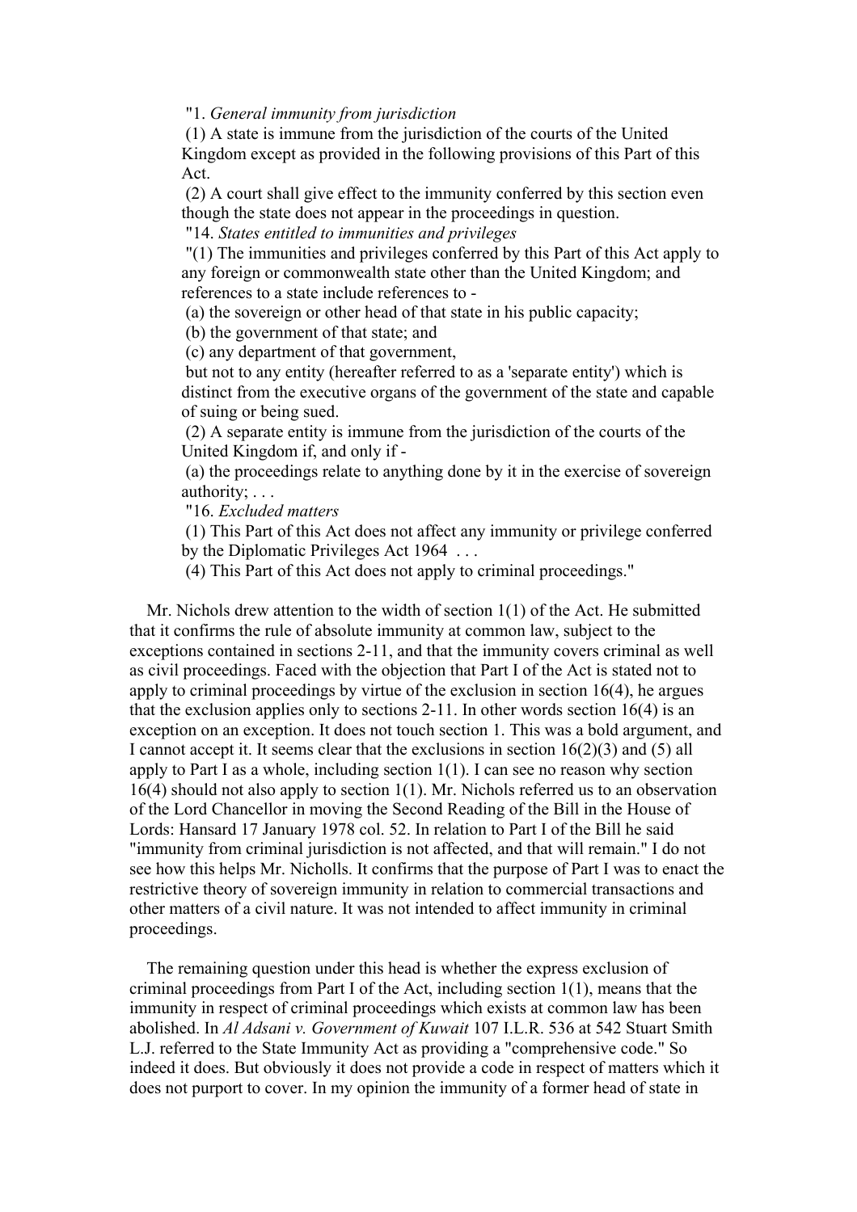"1. *General immunity from jurisdiction*

(1) A state is immune from the jurisdiction of the courts of the United Kingdom except as provided in the following provisions of this Part of this Act.

(2) A court shall give effect to the immunity conferred by this section even though the state does not appear in the proceedings in question.

"14. *States entitled to immunities and privileges*

"(1) The immunities and privileges conferred by this Part of this Act apply to any foreign or commonwealth state other than the United Kingdom; and references to a state include references to -

(a) the sovereign or other head of that state in his public capacity;

(b) the government of that state; and

(c) any department of that government,

but not to any entity (hereafter referred to as a 'separate entity') which is distinct from the executive organs of the government of the state and capable of suing or being sued.

(2) A separate entity is immune from the jurisdiction of the courts of the United Kingdom if, and only if -

(a) the proceedings relate to anything done by it in the exercise of sovereign authority; . . .

"16. *Excluded matters*

(1) This Part of this Act does not affect any immunity or privilege conferred by the Diplomatic Privileges Act 1964 . . .

(4) This Part of this Act does not apply to criminal proceedings."

Mr. Nichols drew attention to the width of section 1(1) of the Act. He submitted that it confirms the rule of absolute immunity at common law, subject to the exceptions contained in sections 2-11, and that the immunity covers criminal as well as civil proceedings. Faced with the objection that Part I of the Act is stated not to apply to criminal proceedings by virtue of the exclusion in section 16(4), he argues that the exclusion applies only to sections 2-11. In other words section 16(4) is an exception on an exception. It does not touch section 1. This was a bold argument, and I cannot accept it. It seems clear that the exclusions in section 16(2)(3) and (5) all apply to Part I as a whole, including section 1(1). I can see no reason why section 16(4) should not also apply to section 1(1). Mr. Nichols referred us to an observation of the Lord Chancellor in moving the Second Reading of the Bill in the House of Lords: Hansard 17 January 1978 col. 52. In relation to Part I of the Bill he said "immunity from criminal jurisdiction is not affected, and that will remain." I do not see how this helps Mr. Nicholls. It confirms that the purpose of Part I was to enact the restrictive theory of sovereign immunity in relation to commercial transactions and other matters of a civil nature. It was not intended to affect immunity in criminal proceedings.

The remaining question under this head is whether the express exclusion of criminal proceedings from Part I of the Act, including section 1(1), means that the immunity in respect of criminal proceedings which exists at common law has been abolished. In *Al Adsani v. Government of Kuwait* 107 I.L.R. 536 at 542 Stuart Smith L.J. referred to the State Immunity Act as providing a "comprehensive code." So indeed it does. But obviously it does not provide a code in respect of matters which it does not purport to cover. In my opinion the immunity of a former head of state in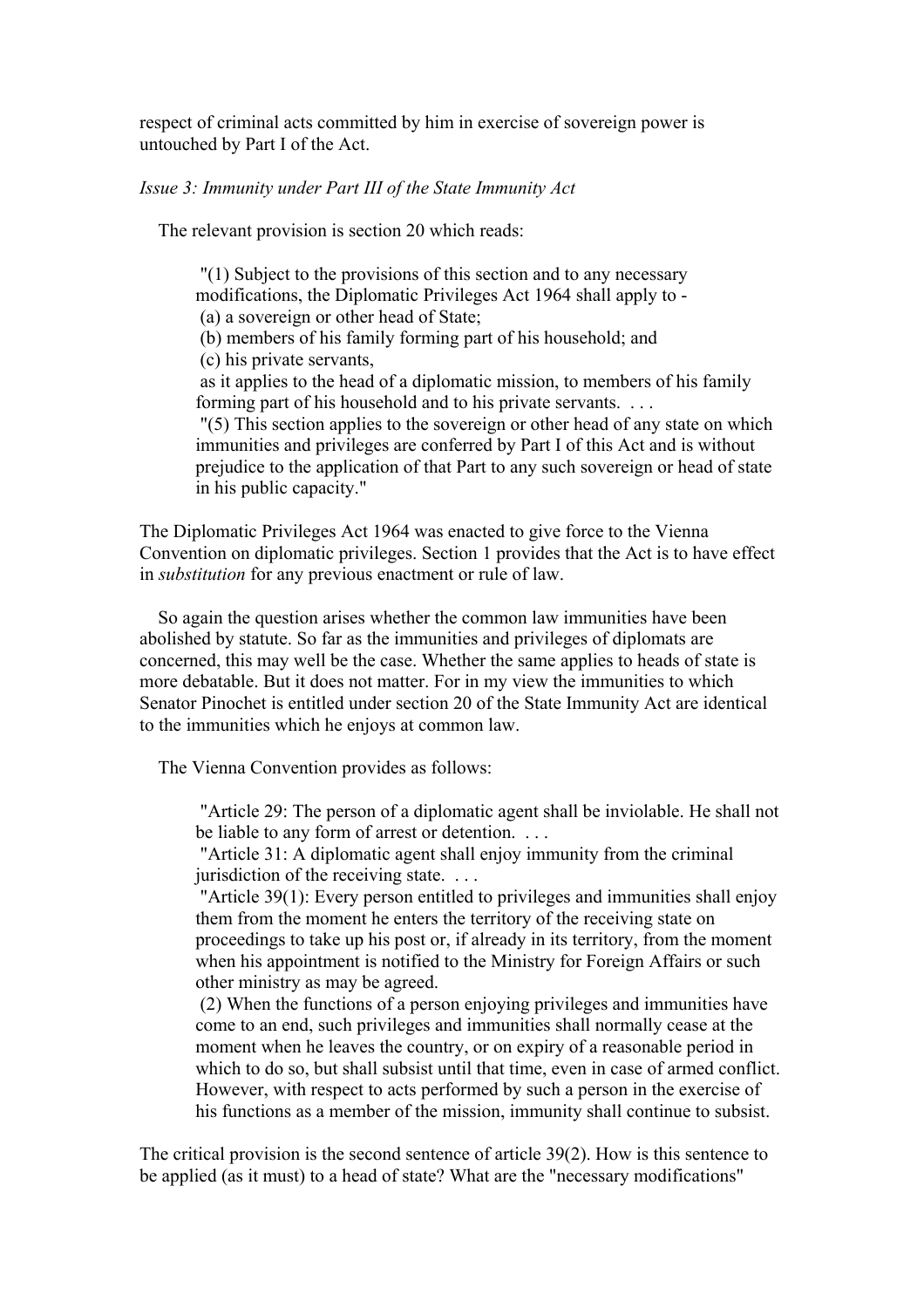respect of criminal acts committed by him in exercise of sovereign power is untouched by Part I of the Act.

*Issue 3: Immunity under Part III of the State Immunity Act*

The relevant provision is section 20 which reads:

> "(1) Subject to the provisions of this section and to any necessary modifications, the Diplomatic Privileges Act 1964 shall apply to -
> (a) a sovereign or other head of State;
> (b) members of his family forming part of his household; and
> (c) his private servants,
> as it applies to the head of a diplomatic mission, to members of his family forming part of his household and to his private servants. . . .
> "(5) This section applies to the sovereign or other head of any state on which immunities and privileges are conferred by Part I of this Act and is without prejudice to the application of that Part to any such sovereign or head of state in his public capacity."

The Diplomatic Privileges Act 1964 was enacted to give force to the Vienna Convention on diplomatic privileges. Section 1 provides that the Act is to have effect in *substitution* for any previous enactment or rule of law.

So again the question arises whether the common law immunities have been abolished by statute. So far as the immunities and privileges of diplomats are concerned, this may well be the case. Whether the same applies to heads of state is more debatable. But it does not matter. For in my view the immunities to which Senator Pinochet is entitled under section 20 of the State Immunity Act are identical to the immunities which he enjoys at common law.

The Vienna Convention provides as follows:

> "Article 29: The person of a diplomatic agent shall be inviolable. He shall not be liable to any form of arrest or detention. . . .
> "Article 31: A diplomatic agent shall enjoy immunity from the criminal jurisdiction of the receiving state. . . .
> "Article 39(1): Every person entitled to privileges and immunities shall enjoy them from the moment he enters the territory of the receiving state on proceedings to take up his post or, if already in its territory, from the moment when his appointment is notified to the Ministry for Foreign Affairs or such other ministry as may be agreed.
> (2) When the functions of a person enjoying privileges and immunities have come to an end, such privileges and immunities shall normally cease at the moment when he leaves the country, or on expiry of a reasonable period in which to do so, but shall subsist until that time, even in case of armed conflict. However, with respect to acts performed by such a person in the exercise of his functions as a member of the mission, immunity shall continue to subsist.

The critical provision is the second sentence of article 39(2). How is this sentence to be applied (as it must) to a head of state? What are the "necessary modifications"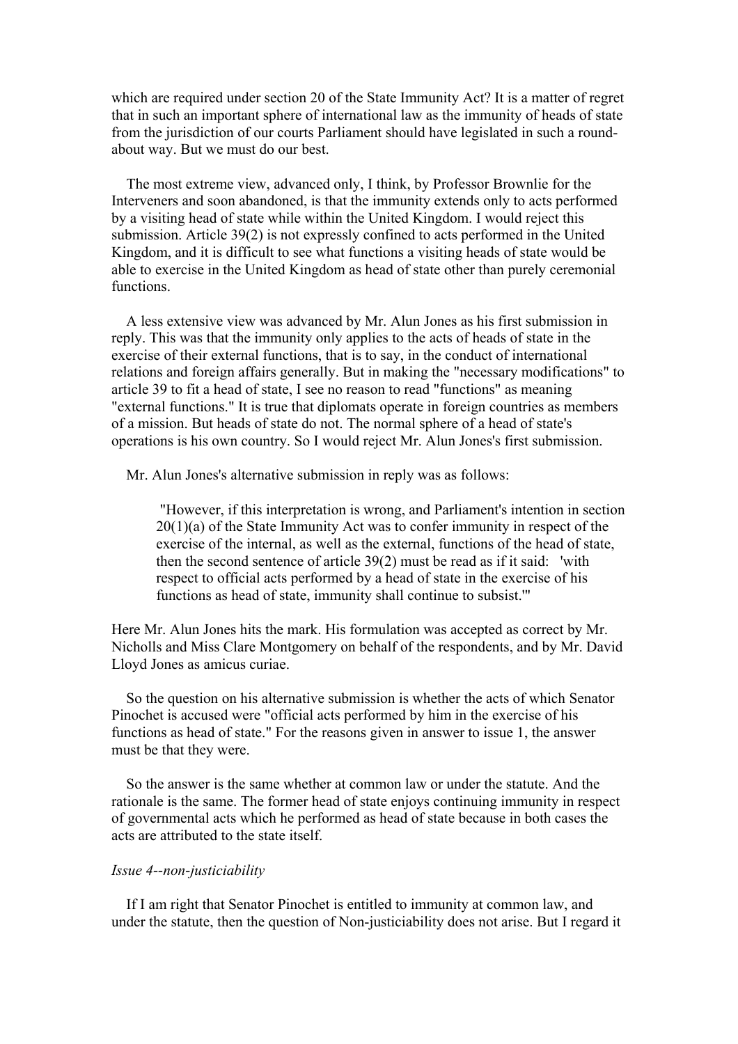which are required under section 20 of the State Immunity Act? It is a matter of regret that in such an important sphere of international law as the immunity of heads of state from the jurisdiction of our courts Parliament should have legislated in such a round-about way. But we must do our best.

The most extreme view, advanced only, I think, by Professor Brownlie for the Interveners and soon abandoned, is that the immunity extends only to acts performed by a visiting head of state while within the United Kingdom. I would reject this submission. Article 39(2) is not expressly confined to acts performed in the United Kingdom, and it is difficult to see what functions a visiting heads of state would be able to exercise in the United Kingdom as head of state other than purely ceremonial functions.

A less extensive view was advanced by Mr. Alun Jones as his first submission in reply. This was that the immunity only applies to the acts of heads of state in the exercise of their external functions, that is to say, in the conduct of international relations and foreign affairs generally. But in making the "necessary modifications" to article 39 to fit a head of state, I see no reason to read "functions" as meaning "external functions." It is true that diplomats operate in foreign countries as members of a mission. But heads of state do not. The normal sphere of a head of state's operations is his own country. So I would reject Mr. Alun Jones's first submission.

Mr. Alun Jones's alternative submission in reply was as follows:

> "However, if this interpretation is wrong, and Parliament's intention in section 20(1)(a) of the State Immunity Act was to confer immunity in respect of the exercise of the internal, as well as the external, functions of the head of state, then the second sentence of article 39(2) must be read as if it said: 'with respect to official acts performed by a head of state in the exercise of his functions as head of state, immunity shall continue to subsist.'"

Here Mr. Alun Jones hits the mark. His formulation was accepted as correct by Mr. Nicholls and Miss Clare Montgomery on behalf of the respondents, and by Mr. David Lloyd Jones as amicus curiae.

So the question on his alternative submission is whether the acts of which Senator Pinochet is accused were "official acts performed by him in the exercise of his functions as head of state." For the reasons given in answer to issue 1, the answer must be that they were.

So the answer is the same whether at common law or under the statute. And the rationale is the same. The former head of state enjoys continuing immunity in respect of governmental acts which he performed as head of state because in both cases the acts are attributed to the state itself.

*Issue 4--non-justiciability*

If I am right that Senator Pinochet is entitled to immunity at common law, and under the statute, then the question of Non-justiciability does not arise. But I regard it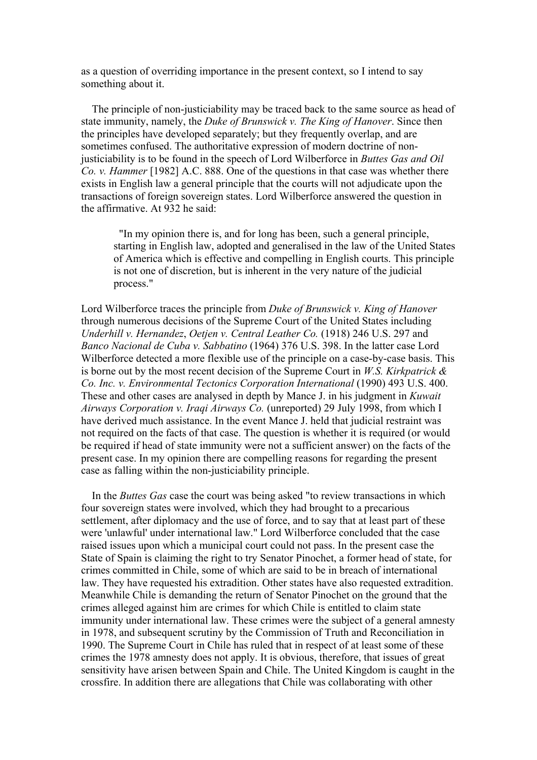as a question of overriding importance in the present context, so I intend to say something about it.

The principle of non-justiciability may be traced back to the same source as head of state immunity, namely, the *Duke of Brunswick v. The King of Hanover*. Since then the principles have developed separately; but they frequently overlap, and are sometimes confused. The authoritative expression of modern doctrine of non-justiciability is to be found in the speech of Lord Wilberforce in *Buttes Gas and Oil Co. v. Hammer* [1982] A.C. 888. One of the questions in that case was whether there exists in English law a general principle that the courts will not adjudicate upon the transactions of foreign sovereign states. Lord Wilberforce answered the question in the affirmative. At 932 he said:

> "In my opinion there is, and for long has been, such a general principle, starting in English law, adopted and generalised in the law of the United States of America which is effective and compelling in English courts. This principle is not one of discretion, but is inherent in the very nature of the judicial process."

Lord Wilberforce traces the principle from *Duke of Brunswick v. King of Hanover* through numerous decisions of the Supreme Court of the United States including *Underhill v. Hernandez*, *Oetjen v. Central Leather Co.* (1918) 246 U.S. 297 and *Banco Nacional de Cuba v. Sabbatino* (1964) 376 U.S. 398. In the latter case Lord Wilberforce detected a more flexible use of the principle on a case-by-case basis. This is borne out by the most recent decision of the Supreme Court in *W.S. Kirkpatrick & Co. Inc. v. Environmental Tectonics Corporation International* (1990) 493 U.S. 400. These and other cases are analysed in depth by Mance J. in his judgment in *Kuwait Airways Corporation v. Iraqi Airways Co.* (unreported) 29 July 1998, from which I have derived much assistance. In the event Mance J. held that judicial restraint was not required on the facts of that case. The question is whether it is required (or would be required if head of state immunity were not a sufficient answer) on the facts of the present case. In my opinion there are compelling reasons for regarding the present case as falling within the non-justiciability principle.

In the *Buttes Gas* case the court was being asked "to review transactions in which four sovereign states were involved, which they had brought to a precarious settlement, after diplomacy and the use of force, and to say that at least part of these were 'unlawful' under international law." Lord Wilberforce concluded that the case raised issues upon which a municipal court could not pass. In the present case the State of Spain is claiming the right to try Senator Pinochet, a former head of state, for crimes committed in Chile, some of which are said to be in breach of international law. They have requested his extradition. Other states have also requested extradition. Meanwhile Chile is demanding the return of Senator Pinochet on the ground that the crimes alleged against him are crimes for which Chile is entitled to claim state immunity under international law. These crimes were the subject of a general amnesty in 1978, and subsequent scrutiny by the Commission of Truth and Reconciliation in 1990. The Supreme Court in Chile has ruled that in respect of at least some of these crimes the 1978 amnesty does not apply. It is obvious, therefore, that issues of great sensitivity have arisen between Spain and Chile. The United Kingdom is caught in the crossfire. In addition there are allegations that Chile was collaborating with other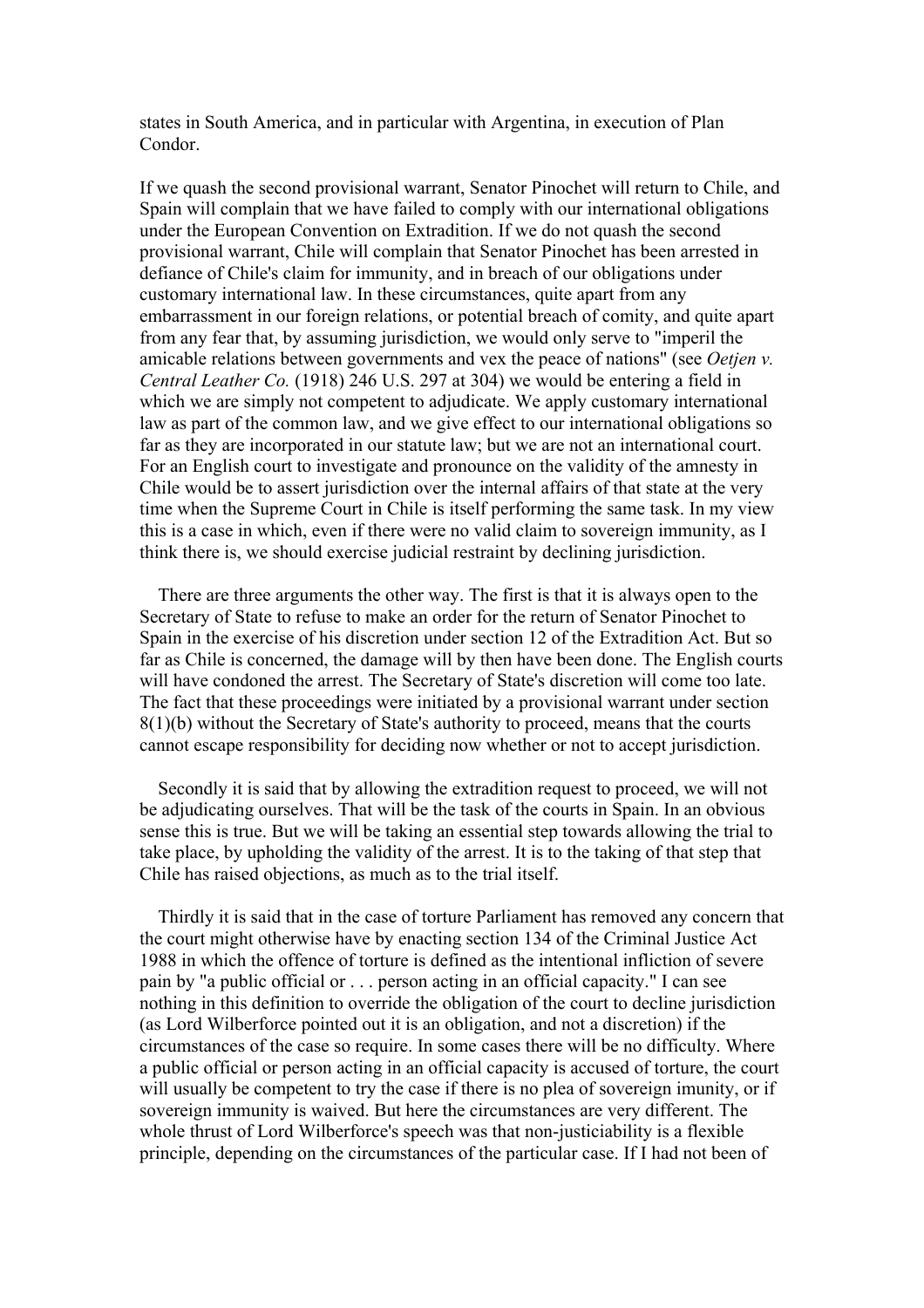states in South America, and in particular with Argentina, in execution of Plan Condor.

If we quash the second provisional warrant, Senator Pinochet will return to Chile, and Spain will complain that we have failed to comply with our international obligations under the European Convention on Extradition. If we do not quash the second provisional warrant, Chile will complain that Senator Pinochet has been arrested in defiance of Chile's claim for immunity, and in breach of our obligations under customary international law. In these circumstances, quite apart from any embarrassment in our foreign relations, or potential breach of comity, and quite apart from any fear that, by assuming jurisdiction, we would only serve to "imperil the amicable relations between governments and vex the peace of nations" (see *Oetjen v. Central Leather Co.* (1918) 246 U.S. 297 at 304) we would be entering a field in which we are simply not competent to adjudicate. We apply customary international law as part of the common law, and we give effect to our international obligations so far as they are incorporated in our statute law; but we are not an international court. For an English court to investigate and pronounce on the validity of the amnesty in Chile would be to assert jurisdiction over the internal affairs of that state at the very time when the Supreme Court in Chile is itself performing the same task. In my view this is a case in which, even if there were no valid claim to sovereign immunity, as I think there is, we should exercise judicial restraint by declining jurisdiction.

There are three arguments the other way. The first is that it is always open to the Secretary of State to refuse to make an order for the return of Senator Pinochet to Spain in the exercise of his discretion under section 12 of the Extradition Act. But so far as Chile is concerned, the damage will by then have been done. The English courts will have condoned the arrest. The Secretary of State's discretion will come too late. The fact that these proceedings were initiated by a provisional warrant under section 8(1)(b) without the Secretary of State's authority to proceed, means that the courts cannot escape responsibility for deciding now whether or not to accept jurisdiction.

Secondly it is said that by allowing the extradition request to proceed, we will not be adjudicating ourselves. That will be the task of the courts in Spain. In an obvious sense this is true. But we will be taking an essential step towards allowing the trial to take place, by upholding the validity of the arrest. It is to the taking of that step that Chile has raised objections, as much as to the trial itself.

Thirdly it is said that in the case of torture Parliament has removed any concern that the court might otherwise have by enacting section 134 of the Criminal Justice Act 1988 in which the offence of torture is defined as the intentional infliction of severe pain by "a public official or . . . person acting in an official capacity." I can see nothing in this definition to override the obligation of the court to decline jurisdiction (as Lord Wilberforce pointed out it is an obligation, and not a discretion) if the circumstances of the case so require. In some cases there will be no difficulty. Where a public official or person acting in an official capacity is accused of torture, the court will usually be competent to try the case if there is no plea of sovereign imunity, or if sovereign immunity is waived. But here the circumstances are very different. The whole thrust of Lord Wilberforce's speech was that non-justiciability is a flexible principle, depending on the circumstances of the particular case. If I had not been of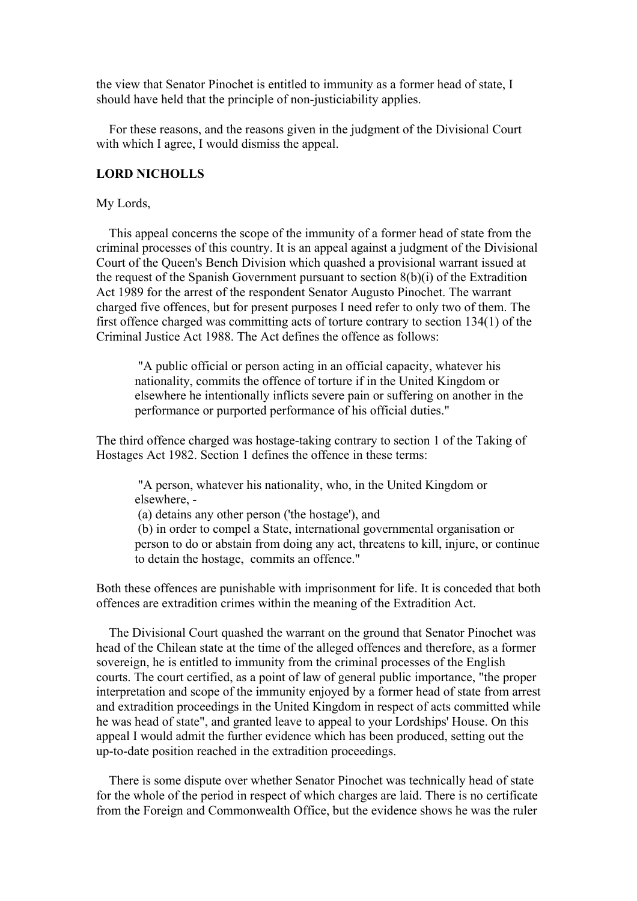the view that Senator Pinochet is entitled to immunity as a former head of state, I should have held that the principle of non-justiciability applies.

For these reasons, and the reasons given in the judgment of the Divisional Court with which I agree, I would dismiss the appeal.

**LORD NICHOLLS**

My Lords,

This appeal concerns the scope of the immunity of a former head of state from the criminal processes of this country. It is an appeal against a judgment of the Divisional Court of the Queen's Bench Division which quashed a provisional warrant issued at the request of the Spanish Government pursuant to section 8(b)(i) of the Extradition Act 1989 for the arrest of the respondent Senator Augusto Pinochet. The warrant charged five offences, but for present purposes I need refer to only two of them. The first offence charged was committing acts of torture contrary to section 134(1) of the Criminal Justice Act 1988. The Act defines the offence as follows:

> "A public official or person acting in an official capacity, whatever his nationality, commits the offence of torture if in the United Kingdom or elsewhere he intentionally inflicts severe pain or suffering on another in the performance or purported performance of his official duties."

The third offence charged was hostage-taking contrary to section 1 of the Taking of Hostages Act 1982. Section 1 defines the offence in these terms:

> "A person, whatever his nationality, who, in the United Kingdom or elsewhere, -
> (a) detains any other person ('the hostage'), and
> (b) in order to compel a State, international governmental organisation or person to do or abstain from doing any act, threatens to kill, injure, or continue to detain the hostage, commits an offence."

Both these offences are punishable with imprisonment for life. It is conceded that both offences are extradition crimes within the meaning of the Extradition Act.

The Divisional Court quashed the warrant on the ground that Senator Pinochet was head of the Chilean state at the time of the alleged offences and therefore, as a former sovereign, he is entitled to immunity from the criminal processes of the English courts. The court certified, as a point of law of general public importance, "the proper interpretation and scope of the immunity enjoyed by a former head of state from arrest and extradition proceedings in the United Kingdom in respect of acts committed while he was head of state", and granted leave to appeal to your Lordships' House. On this appeal I would admit the further evidence which has been produced, setting out the up-to-date position reached in the extradition proceedings.

There is some dispute over whether Senator Pinochet was technically head of state for the whole of the period in respect of which charges are laid. There is no certificate from the Foreign and Commonwealth Office, but the evidence shows he was the ruler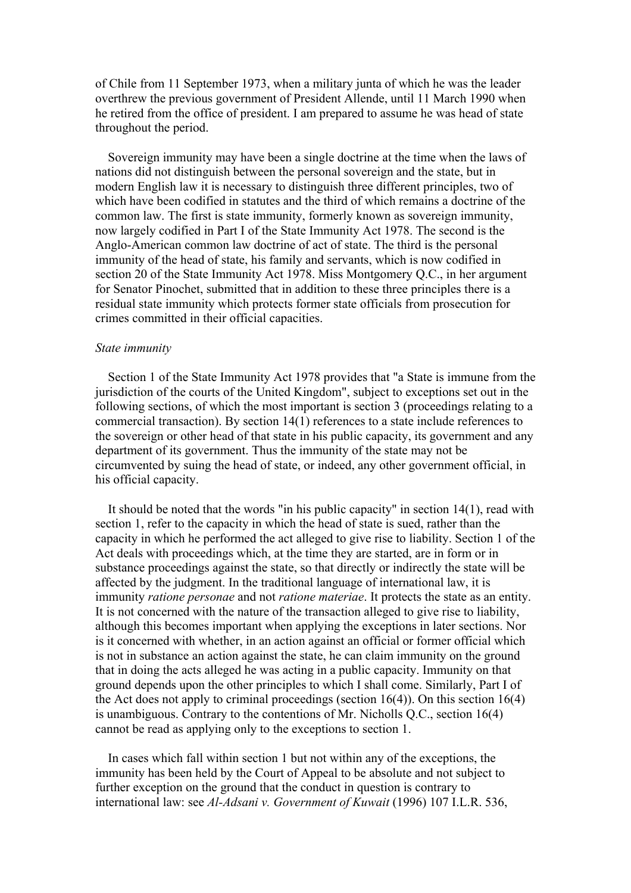of Chile from 11 September 1973, when a military junta of which he was the leader overthrew the previous government of President Allende, until 11 March 1990 when he retired from the office of president. I am prepared to assume he was head of state throughout the period.

Sovereign immunity may have been a single doctrine at the time when the laws of nations did not distinguish between the personal sovereign and the state, but in modern English law it is necessary to distinguish three different principles, two of which have been codified in statutes and the third of which remains a doctrine of the common law. The first is state immunity, formerly known as sovereign immunity, now largely codified in Part I of the State Immunity Act 1978. The second is the Anglo-American common law doctrine of act of state. The third is the personal immunity of the head of state, his family and servants, which is now codified in section 20 of the State Immunity Act 1978. Miss Montgomery Q.C., in her argument for Senator Pinochet, submitted that in addition to these three principles there is a residual state immunity which protects former state officials from prosecution for crimes committed in their official capacities.

*State immunity*

Section 1 of the State Immunity Act 1978 provides that "a State is immune from the jurisdiction of the courts of the United Kingdom", subject to exceptions set out in the following sections, of which the most important is section 3 (proceedings relating to a commercial transaction). By section 14(1) references to a state include references to the sovereign or other head of that state in his public capacity, its government and any department of its government. Thus the immunity of the state may not be circumvented by suing the head of state, or indeed, any other government official, in his official capacity.

It should be noted that the words "in his public capacity" in section 14(1), read with section 1, refer to the capacity in which the head of state is sued, rather than the capacity in which he performed the act alleged to give rise to liability. Section 1 of the Act deals with proceedings which, at the time they are started, are in form or in substance proceedings against the state, so that directly or indirectly the state will be affected by the judgment. In the traditional language of international law, it is immunity *ratione personae* and not *ratione materiae*. It protects the state as an entity. It is not concerned with the nature of the transaction alleged to give rise to liability, although this becomes important when applying the exceptions in later sections. Nor is it concerned with whether, in an action against an official or former official which is not in substance an action against the state, he can claim immunity on the ground that in doing the acts alleged he was acting in a public capacity. Immunity on that ground depends upon the other principles to which I shall come. Similarly, Part I of the Act does not apply to criminal proceedings (section 16(4)). On this section 16(4) is unambiguous. Contrary to the contentions of Mr. Nicholls Q.C., section 16(4) cannot be read as applying only to the exceptions to section 1.

In cases which fall within section 1 but not within any of the exceptions, the immunity has been held by the Court of Appeal to be absolute and not subject to further exception on the ground that the conduct in question is contrary to international law: see *Al-Adsani v. Government of Kuwait* (1996) 107 I.L.R. 536,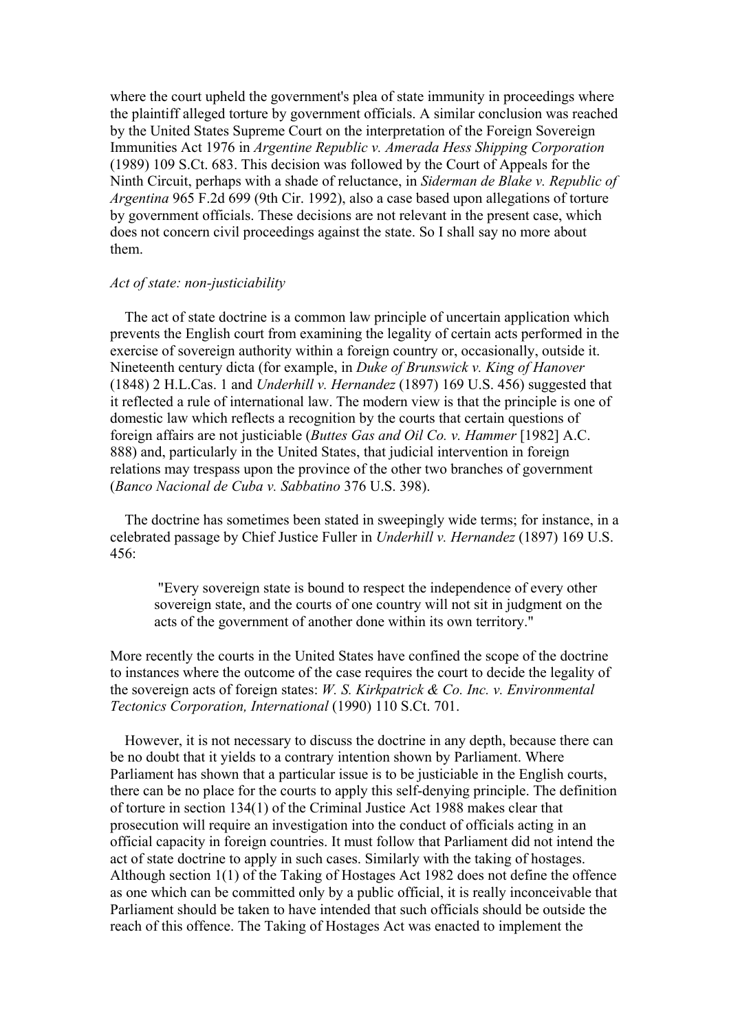where the court upheld the government's plea of state immunity in proceedings where the plaintiff alleged torture by government officials. A similar conclusion was reached by the United States Supreme Court on the interpretation of the Foreign Sovereign Immunities Act 1976 in *Argentine Republic v. Amerada Hess Shipping Corporation* (1989) 109 S.Ct. 683. This decision was followed by the Court of Appeals for the Ninth Circuit, perhaps with a shade of reluctance, in *Siderman de Blake v. Republic of Argentina* 965 F.2d 699 (9th Cir. 1992), also a case based upon allegations of torture by government officials. These decisions are not relevant in the present case, which does not concern civil proceedings against the state. So I shall say no more about them.

*Act of state: non-justiciability*

The act of state doctrine is a common law principle of uncertain application which prevents the English court from examining the legality of certain acts performed in the exercise of sovereign authority within a foreign country or, occasionally, outside it. Nineteenth century dicta (for example, in *Duke of Brunswick v. King of Hanover* (1848) 2 H.L.Cas. 1 and *Underhill v. Hernandez* (1897) 169 U.S. 456) suggested that it reflected a rule of international law. The modern view is that the principle is one of domestic law which reflects a recognition by the courts that certain questions of foreign affairs are not justiciable (*Buttes Gas and Oil Co. v. Hammer* [1982] A.C. 888) and, particularly in the United States, that judicial intervention in foreign relations may trespass upon the province of the other two branches of government (*Banco Nacional de Cuba v. Sabbatino* 376 U.S. 398).

The doctrine has sometimes been stated in sweepingly wide terms; for instance, in a celebrated passage by Chief Justice Fuller in *Underhill v. Hernandez* (1897) 169 U.S. 456:

> "Every sovereign state is bound to respect the independence of every other sovereign state, and the courts of one country will not sit in judgment on the acts of the government of another done within its own territory."

More recently the courts in the United States have confined the scope of the doctrine to instances where the outcome of the case requires the court to decide the legality of the sovereign acts of foreign states: *W. S. Kirkpatrick & Co. Inc. v. Environmental Tectonics Corporation, International* (1990) 110 S.Ct. 701.

However, it is not necessary to discuss the doctrine in any depth, because there can be no doubt that it yields to a contrary intention shown by Parliament. Where Parliament has shown that a particular issue is to be justiciable in the English courts, there can be no place for the courts to apply this self-denying principle. The definition of torture in section 134(1) of the Criminal Justice Act 1988 makes clear that prosecution will require an investigation into the conduct of officials acting in an official capacity in foreign countries. It must follow that Parliament did not intend the act of state doctrine to apply in such cases. Similarly with the taking of hostages. Although section 1(1) of the Taking of Hostages Act 1982 does not define the offence as one which can be committed only by a public official, it is really inconceivable that Parliament should be taken to have intended that such officials should be outside the reach of this offence. The Taking of Hostages Act was enacted to implement the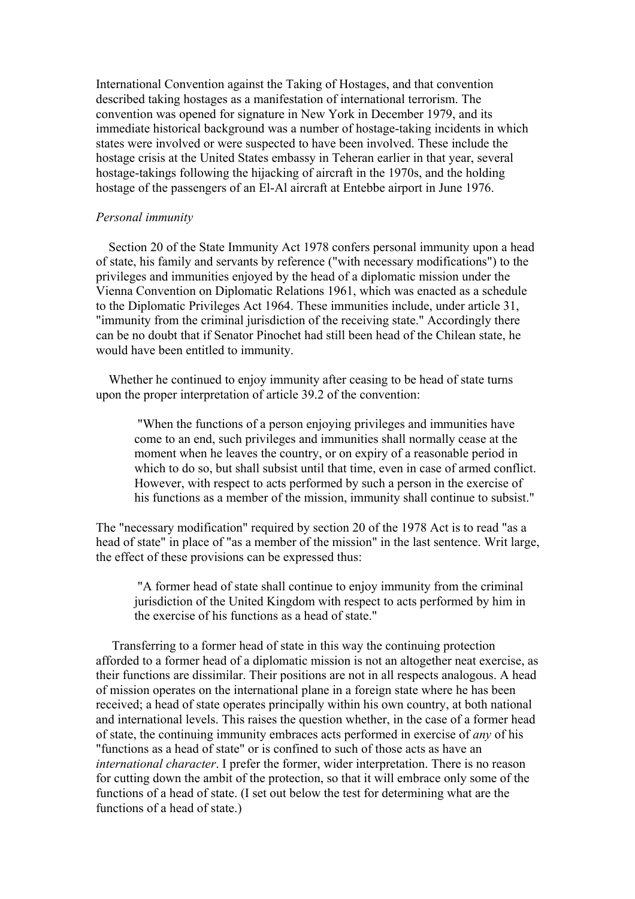International Convention against the Taking of Hostages, and that convention described taking hostages as a manifestation of international terrorism. The convention was opened for signature in New York in December 1979, and its immediate historical background was a number of hostage-taking incidents in which states were involved or were suspected to have been involved. These include the hostage crisis at the United States embassy in Teheran earlier in that year, several hostage-takings following the hijacking of aircraft in the 1970s, and the holding hostage of the passengers of an El-Al aircraft at Entebbe airport in June 1976.

*Personal immunity*

Section 20 of the State Immunity Act 1978 confers personal immunity upon a head of state, his family and servants by reference ("with necessary modifications") to the privileges and immunities enjoyed by the head of a diplomatic mission under the Vienna Convention on Diplomatic Relations 1961, which was enacted as a schedule to the Diplomatic Privileges Act 1964. These immunities include, under article 31, "immunity from the criminal jurisdiction of the receiving state." Accordingly there can be no doubt that if Senator Pinochet had still been head of the Chilean state, he would have been entitled to immunity.

Whether he continued to enjoy immunity after ceasing to be head of state turns upon the proper interpretation of article 39.2 of the convention:

> "When the functions of a person enjoying privileges and immunities have come to an end, such privileges and immunities shall normally cease at the moment when he leaves the country, or on expiry of a reasonable period in which to do so, but shall subsist until that time, even in case of armed conflict. However, with respect to acts performed by such a person in the exercise of his functions as a member of the mission, immunity shall continue to subsist."

The "necessary modification" required by section 20 of the 1978 Act is to read "as a head of state" in place of "as a member of the mission" in the last sentence. Writ large, the effect of these provisions can be expressed thus:

> "A former head of state shall continue to enjoy immunity from the criminal jurisdiction of the United Kingdom with respect to acts performed by him in the exercise of his functions as a head of state."

Transferring to a former head of state in this way the continuing protection afforded to a former head of a diplomatic mission is not an altogether neat exercise, as their functions are dissimilar. Their positions are not in all respects analogous. A head of mission operates on the international plane in a foreign state where he has been received; a head of state operates principally within his own country, at both national and international levels. This raises the question whether, in the case of a former head of state, the continuing immunity embraces acts performed in exercise of *any* of his "functions as a head of state" or is confined to such of those acts as have an *international character*. I prefer the former, wider interpretation. There is no reason for cutting down the ambit of the protection, so that it will embrace only some of the functions of a head of state. (I set out below the test for determining what are the functions of a head of state.)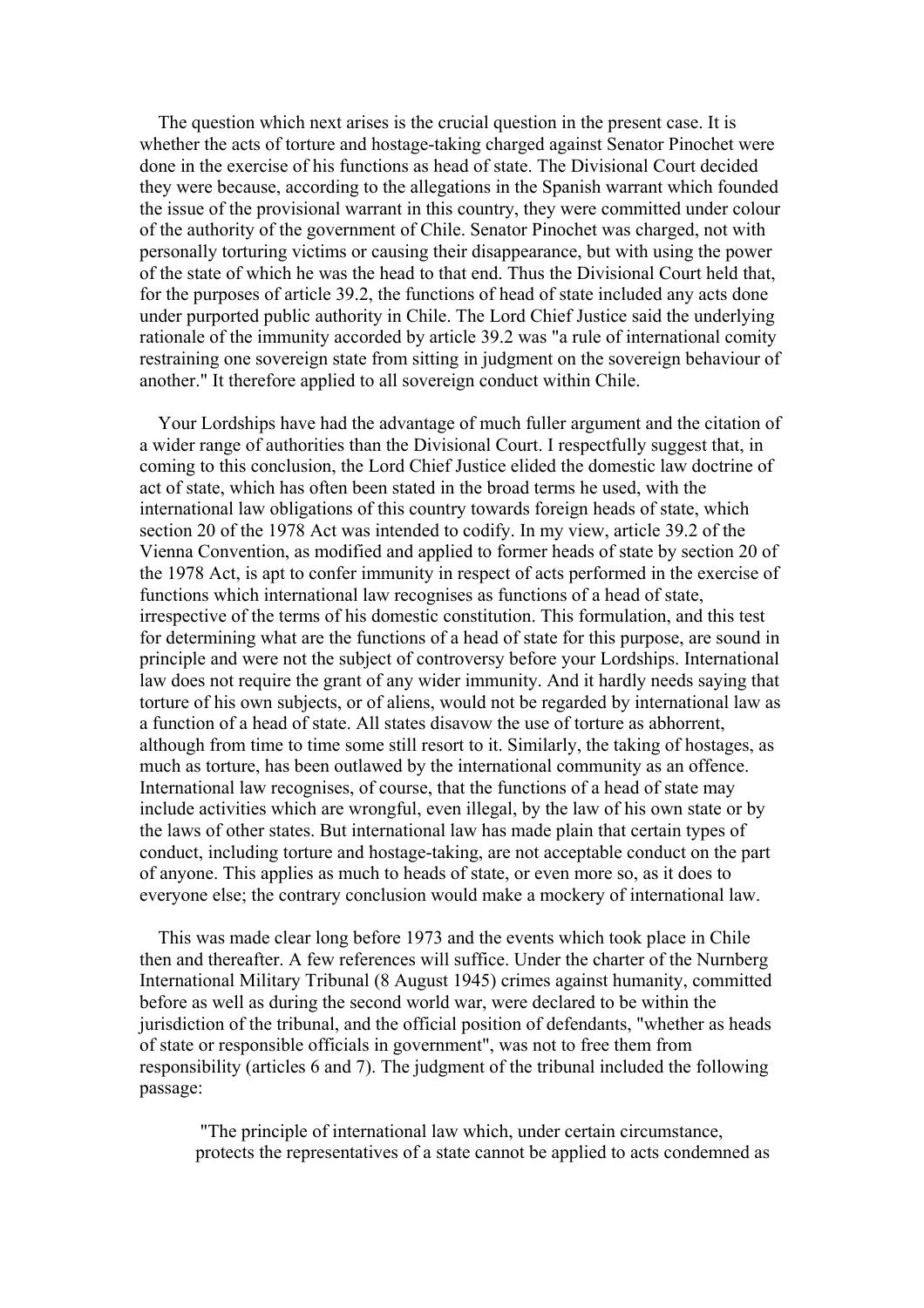The question which next arises is the crucial question in the present case. It is whether the acts of torture and hostage-taking charged against Senator Pinochet were done in the exercise of his functions as head of state. The Divisional Court decided they were because, according to the allegations in the Spanish warrant which founded the issue of the provisional warrant in this country, they were committed under colour of the authority of the government of Chile. Senator Pinochet was charged, not with personally torturing victims or causing their disappearance, but with using the power of the state of which he was the head to that end. Thus the Divisional Court held that, for the purposes of article 39.2, the functions of head of state included any acts done under purported public authority in Chile. The Lord Chief Justice said the underlying rationale of the immunity accorded by article 39.2 was "a rule of international comity restraining one sovereign state from sitting in judgment on the sovereign behaviour of another." It therefore applied to all sovereign conduct within Chile.

Your Lordships have had the advantage of much fuller argument and the citation of a wider range of authorities than the Divisional Court. I respectfully suggest that, in coming to this conclusion, the Lord Chief Justice elided the domestic law doctrine of act of state, which has often been stated in the broad terms he used, with the international law obligations of this country towards foreign heads of state, which section 20 of the 1978 Act was intended to codify. In my view, article 39.2 of the Vienna Convention, as modified and applied to former heads of state by section 20 of the 1978 Act, is apt to confer immunity in respect of acts performed in the exercise of functions which international law recognises as functions of a head of state, irrespective of the terms of his domestic constitution. This formulation, and this test for determining what are the functions of a head of state for this purpose, are sound in principle and were not the subject of controversy before your Lordships. International law does not require the grant of any wider immunity. And it hardly needs saying that torture of his own subjects, or of aliens, would not be regarded by international law as a function of a head of state. All states disavow the use of torture as abhorrent, although from time to time some still resort to it. Similarly, the taking of hostages, as much as torture, has been outlawed by the international community as an offence. International law recognises, of course, that the functions of a head of state may include activities which are wrongful, even illegal, by the law of his own state or by the laws of other states. But international law has made plain that certain types of conduct, including torture and hostage-taking, are not acceptable conduct on the part of anyone. This applies as much to heads of state, or even more so, as it does to everyone else; the contrary conclusion would make a mockery of international law.

This was made clear long before 1973 and the events which took place in Chile then and thereafter. A few references will suffice. Under the charter of the Nurnberg International Military Tribunal (8 August 1945) crimes against humanity, committed before as well as during the second world war, were declared to be within the jurisdiction of the tribunal, and the official position of defendants, "whether as heads of state or responsible officials in government", was not to free them from responsibility (articles 6 and 7). The judgment of the tribunal included the following passage:

> "The principle of international law which, under certain circumstance, protects the representatives of a state cannot be applied to acts condemned as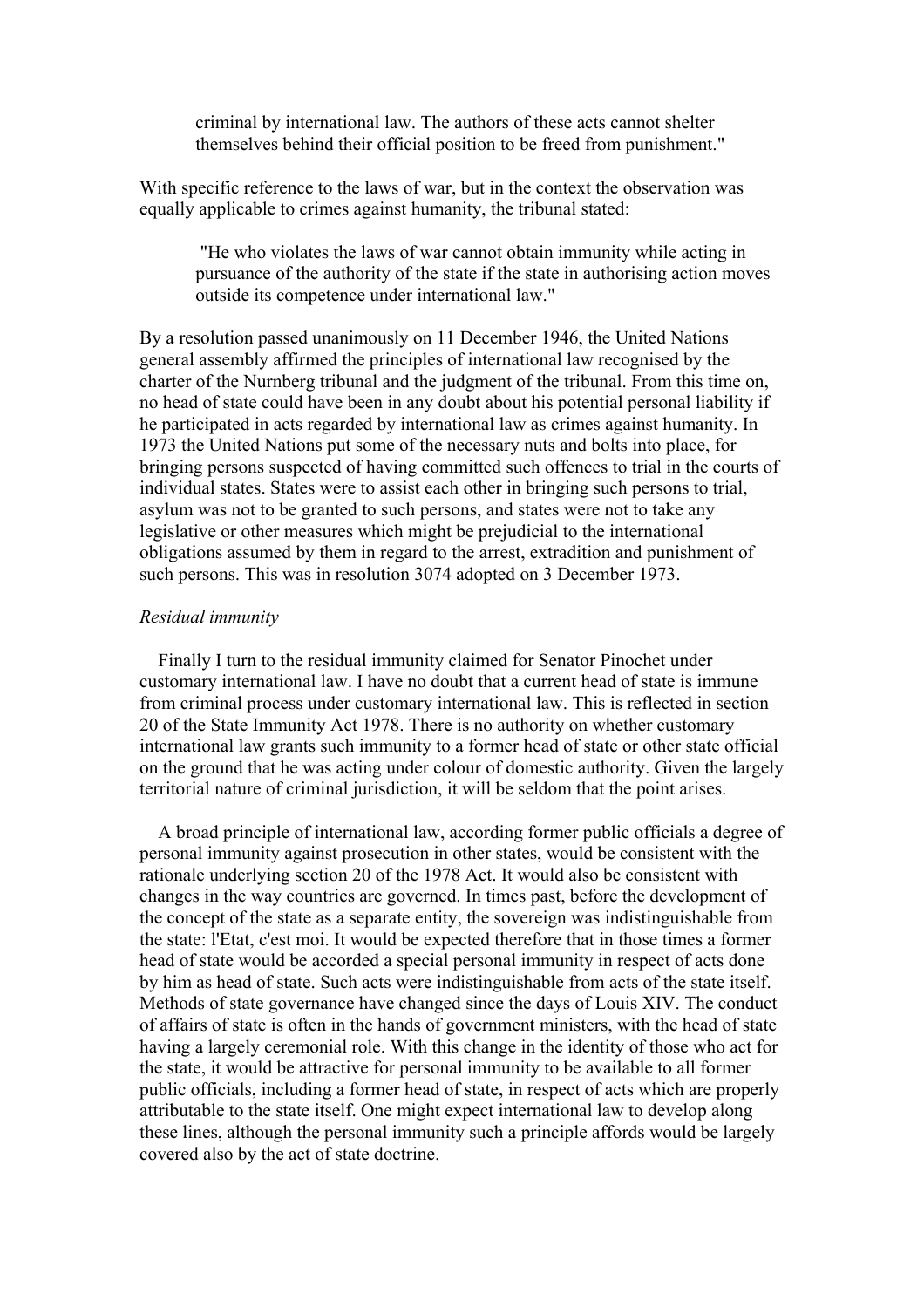> criminal by international law. The authors of these acts cannot shelter themselves behind their official position to be freed from punishment."

With specific reference to the laws of war, but in the context the observation was equally applicable to crimes against humanity, the tribunal stated:

> "He who violates the laws of war cannot obtain immunity while acting in pursuance of the authority of the state if the state in authorising action moves outside its competence under international law."

By a resolution passed unanimously on 11 December 1946, the United Nations general assembly affirmed the principles of international law recognised by the charter of the Nurnberg tribunal and the judgment of the tribunal. From this time on, no head of state could have been in any doubt about his potential personal liability if he participated in acts regarded by international law as crimes against humanity. In 1973 the United Nations put some of the necessary nuts and bolts into place, for bringing persons suspected of having committed such offences to trial in the courts of individual states. States were to assist each other in bringing such persons to trial, asylum was not to be granted to such persons, and states were not to take any legislative or other measures which might be prejudicial to the international obligations assumed by them in regard to the arrest, extradition and punishment of such persons. This was in resolution 3074 adopted on 3 December 1973.

*Residual immunity*

Finally I turn to the residual immunity claimed for Senator Pinochet under customary international law. I have no doubt that a current head of state is immune from criminal process under customary international law. This is reflected in section 20 of the State Immunity Act 1978. There is no authority on whether customary international law grants such immunity to a former head of state or other state official on the ground that he was acting under colour of domestic authority. Given the largely territorial nature of criminal jurisdiction, it will be seldom that the point arises.

A broad principle of international law, according former public officials a degree of personal immunity against prosecution in other states, would be consistent with the rationale underlying section 20 of the 1978 Act. It would also be consistent with changes in the way countries are governed. In times past, before the development of the concept of the state as a separate entity, the sovereign was indistinguishable from the state: l'Etat, c'est moi. It would be expected therefore that in those times a former head of state would be accorded a special personal immunity in respect of acts done by him as head of state. Such acts were indistinguishable from acts of the state itself. Methods of state governance have changed since the days of Louis XIV. The conduct of affairs of state is often in the hands of government ministers, with the head of state having a largely ceremonial role. With this change in the identity of those who act for the state, it would be attractive for personal immunity to be available to all former public officials, including a former head of state, in respect of acts which are properly attributable to the state itself. One might expect international law to develop along these lines, although the personal immunity such a principle affords would be largely covered also by the act of state doctrine.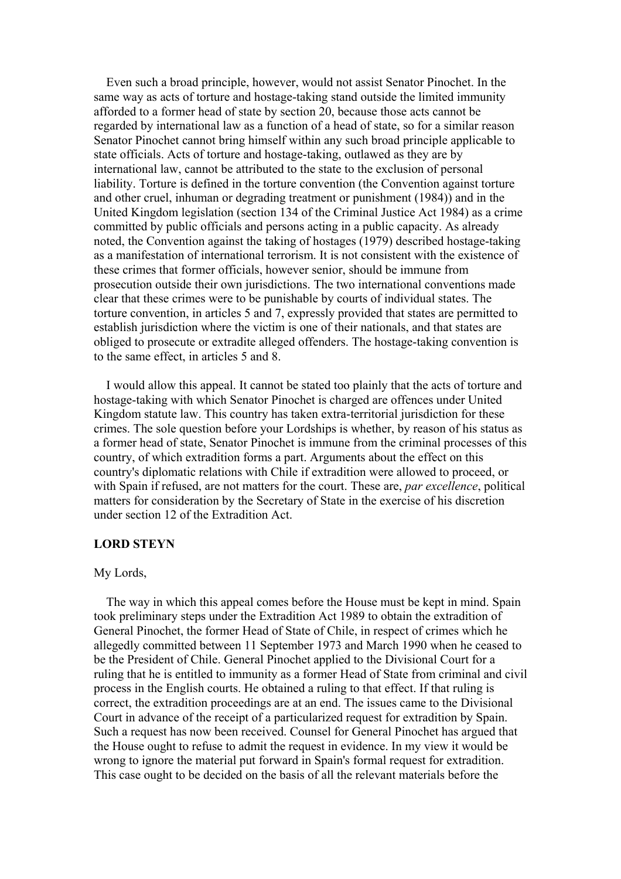Even such a broad principle, however, would not assist Senator Pinochet. In the same way as acts of torture and hostage-taking stand outside the limited immunity afforded to a former head of state by section 20, because those acts cannot be regarded by international law as a function of a head of state, so for a similar reason Senator Pinochet cannot bring himself within any such broad principle applicable to state officials. Acts of torture and hostage-taking, outlawed as they are by international law, cannot be attributed to the state to the exclusion of personal liability. Torture is defined in the torture convention (the Convention against torture and other cruel, inhuman or degrading treatment or punishment (1984)) and in the United Kingdom legislation (section 134 of the Criminal Justice Act 1984) as a crime committed by public officials and persons acting in a public capacity. As already noted, the Convention against the taking of hostages (1979) described hostage-taking as a manifestation of international terrorism. It is not consistent with the existence of these crimes that former officials, however senior, should be immune from prosecution outside their own jurisdictions. The two international conventions made clear that these crimes were to be punishable by courts of individual states. The torture convention, in articles 5 and 7, expressly provided that states are permitted to establish jurisdiction where the victim is one of their nationals, and that states are obliged to prosecute or extradite alleged offenders. The hostage-taking convention is to the same effect, in articles 5 and 8.

I would allow this appeal. It cannot be stated too plainly that the acts of torture and hostage-taking with which Senator Pinochet is charged are offences under United Kingdom statute law. This country has taken extra-territorial jurisdiction for these crimes. The sole question before your Lordships is whether, by reason of his status as a former head of state, Senator Pinochet is immune from the criminal processes of this country, of which extradition forms a part. Arguments about the effect on this country's diplomatic relations with Chile if extradition were allowed to proceed, or with Spain if refused, are not matters for the court. These are, *par excellence*, political matters for consideration by the Secretary of State in the exercise of his discretion under section 12 of the Extradition Act.

**LORD STEYN**

My Lords,

The way in which this appeal comes before the House must be kept in mind. Spain took preliminary steps under the Extradition Act 1989 to obtain the extradition of General Pinochet, the former Head of State of Chile, in respect of crimes which he allegedly committed between 11 September 1973 and March 1990 when he ceased to be the President of Chile. General Pinochet applied to the Divisional Court for a ruling that he is entitled to immunity as a former Head of State from criminal and civil process in the English courts. He obtained a ruling to that effect. If that ruling is correct, the extradition proceedings are at an end. The issues came to the Divisional Court in advance of the receipt of a particularized request for extradition by Spain. Such a request has now been received. Counsel for General Pinochet has argued that the House ought to refuse to admit the request in evidence. In my view it would be wrong to ignore the material put forward in Spain's formal request for extradition. This case ought to be decided on the basis of all the relevant materials before the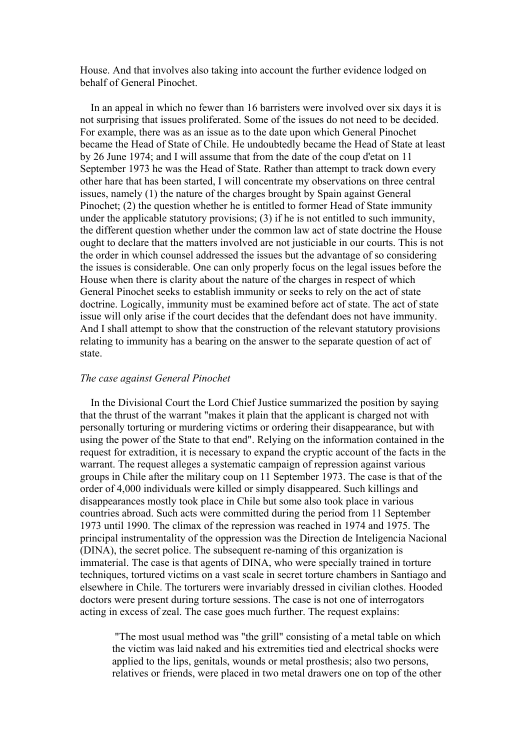House. And that involves also taking into account the further evidence lodged on behalf of General Pinochet.

In an appeal in which no fewer than 16 barristers were involved over six days it is not surprising that issues proliferated. Some of the issues do not need to be decided. For example, there was as an issue as to the date upon which General Pinochet became the Head of State of Chile. He undoubtedly became the Head of State at least by 26 June 1974; and I will assume that from the date of the coup d'etat on 11 September 1973 he was the Head of State. Rather than attempt to track down every other hare that has been started, I will concentrate my observations on three central issues, namely (1) the nature of the charges brought by Spain against General Pinochet; (2) the question whether he is entitled to former Head of State immunity under the applicable statutory provisions; (3) if he is not entitled to such immunity, the different question whether under the common law act of state doctrine the House ought to declare that the matters involved are not justiciable in our courts. This is not the order in which counsel addressed the issues but the advantage of so considering the issues is considerable. One can only properly focus on the legal issues before the House when there is clarity about the nature of the charges in respect of which General Pinochet seeks to establish immunity or seeks to rely on the act of state doctrine. Logically, immunity must be examined before act of state. The act of state issue will only arise if the court decides that the defendant does not have immunity. And I shall attempt to show that the construction of the relevant statutory provisions relating to immunity has a bearing on the answer to the separate question of act of state.

*The case against General Pinochet*

In the Divisional Court the Lord Chief Justice summarized the position by saying that the thrust of the warrant "makes it plain that the applicant is charged not with personally torturing or murdering victims or ordering their disappearance, but with using the power of the State to that end". Relying on the information contained in the request for extradition, it is necessary to expand the cryptic account of the facts in the warrant. The request alleges a systematic campaign of repression against various groups in Chile after the military coup on 11 September 1973. The case is that of the order of 4,000 individuals were killed or simply disappeared. Such killings and disappearances mostly took place in Chile but some also took place in various countries abroad. Such acts were committed during the period from 11 September 1973 until 1990. The climax of the repression was reached in 1974 and 1975. The principal instrumentality of the oppression was the Direction de Inteligencia Nacional (DINA), the secret police. The subsequent re-naming of this organization is immaterial. The case is that agents of DINA, who were specially trained in torture techniques, tortured victims on a vast scale in secret torture chambers in Santiago and elsewhere in Chile. The torturers were invariably dressed in civilian clothes. Hooded doctors were present during torture sessions. The case is not one of interrogators acting in excess of zeal. The case goes much further. The request explains:

> "The most usual method was "the grill" consisting of a metal table on which the victim was laid naked and his extremities tied and electrical shocks were applied to the lips, genitals, wounds or metal prosthesis; also two persons, relatives or friends, were placed in two metal drawers one on top of the other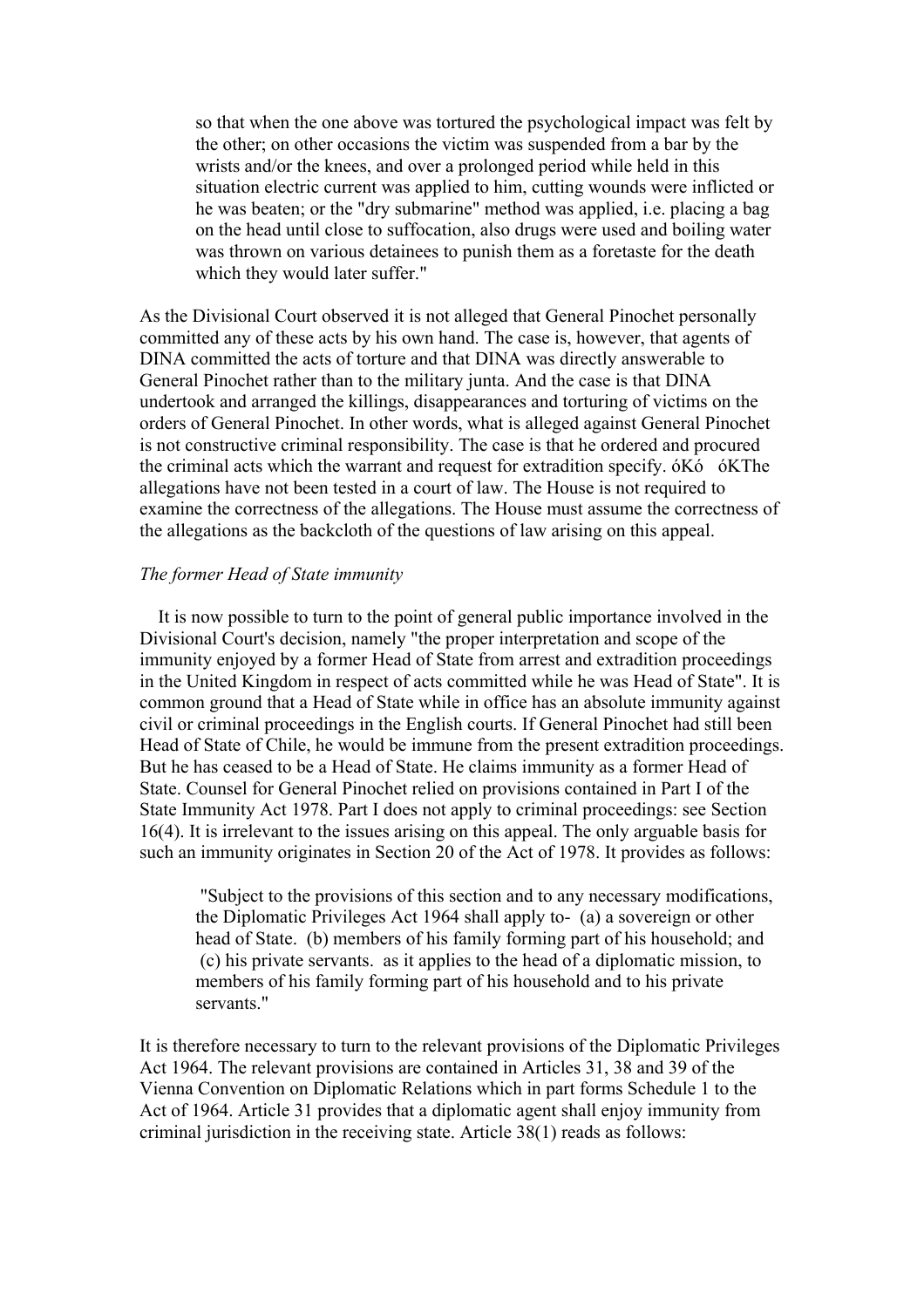> so that when the one above was tortured the psychological impact was felt by the other; on other occasions the victim was suspended from a bar by the wrists and/or the knees, and over a prolonged period while held in this situation electric current was applied to him, cutting wounds were inflicted or he was beaten; or the "dry submarine" method was applied, i.e. placing a bag on the head until close to suffocation, also drugs were used and boiling water was thrown on various detainees to punish them as a foretaste for the death which they would later suffer."

As the Divisional Court observed it is not alleged that General Pinochet personally committed any of these acts by his own hand. The case is, however, that agents of DINA committed the acts of torture and that DINA was directly answerable to General Pinochet rather than to the military junta. And the case is that DINA undertook and arranged the killings, disappearances and torturing of victims on the orders of General Pinochet. In other words, what is alleged against General Pinochet is not constructive criminal responsibility. The case is that he ordered and procured the criminal acts which the warrant and request for extradition specify. óKó óKThe allegations have not been tested in a court of law. The House is not required to examine the correctness of the allegations. The House must assume the correctness of the allegations as the backcloth of the questions of law arising on this appeal.

*The former Head of State immunity*

It is now possible to turn to the point of general public importance involved in the Divisional Court's decision, namely "the proper interpretation and scope of the immunity enjoyed by a former Head of State from arrest and extradition proceedings in the United Kingdom in respect of acts committed while he was Head of State". It is common ground that a Head of State while in office has an absolute immunity against civil or criminal proceedings in the English courts. If General Pinochet had still been Head of State of Chile, he would be immune from the present extradition proceedings. But he has ceased to be a Head of State. He claims immunity as a former Head of State. Counsel for General Pinochet relied on provisions contained in Part I of the State Immunity Act 1978. Part I does not apply to criminal proceedings: see Section 16(4). It is irrelevant to the issues arising on this appeal. The only arguable basis for such an immunity originates in Section 20 of the Act of 1978. It provides as follows:

> "Subject to the provisions of this section and to any necessary modifications, the Diplomatic Privileges Act 1964 shall apply to- (a) a sovereign or other head of State. (b) members of his family forming part of his household; and (c) his private servants. as it applies to the head of a diplomatic mission, to members of his family forming part of his household and to his private servants."

It is therefore necessary to turn to the relevant provisions of the Diplomatic Privileges Act 1964. The relevant provisions are contained in Articles 31, 38 and 39 of the Vienna Convention on Diplomatic Relations which in part forms Schedule 1 to the Act of 1964. Article 31 provides that a diplomatic agent shall enjoy immunity from criminal jurisdiction in the receiving state. Article 38(1) reads as follows: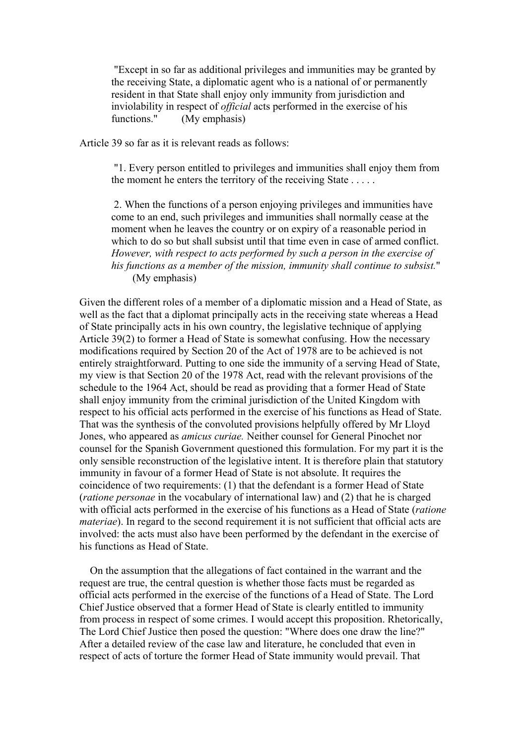> "Except in so far as additional privileges and immunities may be granted by the receiving State, a diplomatic agent who is a national of or permanently resident in that State shall enjoy only immunity from jurisdiction and inviolability in respect of *official* acts performed in the exercise of his functions." (My emphasis)

Article 39 so far as it is relevant reads as follows:

> "1. Every person entitled to privileges and immunities shall enjoy them from the moment he enters the territory of the receiving State . . . . .
>
> 2. When the functions of a person enjoying privileges and immunities have come to an end, such privileges and immunities shall normally cease at the moment when he leaves the country or on expiry of a reasonable period in which to do so but shall subsist until that time even in case of armed conflict. *However, with respect to acts performed by such a person in the exercise of his functions as a member of the mission, immunity shall continue to subsist.*" (My emphasis)

Given the different roles of a member of a diplomatic mission and a Head of State, as well as the fact that a diplomat principally acts in the receiving state whereas a Head of State principally acts in his own country, the legislative technique of applying Article 39(2) to former a Head of State is somewhat confusing. How the necessary modifications required by Section 20 of the Act of 1978 are to be achieved is not entirely straightforward. Putting to one side the immunity of a serving Head of State, my view is that Section 20 of the 1978 Act, read with the relevant provisions of the schedule to the 1964 Act, should be read as providing that a former Head of State shall enjoy immunity from the criminal jurisdiction of the United Kingdom with respect to his official acts performed in the exercise of his functions as Head of State. That was the synthesis of the convoluted provisions helpfully offered by Mr Lloyd Jones, who appeared as *amicus curiae.* Neither counsel for General Pinochet nor counsel for the Spanish Government questioned this formulation. For my part it is the only sensible reconstruction of the legislative intent. It is therefore plain that statutory immunity in favour of a former Head of State is not absolute. It requires the coincidence of two requirements: (1) that the defendant is a former Head of State (*ratione personae* in the vocabulary of international law) and (2) that he is charged with official acts performed in the exercise of his functions as a Head of State (*ratione materiae*). In regard to the second requirement it is not sufficient that official acts are involved: the acts must also have been performed by the defendant in the exercise of his functions as Head of State.

On the assumption that the allegations of fact contained in the warrant and the request are true, the central question is whether those facts must be regarded as official acts performed in the exercise of the functions of a Head of State. The Lord Chief Justice observed that a former Head of State is clearly entitled to immunity from process in respect of some crimes. I would accept this proposition. Rhetorically, The Lord Chief Justice then posed the question: "Where does one draw the line?" After a detailed review of the case law and literature, he concluded that even in respect of acts of torture the former Head of State immunity would prevail. That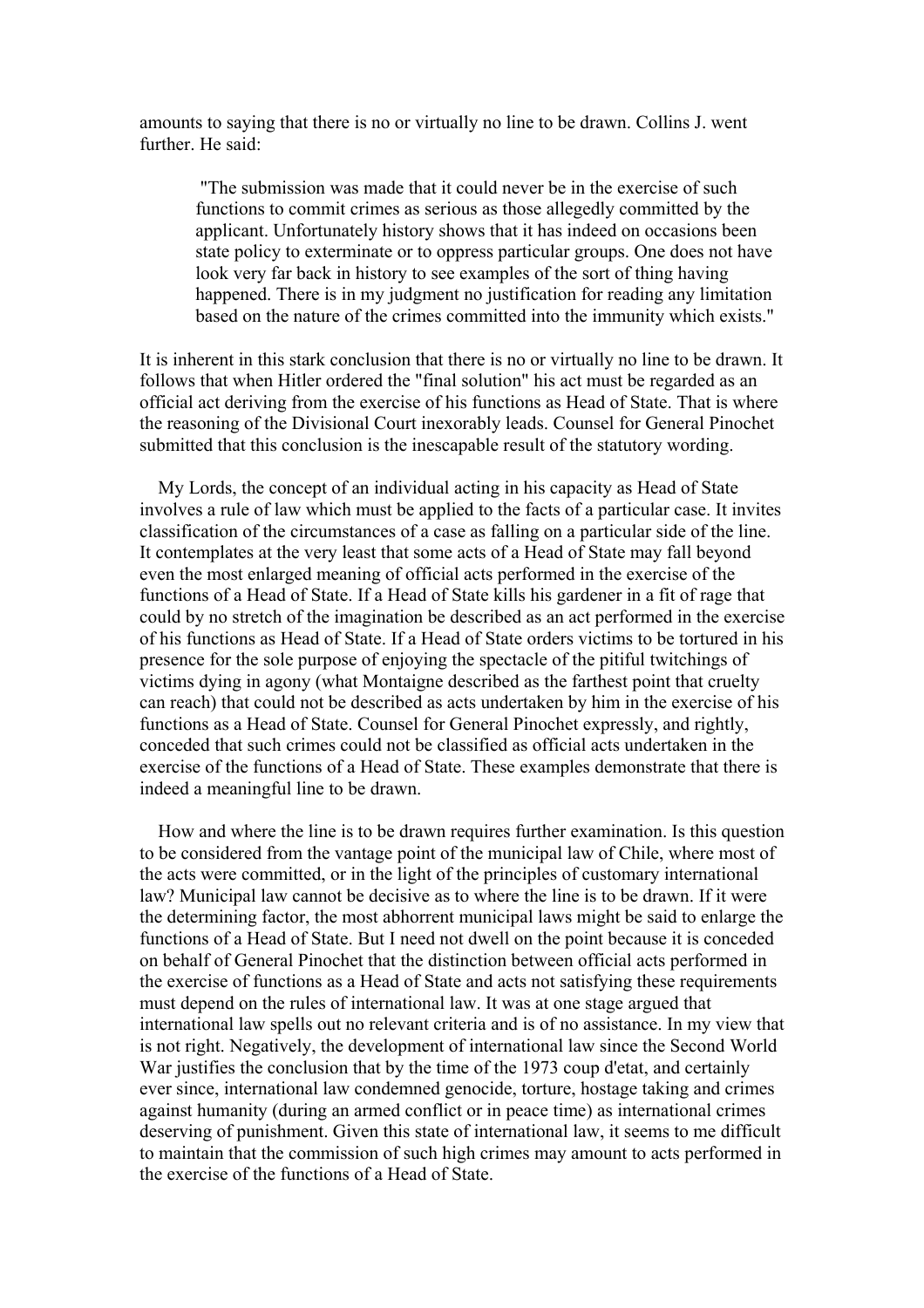amounts to saying that there is no or virtually no line to be drawn. Collins J. went further. He said:

> "The submission was made that it could never be in the exercise of such functions to commit crimes as serious as those allegedly committed by the applicant. Unfortunately history shows that it has indeed on occasions been state policy to exterminate or to oppress particular groups. One does not have look very far back in history to see examples of the sort of thing having happened. There is in my judgment no justification for reading any limitation based on the nature of the crimes committed into the immunity which exists."

It is inherent in this stark conclusion that there is no or virtually no line to be drawn. It follows that when Hitler ordered the "final solution" his act must be regarded as an official act deriving from the exercise of his functions as Head of State. That is where the reasoning of the Divisional Court inexorably leads. Counsel for General Pinochet submitted that this conclusion is the inescapable result of the statutory wording.

My Lords, the concept of an individual acting in his capacity as Head of State involves a rule of law which must be applied to the facts of a particular case. It invites classification of the circumstances of a case as falling on a particular side of the line. It contemplates at the very least that some acts of a Head of State may fall beyond even the most enlarged meaning of official acts performed in the exercise of the functions of a Head of State. If a Head of State kills his gardener in a fit of rage that could by no stretch of the imagination be described as an act performed in the exercise of his functions as Head of State. If a Head of State orders victims to be tortured in his presence for the sole purpose of enjoying the spectacle of the pitiful twitchings of victims dying in agony (what Montaigne described as the farthest point that cruelty can reach) that could not be described as acts undertaken by him in the exercise of his functions as a Head of State. Counsel for General Pinochet expressly, and rightly, conceded that such crimes could not be classified as official acts undertaken in the exercise of the functions of a Head of State. These examples demonstrate that there is indeed a meaningful line to be drawn.

How and where the line is to be drawn requires further examination. Is this question to be considered from the vantage point of the municipal law of Chile, where most of the acts were committed, or in the light of the principles of customary international law? Municipal law cannot be decisive as to where the line is to be drawn. If it were the determining factor, the most abhorrent municipal laws might be said to enlarge the functions of a Head of State. But I need not dwell on the point because it is conceded on behalf of General Pinochet that the distinction between official acts performed in the exercise of functions as a Head of State and acts not satisfying these requirements must depend on the rules of international law. It was at one stage argued that international law spells out no relevant criteria and is of no assistance. In my view that is not right. Negatively, the development of international law since the Second World War justifies the conclusion that by the time of the 1973 coup d'etat, and certainly ever since, international law condemned genocide, torture, hostage taking and crimes against humanity (during an armed conflict or in peace time) as international crimes deserving of punishment. Given this state of international law, it seems to me difficult to maintain that the commission of such high crimes may amount to acts performed in the exercise of the functions of a Head of State.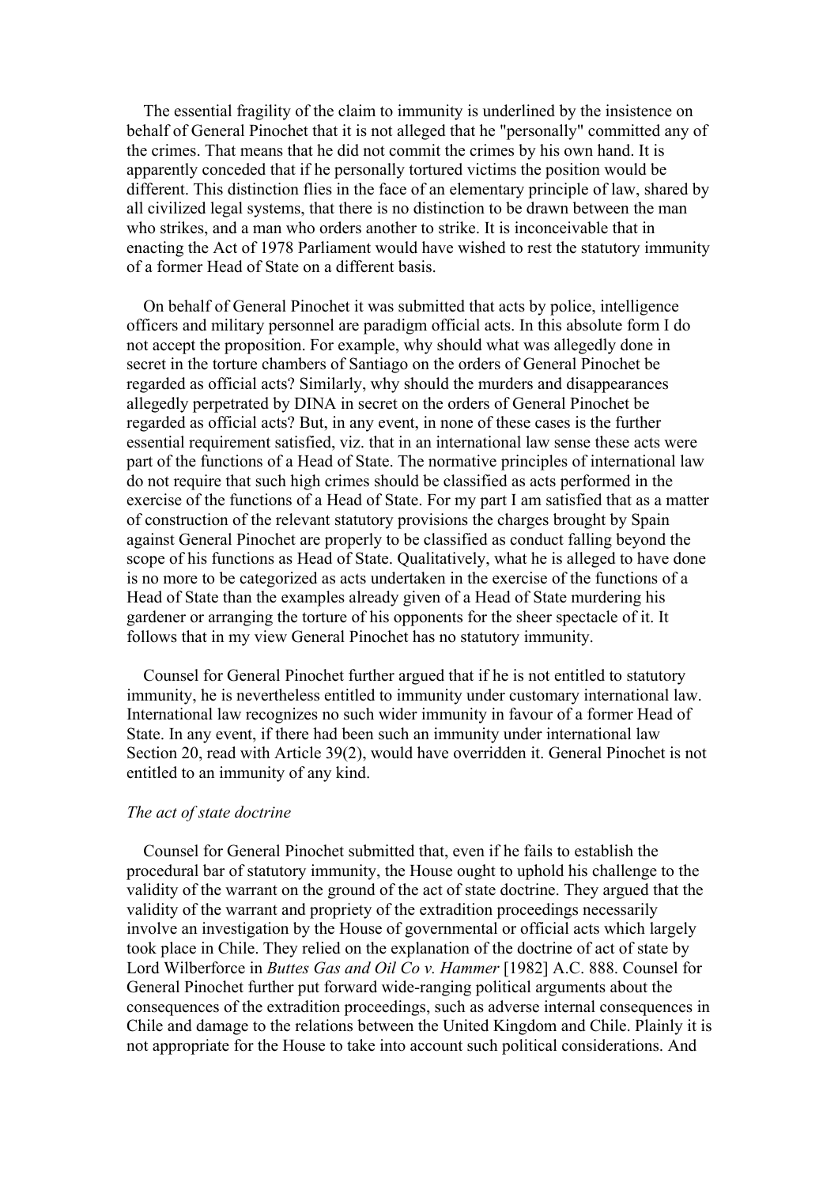The essential fragility of the claim to immunity is underlined by the insistence on behalf of General Pinochet that it is not alleged that he "personally" committed any of the crimes. That means that he did not commit the crimes by his own hand. It is apparently conceded that if he personally tortured victims the position would be different. This distinction flies in the face of an elementary principle of law, shared by all civilized legal systems, that there is no distinction to be drawn between the man who strikes, and a man who orders another to strike. It is inconceivable that in enacting the Act of 1978 Parliament would have wished to rest the statutory immunity of a former Head of State on a different basis.

On behalf of General Pinochet it was submitted that acts by police, intelligence officers and military personnel are paradigm official acts. In this absolute form I do not accept the proposition. For example, why should what was allegedly done in secret in the torture chambers of Santiago on the orders of General Pinochet be regarded as official acts? Similarly, why should the murders and disappearances allegedly perpetrated by DINA in secret on the orders of General Pinochet be regarded as official acts? But, in any event, in none of these cases is the further essential requirement satisfied, viz. that in an international law sense these acts were part of the functions of a Head of State. The normative principles of international law do not require that such high crimes should be classified as acts performed in the exercise of the functions of a Head of State. For my part I am satisfied that as a matter of construction of the relevant statutory provisions the charges brought by Spain against General Pinochet are properly to be classified as conduct falling beyond the scope of his functions as Head of State. Qualitatively, what he is alleged to have done is no more to be categorized as acts undertaken in the exercise of the functions of a Head of State than the examples already given of a Head of State murdering his gardener or arranging the torture of his opponents for the sheer spectacle of it. It follows that in my view General Pinochet has no statutory immunity.

Counsel for General Pinochet further argued that if he is not entitled to statutory immunity, he is nevertheless entitled to immunity under customary international law. International law recognizes no such wider immunity in favour of a former Head of State. In any event, if there had been such an immunity under international law Section 20, read with Article 39(2), would have overridden it. General Pinochet is not entitled to an immunity of any kind.

*The act of state doctrine*

Counsel for General Pinochet submitted that, even if he fails to establish the procedural bar of statutory immunity, the House ought to uphold his challenge to the validity of the warrant on the ground of the act of state doctrine. They argued that the validity of the warrant and propriety of the extradition proceedings necessarily involve an investigation by the House of governmental or official acts which largely took place in Chile. They relied on the explanation of the doctrine of act of state by Lord Wilberforce in *Buttes Gas and Oil Co v. Hammer* [1982] A.C. 888. Counsel for General Pinochet further put forward wide-ranging political arguments about the consequences of the extradition proceedings, such as adverse internal consequences in Chile and damage to the relations between the United Kingdom and Chile. Plainly it is not appropriate for the House to take into account such political considerations. And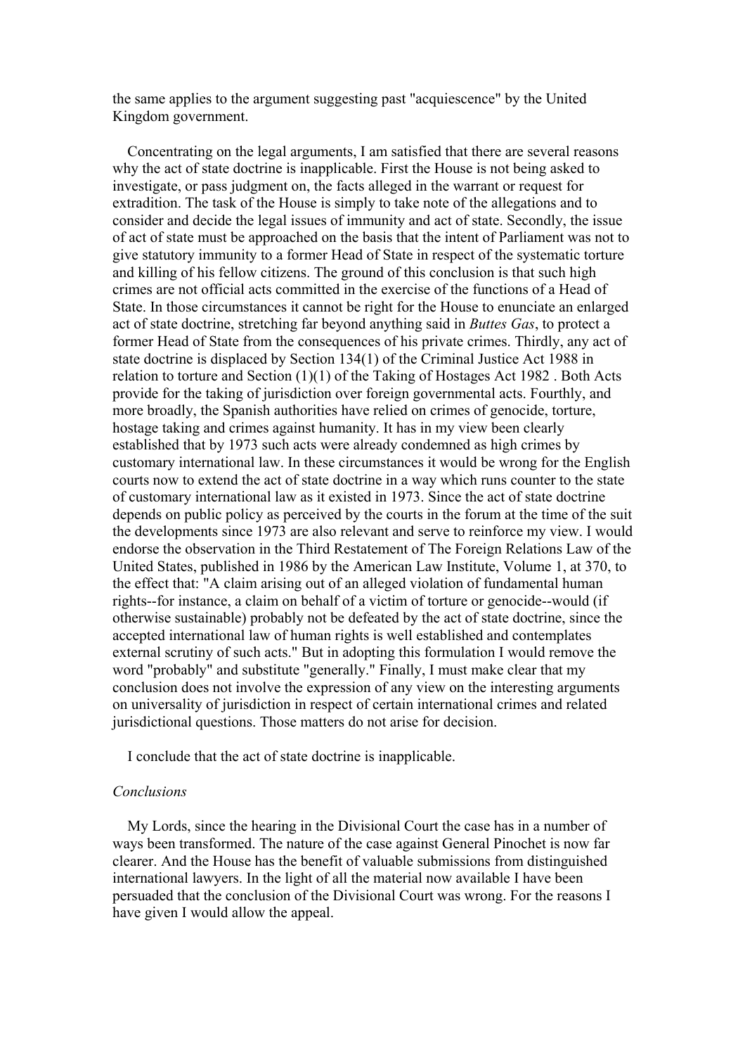the same applies to the argument suggesting past "acquiescence" by the United Kingdom government.

Concentrating on the legal arguments, I am satisfied that there are several reasons why the act of state doctrine is inapplicable. First the House is not being asked to investigate, or pass judgment on, the facts alleged in the warrant or request for extradition. The task of the House is simply to take note of the allegations and to consider and decide the legal issues of immunity and act of state. Secondly, the issue of act of state must be approached on the basis that the intent of Parliament was not to give statutory immunity to a former Head of State in respect of the systematic torture and killing of his fellow citizens. The ground of this conclusion is that such high crimes are not official acts committed in the exercise of the functions of a Head of State. In those circumstances it cannot be right for the House to enunciate an enlarged act of state doctrine, stretching far beyond anything said in *Buttes Gas*, to protect a former Head of State from the consequences of his private crimes. Thirdly, any act of state doctrine is displaced by Section 134(1) of the Criminal Justice Act 1988 in relation to torture and Section (1)(1) of the Taking of Hostages Act 1982 . Both Acts provide for the taking of jurisdiction over foreign governmental acts. Fourthly, and more broadly, the Spanish authorities have relied on crimes of genocide, torture, hostage taking and crimes against humanity. It has in my view been clearly established that by 1973 such acts were already condemned as high crimes by customary international law. In these circumstances it would be wrong for the English courts now to extend the act of state doctrine in a way which runs counter to the state of customary international law as it existed in 1973. Since the act of state doctrine depends on public policy as perceived by the courts in the forum at the time of the suit the developments since 1973 are also relevant and serve to reinforce my view. I would endorse the observation in the Third Restatement of The Foreign Relations Law of the United States, published in 1986 by the American Law Institute, Volume 1, at 370, to the effect that: "A claim arising out of an alleged violation of fundamental human rights--for instance, a claim on behalf of a victim of torture or genocide--would (if otherwise sustainable) probably not be defeated by the act of state doctrine, since the accepted international law of human rights is well established and contemplates external scrutiny of such acts." But in adopting this formulation I would remove the word "probably" and substitute "generally." Finally, I must make clear that my conclusion does not involve the expression of any view on the interesting arguments on universality of jurisdiction in respect of certain international crimes and related jurisdictional questions. Those matters do not arise for decision.

I conclude that the act of state doctrine is inapplicable.

*Conclusions*

My Lords, since the hearing in the Divisional Court the case has in a number of ways been transformed. The nature of the case against General Pinochet is now far clearer. And the House has the benefit of valuable submissions from distinguished international lawyers. In the light of all the material now available I have been persuaded that the conclusion of the Divisional Court was wrong. For the reasons I have given I would allow the appeal.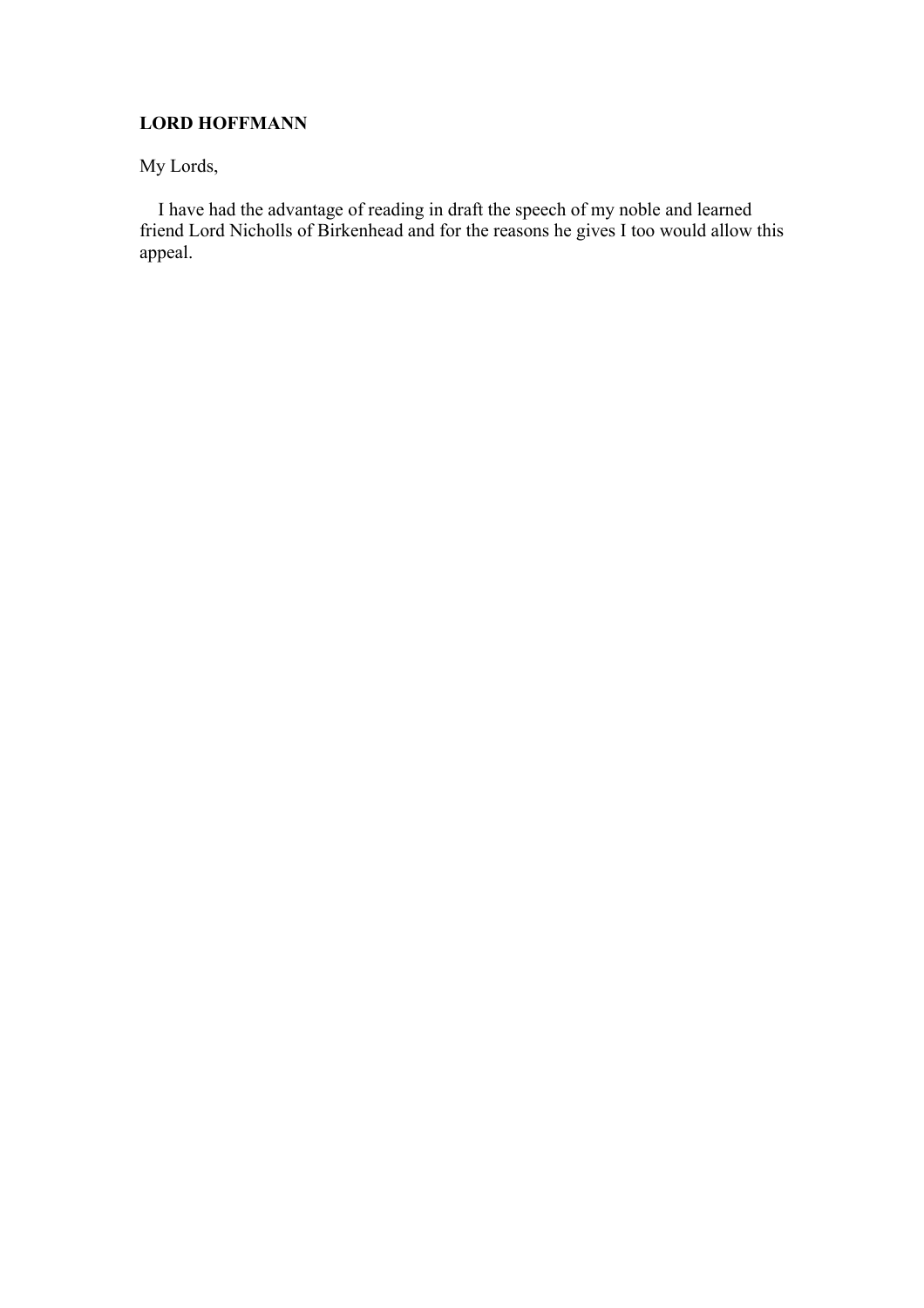**LORD HOFFMANN**

My Lords,

I have had the advantage of reading in draft the speech of my noble and learned friend Lord Nicholls of Birkenhead and for the reasons he gives I too would allow this appeal.